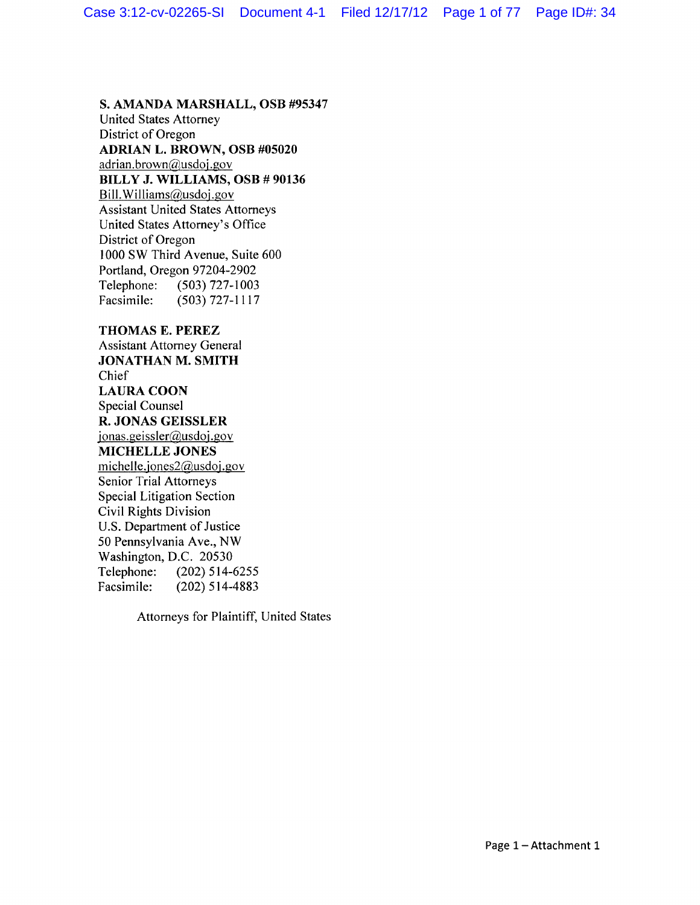**S. AMANDA MARSHALL, OSB #95347**
United States Attorney
District of Oregon
**ADRIAN L. BROWN, OSB #05020**
adrian.brown@usdoj.gov
**BILLY J. WILLIAMS, OSB # 90136**
Bill.Williams@usdoj.gov
Assistant United States Attorneys
United States Attorney's Office
District of Oregon
1000 SW Third Avenue, Suite 600
Portland, Oregon 97204-2902
Telephone: (503) 727-1003
Facsimile: (503) 727-1117

**THOMAS E. PEREZ**
Assistant Attorney General
**JONATHAN M. SMITH**
Chief
**LAURA COON**
Special Counsel
**R. JONAS GEISSLER**
jonas.geissler@usdoj.gov
**MICHELLE JONES**
michelle.jones2@usdoj.gov
Senior Trial Attorneys
Special Litigation Section
Civil Rights Division
U.S. Department of Justice
50 Pennsylvania Ave., NW
Washington, D.C. 20530
Telephone: (202) 514-6255
Facsimile: (202) 514-4883

Attorneys for Plaintiff, United States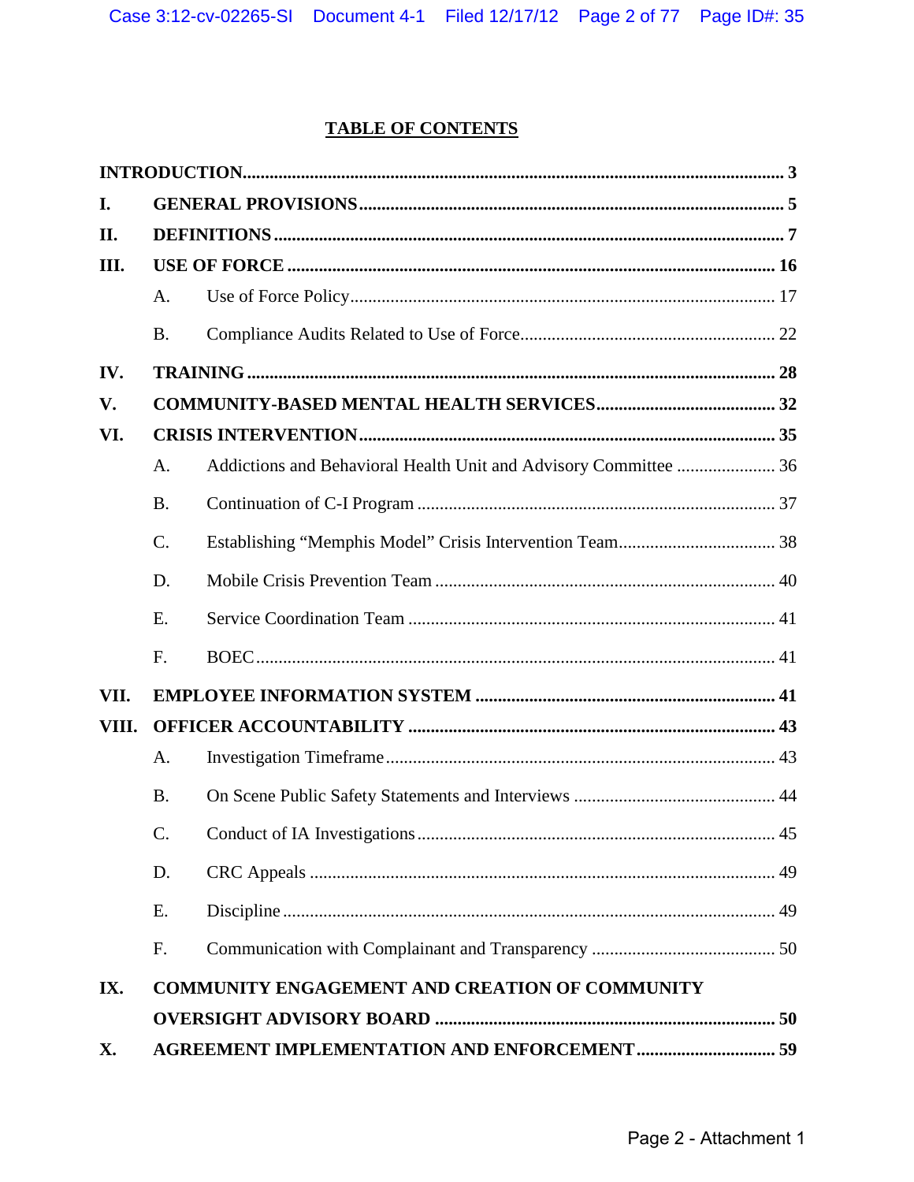## TABLE OF CONTENTS

**INTRODUCTION** ........ 3

**I. GENERAL PROVISIONS** ........ 5

**II. DEFINITIONS** ........ 7

**III. USE OF FORCE** ........ 16

- A. Use of Force Policy ........ 17
- B. Compliance Audits Related to Use of Force ........ 22

**IV. TRAINING** ........ 28

**V. COMMUNITY-BASED MENTAL HEALTH SERVICES** ........ 32

**VI. CRISIS INTERVENTION** ........ 35

- A. Addictions and Behavioral Health Unit and Advisory Committee ........ 36
- B. Continuation of C-I Program ........ 37
- C. Establishing "Memphis Model" Crisis Intervention Team ........ 38
- D. Mobile Crisis Prevention Team ........ 40
- E. Service Coordination Team ........ 41
- F. BOEC ........ 41

**VII. EMPLOYEE INFORMATION SYSTEM** ........ 41

**VIII. OFFICER ACCOUNTABILITY** ........ 43

- A. Investigation Timeframe ........ 43
- B. On Scene Public Safety Statements and Interviews ........ 44
- C. Conduct of IA Investigations ........ 45
- D. CRC Appeals ........ 49
- E. Discipline ........ 49
- F. Communication with Complainant and Transparency ........ 50

**IX. COMMUNITY ENGAGEMENT AND CREATION OF COMMUNITY OVERSIGHT ADVISORY BOARD** ........ 50

**X. AGREEMENT IMPLEMENTATION AND ENFORCEMENT** ........ 59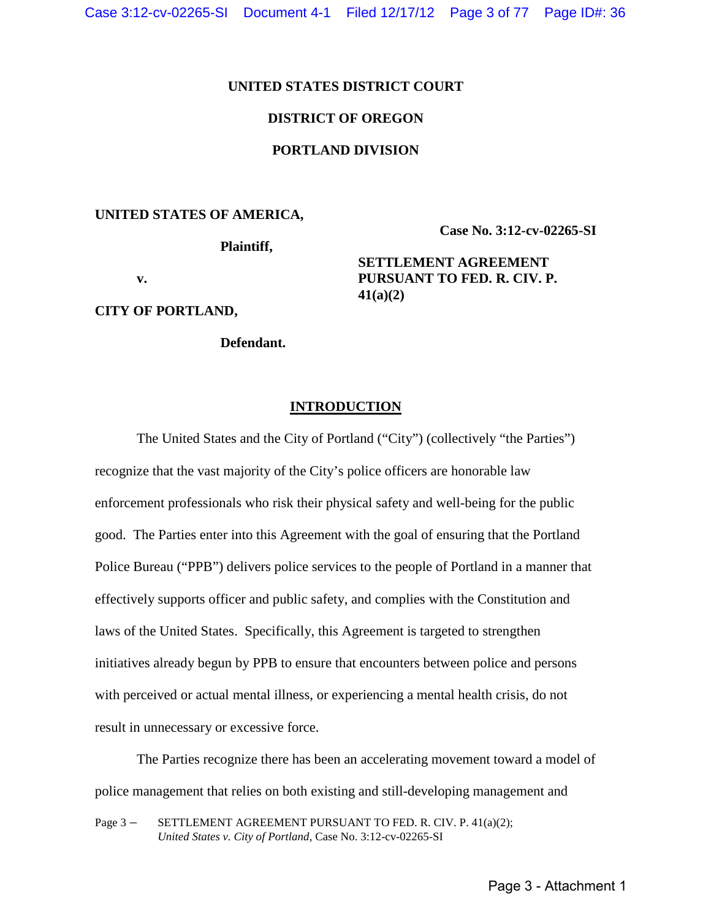**UNITED STATES DISTRICT COURT**

**DISTRICT OF OREGON**

**PORTLAND DIVISION**

**UNITED STATES OF AMERICA,**

**Plaintiff,**

**v.**

**CITY OF PORTLAND,**

**Defendant.**

**Case No. 3:12-cv-02265-SI**

**SETTLEMENT AGREEMENT PURSUANT TO FED. R. CIV. P. 41(a)(2)**

## INTRODUCTION

The United States and the City of Portland ("City") (collectively "the Parties") recognize that the vast majority of the City's police officers are honorable law enforcement professionals who risk their physical safety and well-being for the public good. The Parties enter into this Agreement with the goal of ensuring that the Portland Police Bureau ("PPB") delivers police services to the people of Portland in a manner that effectively supports officer and public safety, and complies with the Constitution and laws of the United States. Specifically, this Agreement is targeted to strengthen initiatives already begun by PPB to ensure that encounters between police and persons with perceived or actual mental illness, or experiencing a mental health crisis, do not result in unnecessary or excessive force.

The Parties recognize there has been an accelerating movement toward a model of police management that relies on both existing and still-developing management and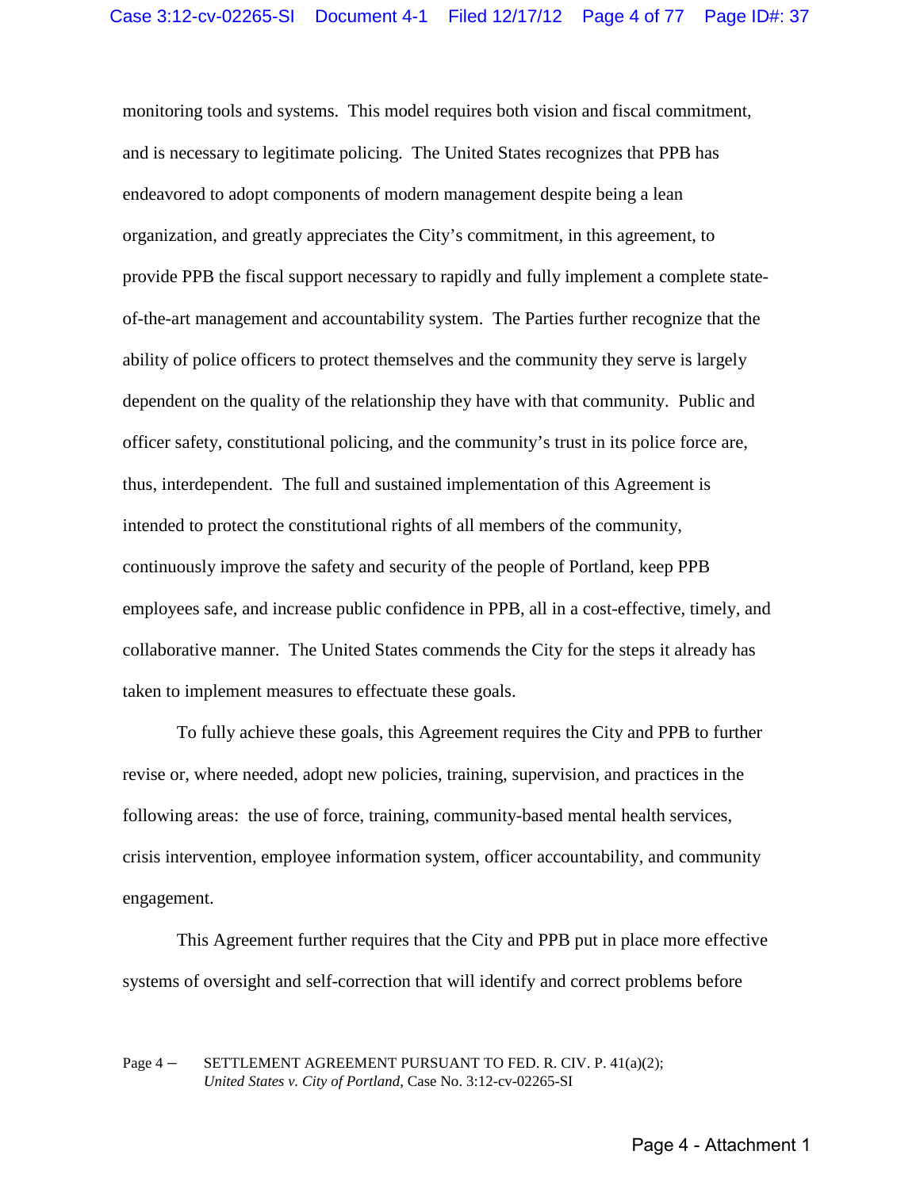monitoring tools and systems. This model requires both vision and fiscal commitment, and is necessary to legitimate policing. The United States recognizes that PPB has endeavored to adopt components of modern management despite being a lean organization, and greatly appreciates the City's commitment, in this agreement, to provide PPB the fiscal support necessary to rapidly and fully implement a complete state-of-the-art management and accountability system. The Parties further recognize that the ability of police officers to protect themselves and the community they serve is largely dependent on the quality of the relationship they have with that community. Public and officer safety, constitutional policing, and the community's trust in its police force are, thus, interdependent. The full and sustained implementation of this Agreement is intended to protect the constitutional rights of all members of the community, continuously improve the safety and security of the people of Portland, keep PPB employees safe, and increase public confidence in PPB, all in a cost-effective, timely, and collaborative manner. The United States commends the City for the steps it already has taken to implement measures to effectuate these goals.

To fully achieve these goals, this Agreement requires the City and PPB to further revise or, where needed, adopt new policies, training, supervision, and practices in the following areas: the use of force, training, community-based mental health services, crisis intervention, employee information system, officer accountability, and community engagement.

This Agreement further requires that the City and PPB put in place more effective systems of oversight and self-correction that will identify and correct problems before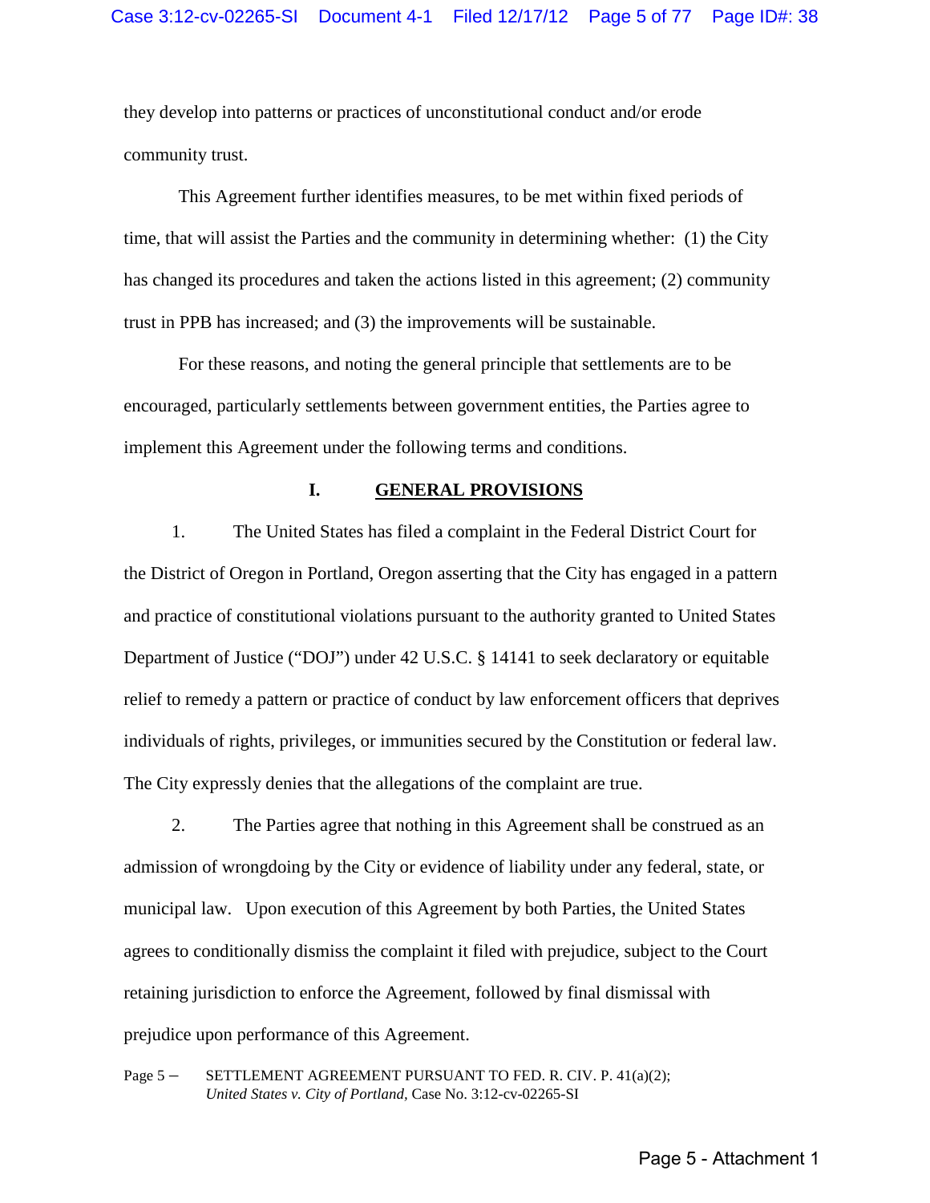they develop into patterns or practices of unconstitutional conduct and/or erode community trust.

This Agreement further identifies measures, to be met within fixed periods of time, that will assist the Parties and the community in determining whether: (1) the City has changed its procedures and taken the actions listed in this agreement; (2) community trust in PPB has increased; and (3) the improvements will be sustainable.

For these reasons, and noting the general principle that settlements are to be encouraged, particularly settlements between government entities, the Parties agree to implement this Agreement under the following terms and conditions.

## I. GENERAL PROVISIONS

1. The United States has filed a complaint in the Federal District Court for the District of Oregon in Portland, Oregon asserting that the City has engaged in a pattern and practice of constitutional violations pursuant to the authority granted to United States Department of Justice ("DOJ") under 42 U.S.C. § 14141 to seek declaratory or equitable relief to remedy a pattern or practice of conduct by law enforcement officers that deprives individuals of rights, privileges, or immunities secured by the Constitution or federal law. The City expressly denies that the allegations of the complaint are true.

2. The Parties agree that nothing in this Agreement shall be construed as an admission of wrongdoing by the City or evidence of liability under any federal, state, or municipal law. Upon execution of this Agreement by both Parties, the United States agrees to conditionally dismiss the complaint it filed with prejudice, subject to the Court retaining jurisdiction to enforce the Agreement, followed by final dismissal with prejudice upon performance of this Agreement.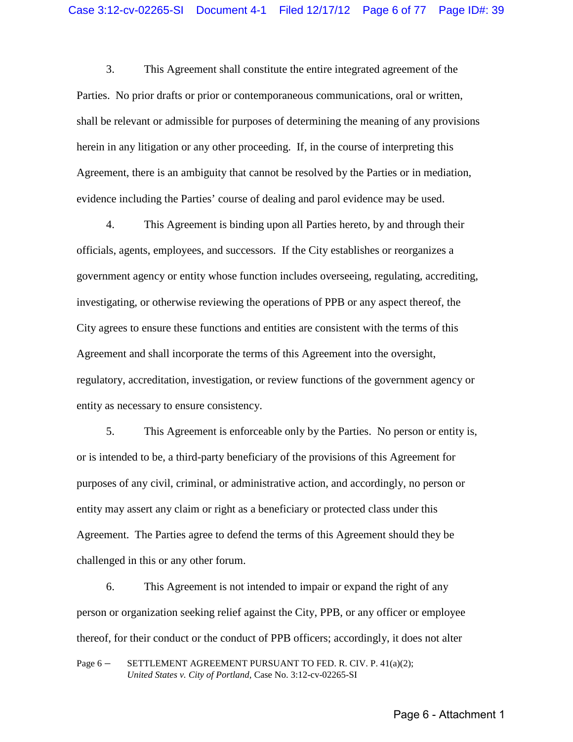3. This Agreement shall constitute the entire integrated agreement of the Parties. No prior drafts or prior or contemporaneous communications, oral or written, shall be relevant or admissible for purposes of determining the meaning of any provisions herein in any litigation or any other proceeding. If, in the course of interpreting this Agreement, there is an ambiguity that cannot be resolved by the Parties or in mediation, evidence including the Parties' course of dealing and parol evidence may be used.

4. This Agreement is binding upon all Parties hereto, by and through their officials, agents, employees, and successors. If the City establishes or reorganizes a government agency or entity whose function includes overseeing, regulating, accrediting, investigating, or otherwise reviewing the operations of PPB or any aspect thereof, the City agrees to ensure these functions and entities are consistent with the terms of this Agreement and shall incorporate the terms of this Agreement into the oversight, regulatory, accreditation, investigation, or review functions of the government agency or entity as necessary to ensure consistency.

5. This Agreement is enforceable only by the Parties. No person or entity is, or is intended to be, a third-party beneficiary of the provisions of this Agreement for purposes of any civil, criminal, or administrative action, and accordingly, no person or entity may assert any claim or right as a beneficiary or protected class under this Agreement. The Parties agree to defend the terms of this Agreement should they be challenged in this or any other forum.

6. This Agreement is not intended to impair or expand the right of any person or organization seeking relief against the City, PPB, or any officer or employee thereof, for their conduct or the conduct of PPB officers; accordingly, it does not alter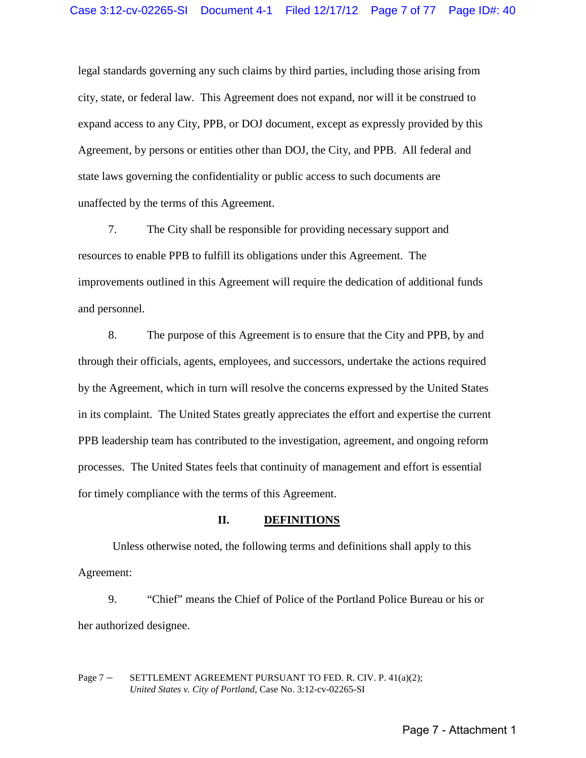legal standards governing any such claims by third parties, including those arising from city, state, or federal law. This Agreement does not expand, nor will it be construed to expand access to any City, PPB, or DOJ document, except as expressly provided by this Agreement, by persons or entities other than DOJ, the City, and PPB. All federal and state laws governing the confidentiality or public access to such documents are unaffected by the terms of this Agreement.

7. The City shall be responsible for providing necessary support and resources to enable PPB to fulfill its obligations under this Agreement. The improvements outlined in this Agreement will require the dedication of additional funds and personnel.

8. The purpose of this Agreement is to ensure that the City and PPB, by and through their officials, agents, employees, and successors, undertake the actions required by the Agreement, which in turn will resolve the concerns expressed by the United States in its complaint. The United States greatly appreciates the effort and expertise the current PPB leadership team has contributed to the investigation, agreement, and ongoing reform processes. The United States feels that continuity of management and effort is essential for timely compliance with the terms of this Agreement.

## II. DEFINITIONS

Unless otherwise noted, the following terms and definitions shall apply to this Agreement:

9. "Chief" means the Chief of Police of the Portland Police Bureau or his or her authorized designee.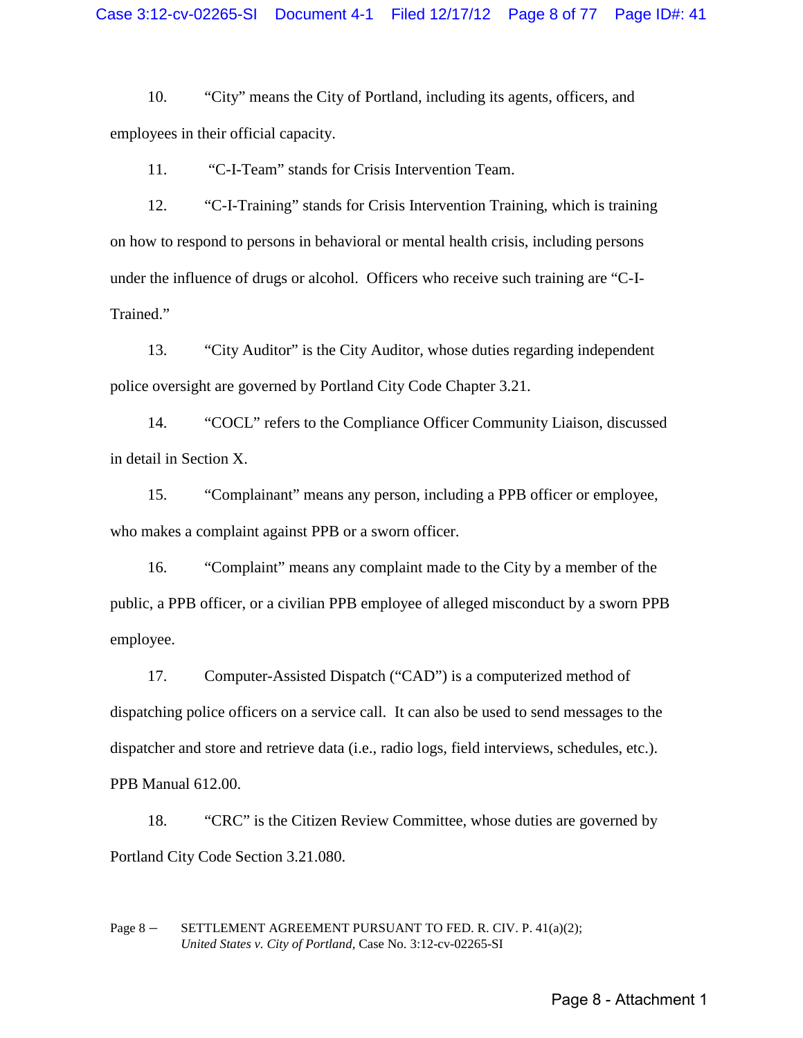10. "City" means the City of Portland, including its agents, officers, and employees in their official capacity.

11. "C-I-Team" stands for Crisis Intervention Team.

12. "C-I-Training" stands for Crisis Intervention Training, which is training on how to respond to persons in behavioral or mental health crisis, including persons under the influence of drugs or alcohol. Officers who receive such training are "C-I-Trained."

13. "City Auditor" is the City Auditor, whose duties regarding independent police oversight are governed by Portland City Code Chapter 3.21.

14. "COCL" refers to the Compliance Officer Community Liaison, discussed in detail in Section X.

15. "Complainant" means any person, including a PPB officer or employee, who makes a complaint against PPB or a sworn officer.

16. "Complaint" means any complaint made to the City by a member of the public, a PPB officer, or a civilian PPB employee of alleged misconduct by a sworn PPB employee.

17. Computer-Assisted Dispatch ("CAD") is a computerized method of dispatching police officers on a service call. It can also be used to send messages to the dispatcher and store and retrieve data (i.e., radio logs, field interviews, schedules, etc.). PPB Manual 612.00.

18. "CRC" is the Citizen Review Committee, whose duties are governed by Portland City Code Section 3.21.080.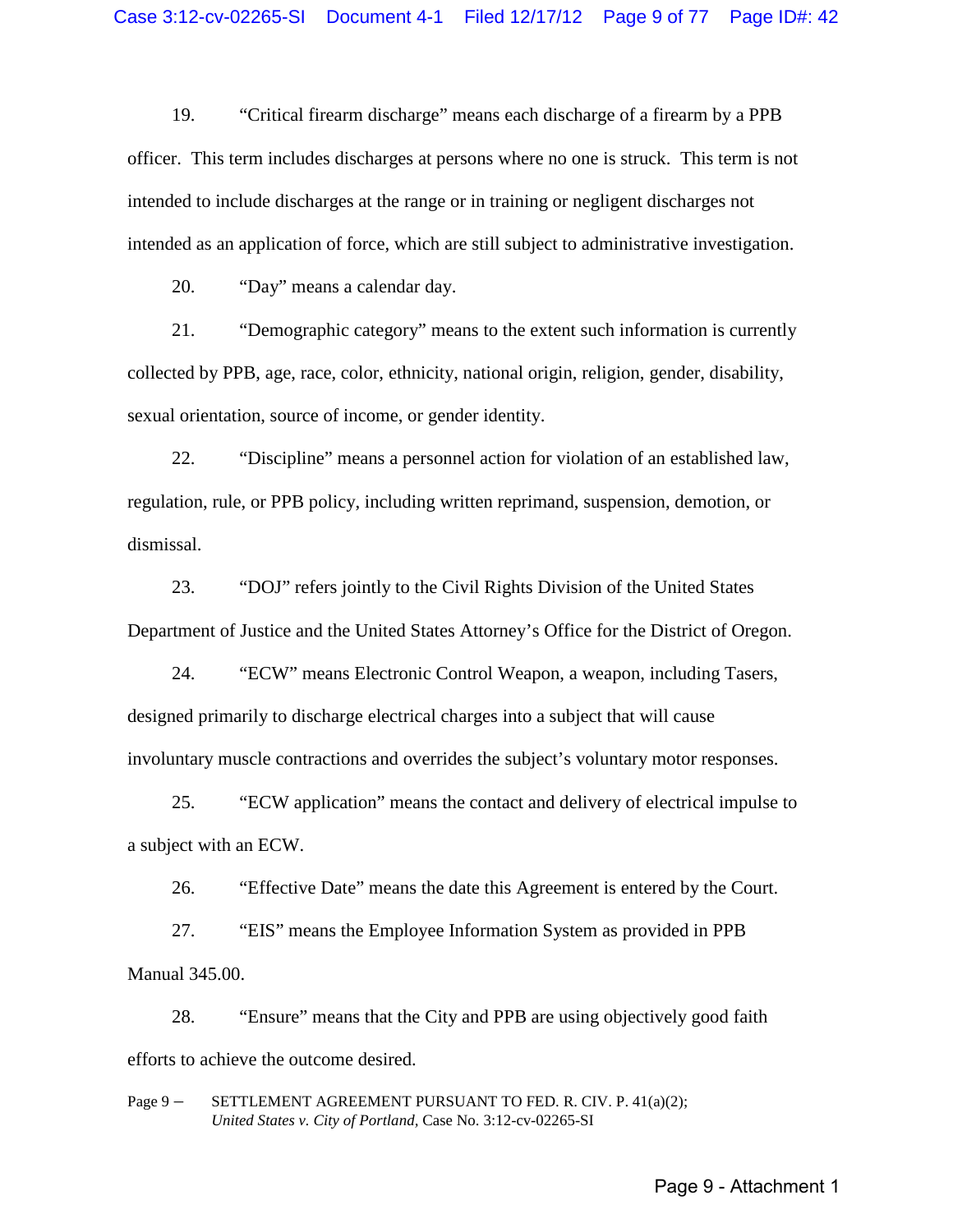19. “Critical firearm discharge” means each discharge of a firearm by a PPB officer. This term includes discharges at persons where no one is struck. This term is not intended to include discharges at the range or in training or negligent discharges not intended as an application of force, which are still subject to administrative investigation.

20. “Day” means a calendar day.

21. “Demographic category” means to the extent such information is currently collected by PPB, age, race, color, ethnicity, national origin, religion, gender, disability, sexual orientation, source of income, or gender identity.

22. “Discipline” means a personnel action for violation of an established law, regulation, rule, or PPB policy, including written reprimand, suspension, demotion, or dismissal.

23. “DOJ” refers jointly to the Civil Rights Division of the United States Department of Justice and the United States Attorney’s Office for the District of Oregon.

24. “ECW” means Electronic Control Weapon, a weapon, including Tasers, designed primarily to discharge electrical charges into a subject that will cause involuntary muscle contractions and overrides the subject’s voluntary motor responses.

25. “ECW application” means the contact and delivery of electrical impulse to a subject with an ECW.

26. “Effective Date” means the date this Agreement is entered by the Court.

27. “EIS” means the Employee Information System as provided in PPB Manual 345.00.

28. “Ensure” means that the City and PPB are using objectively good faith efforts to achieve the outcome desired.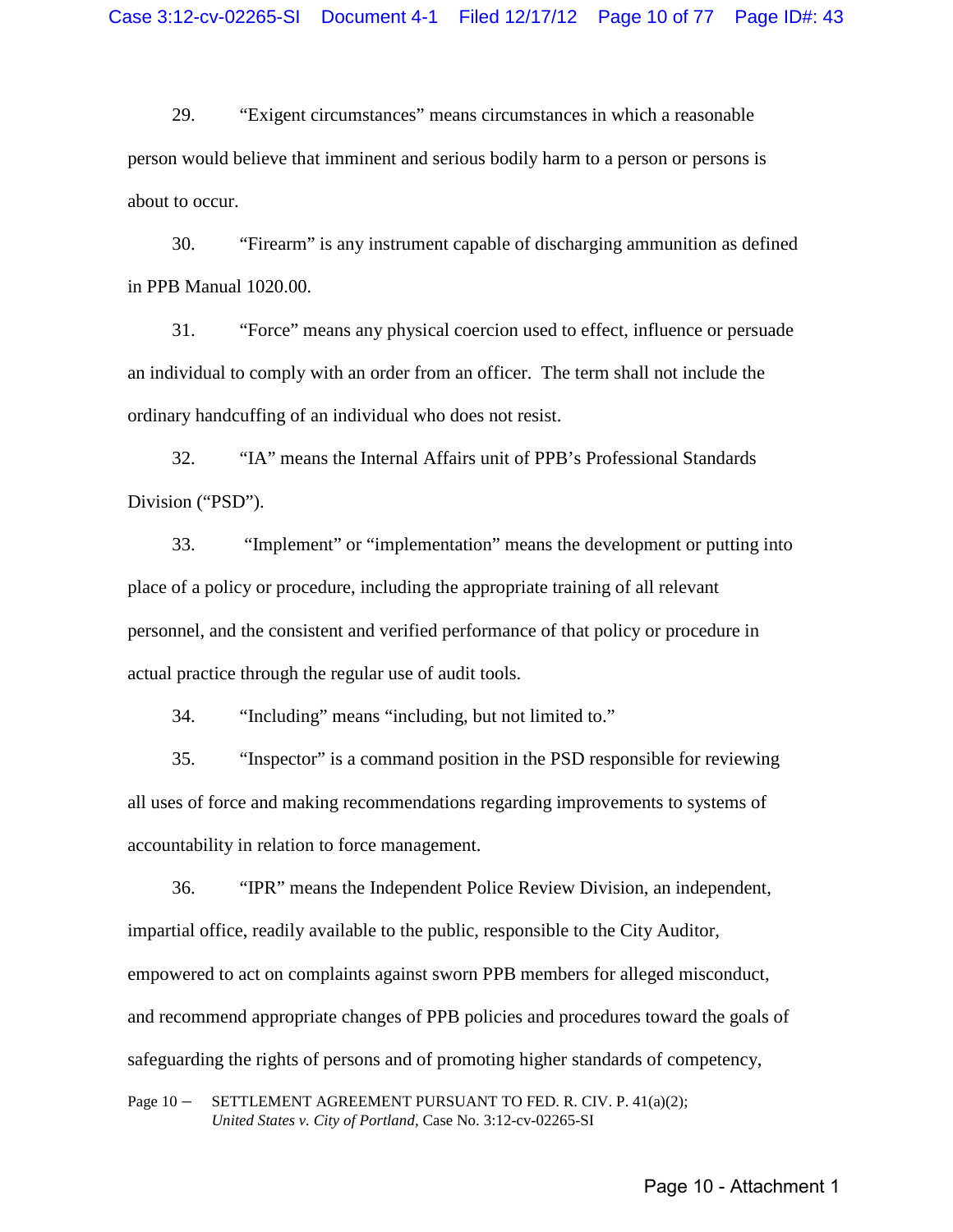29. "Exigent circumstances" means circumstances in which a reasonable person would believe that imminent and serious bodily harm to a person or persons is about to occur.

30. "Firearm" is any instrument capable of discharging ammunition as defined in PPB Manual 1020.00.

31. "Force" means any physical coercion used to effect, influence or persuade an individual to comply with an order from an officer. The term shall not include the ordinary handcuffing of an individual who does not resist.

32. "IA" means the Internal Affairs unit of PPB's Professional Standards Division ("PSD").

33. "Implement" or "implementation" means the development or putting into place of a policy or procedure, including the appropriate training of all relevant personnel, and the consistent and verified performance of that policy or procedure in actual practice through the regular use of audit tools.

34. "Including" means "including, but not limited to."

35. "Inspector" is a command position in the PSD responsible for reviewing all uses of force and making recommendations regarding improvements to systems of accountability in relation to force management.

36. "IPR" means the Independent Police Review Division, an independent, impartial office, readily available to the public, responsible to the City Auditor, empowered to act on complaints against sworn PPB members for alleged misconduct, and recommend appropriate changes of PPB policies and procedures toward the goals of safeguarding the rights of persons and of promoting higher standards of competency,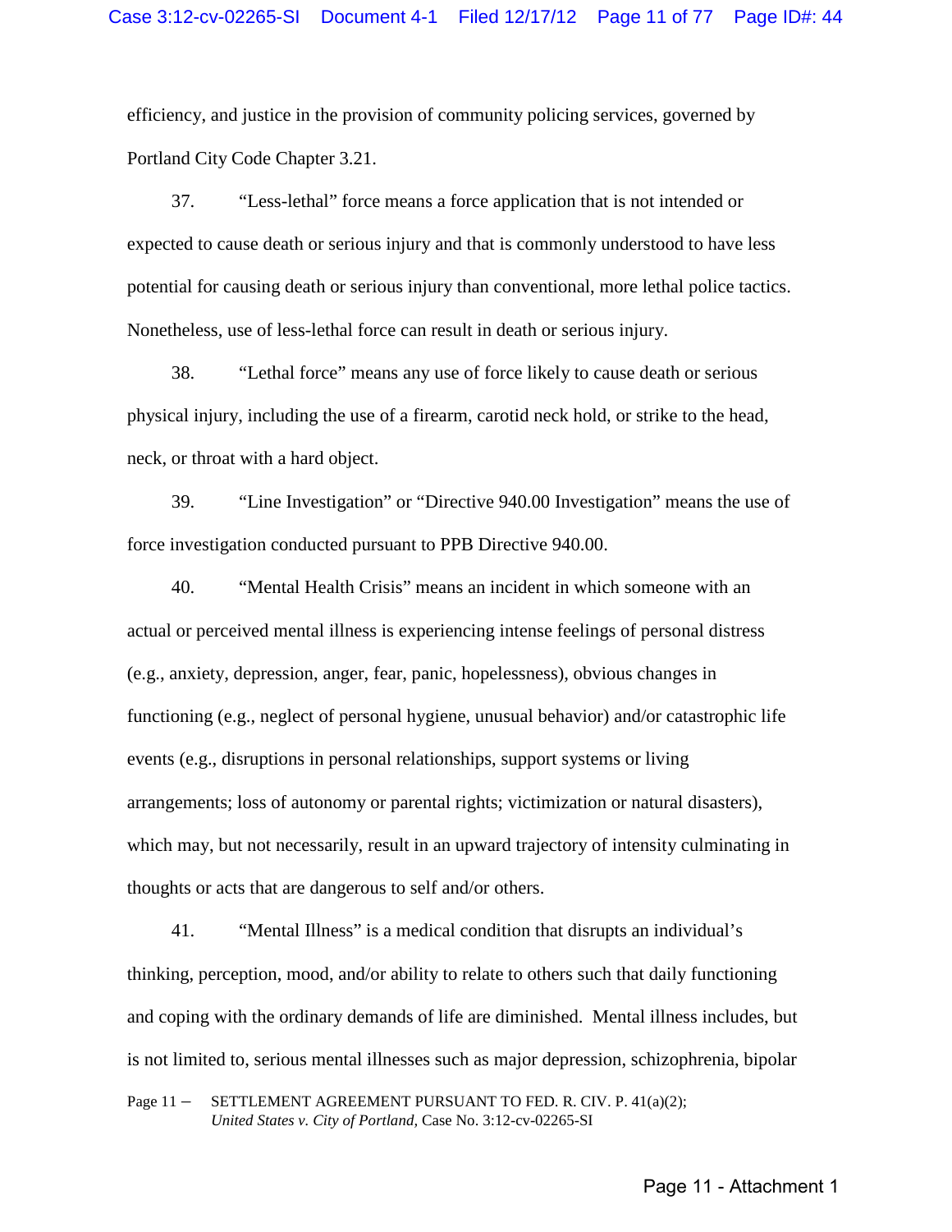efficiency, and justice in the provision of community policing services, governed by Portland City Code Chapter 3.21.

37. "Less-lethal" force means a force application that is not intended or expected to cause death or serious injury and that is commonly understood to have less potential for causing death or serious injury than conventional, more lethal police tactics. Nonetheless, use of less-lethal force can result in death or serious injury.

38. "Lethal force" means any use of force likely to cause death or serious physical injury, including the use of a firearm, carotid neck hold, or strike to the head, neck, or throat with a hard object.

39. "Line Investigation" or "Directive 940.00 Investigation" means the use of force investigation conducted pursuant to PPB Directive 940.00.

40. "Mental Health Crisis" means an incident in which someone with an actual or perceived mental illness is experiencing intense feelings of personal distress (e.g., anxiety, depression, anger, fear, panic, hopelessness), obvious changes in functioning (e.g., neglect of personal hygiene, unusual behavior) and/or catastrophic life events (e.g., disruptions in personal relationships, support systems or living arrangements; loss of autonomy or parental rights; victimization or natural disasters), which may, but not necessarily, result in an upward trajectory of intensity culminating in thoughts or acts that are dangerous to self and/or others.

41. "Mental Illness" is a medical condition that disrupts an individual's thinking, perception, mood, and/or ability to relate to others such that daily functioning and coping with the ordinary demands of life are diminished. Mental illness includes, but is not limited to, serious mental illnesses such as major depression, schizophrenia, bipolar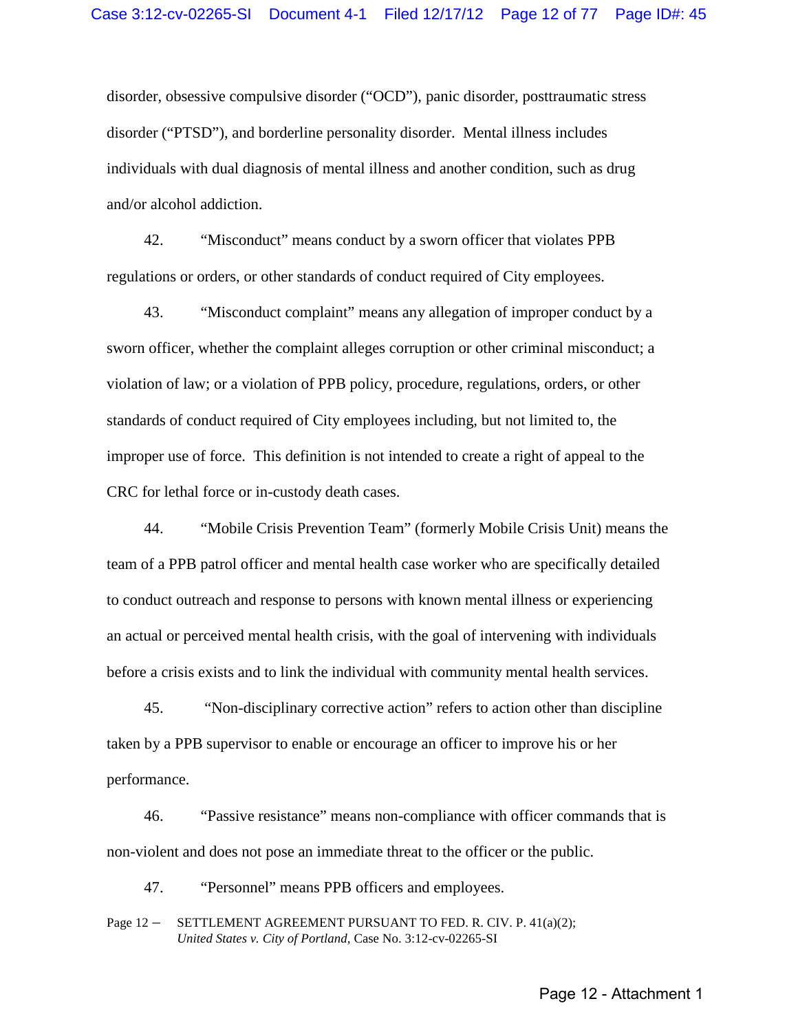disorder, obsessive compulsive disorder ("OCD"), panic disorder, posttraumatic stress disorder ("PTSD"), and borderline personality disorder. Mental illness includes individuals with dual diagnosis of mental illness and another condition, such as drug and/or alcohol addiction.

42. "Misconduct" means conduct by a sworn officer that violates PPB regulations or orders, or other standards of conduct required of City employees.

43. "Misconduct complaint" means any allegation of improper conduct by a sworn officer, whether the complaint alleges corruption or other criminal misconduct; a violation of law; or a violation of PPB policy, procedure, regulations, orders, or other standards of conduct required of City employees including, but not limited to, the improper use of force. This definition is not intended to create a right of appeal to the CRC for lethal force or in-custody death cases.

44. "Mobile Crisis Prevention Team" (formerly Mobile Crisis Unit) means the team of a PPB patrol officer and mental health case worker who are specifically detailed to conduct outreach and response to persons with known mental illness or experiencing an actual or perceived mental health crisis, with the goal of intervening with individuals before a crisis exists and to link the individual with community mental health services.

45. "Non-disciplinary corrective action" refers to action other than discipline taken by a PPB supervisor to enable or encourage an officer to improve his or her performance.

46. "Passive resistance" means non-compliance with officer commands that is non-violent and does not pose an immediate threat to the officer or the public.

47. "Personnel" means PPB officers and employees.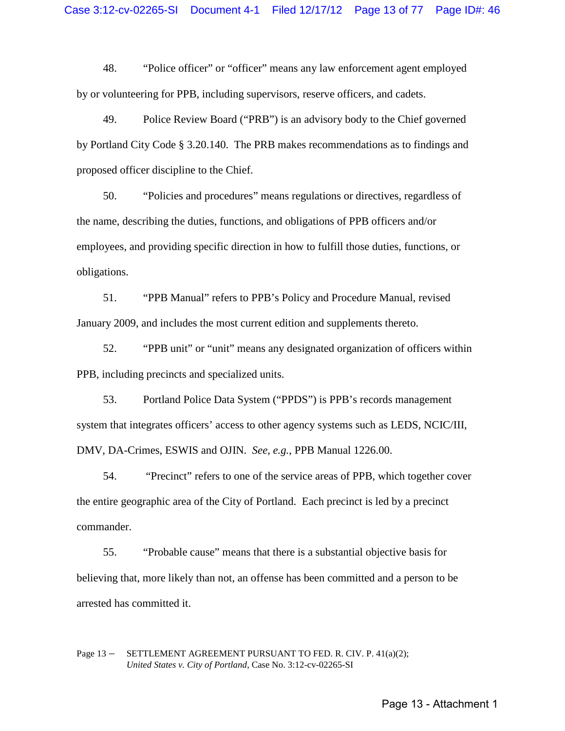48. "Police officer" or "officer" means any law enforcement agent employed by or volunteering for PPB, including supervisors, reserve officers, and cadets.

49. Police Review Board ("PRB") is an advisory body to the Chief governed by Portland City Code § 3.20.140. The PRB makes recommendations as to findings and proposed officer discipline to the Chief.

50. "Policies and procedures" means regulations or directives, regardless of the name, describing the duties, functions, and obligations of PPB officers and/or employees, and providing specific direction in how to fulfill those duties, functions, or obligations.

51. "PPB Manual" refers to PPB's Policy and Procedure Manual, revised January 2009, and includes the most current edition and supplements thereto.

52. "PPB unit" or "unit" means any designated organization of officers within PPB, including precincts and specialized units.

53. Portland Police Data System ("PPDS") is PPB's records management system that integrates officers' access to other agency systems such as LEDS, NCIC/III, DMV, DA-Crimes, ESWIS and OJIN. *See, e.g.*, PPB Manual 1226.00.

54. "Precinct" refers to one of the service areas of PPB, which together cover the entire geographic area of the City of Portland. Each precinct is led by a precinct commander.

55. "Probable cause" means that there is a substantial objective basis for believing that, more likely than not, an offense has been committed and a person to be arrested has committed it.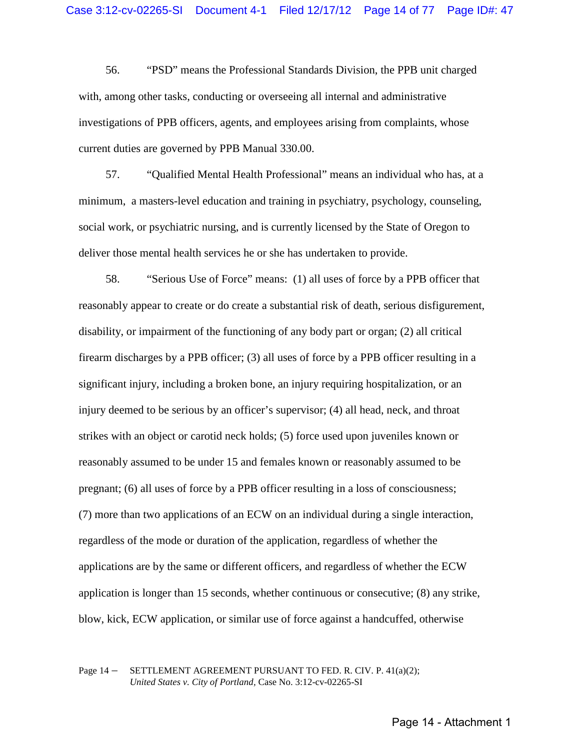56. "PSD" means the Professional Standards Division, the PPB unit charged with, among other tasks, conducting or overseeing all internal and administrative investigations of PPB officers, agents, and employees arising from complaints, whose current duties are governed by PPB Manual 330.00.

57. "Qualified Mental Health Professional" means an individual who has, at a minimum, a masters-level education and training in psychiatry, psychology, counseling, social work, or psychiatric nursing, and is currently licensed by the State of Oregon to deliver those mental health services he or she has undertaken to provide.

58. "Serious Use of Force" means: (1) all uses of force by a PPB officer that reasonably appear to create or do create a substantial risk of death, serious disfigurement, disability, or impairment of the functioning of any body part or organ; (2) all critical firearm discharges by a PPB officer; (3) all uses of force by a PPB officer resulting in a significant injury, including a broken bone, an injury requiring hospitalization, or an injury deemed to be serious by an officer's supervisor; (4) all head, neck, and throat strikes with an object or carotid neck holds; (5) force used upon juveniles known or reasonably assumed to be under 15 and females known or reasonably assumed to be pregnant; (6) all uses of force by a PPB officer resulting in a loss of consciousness; (7) more than two applications of an ECW on an individual during a single interaction, regardless of the mode or duration of the application, regardless of whether the applications are by the same or different officers, and regardless of whether the ECW application is longer than 15 seconds, whether continuous or consecutive; (8) any strike, blow, kick, ECW application, or similar use of force against a handcuffed, otherwise

Page 14 – SETTLEMENT AGREEMENT PURSUANT TO FED. R. CIV. P. 41(a)(2); *United States v. City of Portland*, Case No. 3:12-cv-02265-SI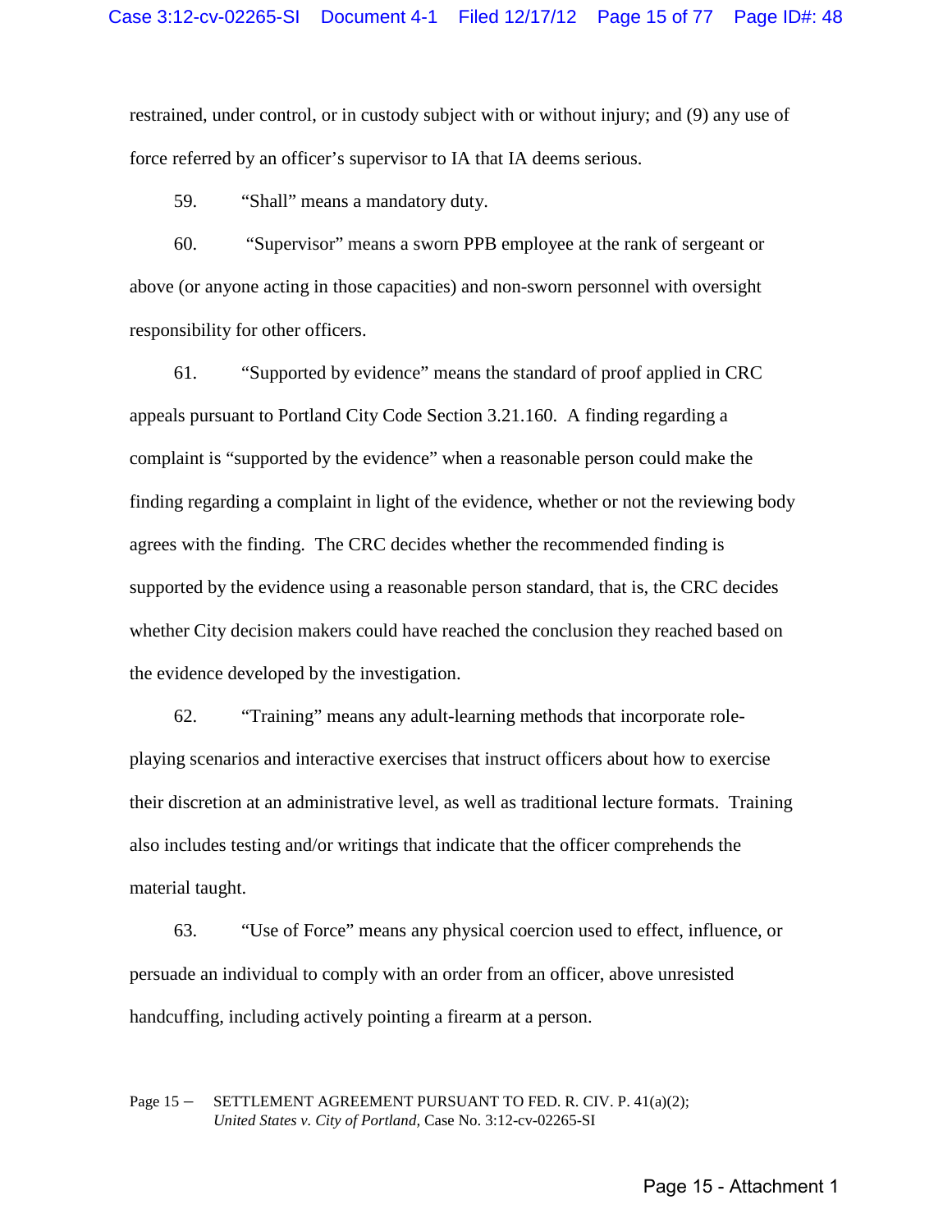restrained, under control, or in custody subject with or without injury; and (9) any use of force referred by an officer's supervisor to IA that IA deems serious.

59. "Shall" means a mandatory duty.

60. "Supervisor" means a sworn PPB employee at the rank of sergeant or above (or anyone acting in those capacities) and non-sworn personnel with oversight responsibility for other officers.

61. "Supported by evidence" means the standard of proof applied in CRC appeals pursuant to Portland City Code Section 3.21.160. A finding regarding a complaint is "supported by the evidence" when a reasonable person could make the finding regarding a complaint in light of the evidence, whether or not the reviewing body agrees with the finding. The CRC decides whether the recommended finding is supported by the evidence using a reasonable person standard, that is, the CRC decides whether City decision makers could have reached the conclusion they reached based on the evidence developed by the investigation.

62. "Training" means any adult-learning methods that incorporate role-playing scenarios and interactive exercises that instruct officers about how to exercise their discretion at an administrative level, as well as traditional lecture formats. Training also includes testing and/or writings that indicate that the officer comprehends the material taught.

63. "Use of Force" means any physical coercion used to effect, influence, or persuade an individual to comply with an order from an officer, above unresisted handcuffing, including actively pointing a firearm at a person.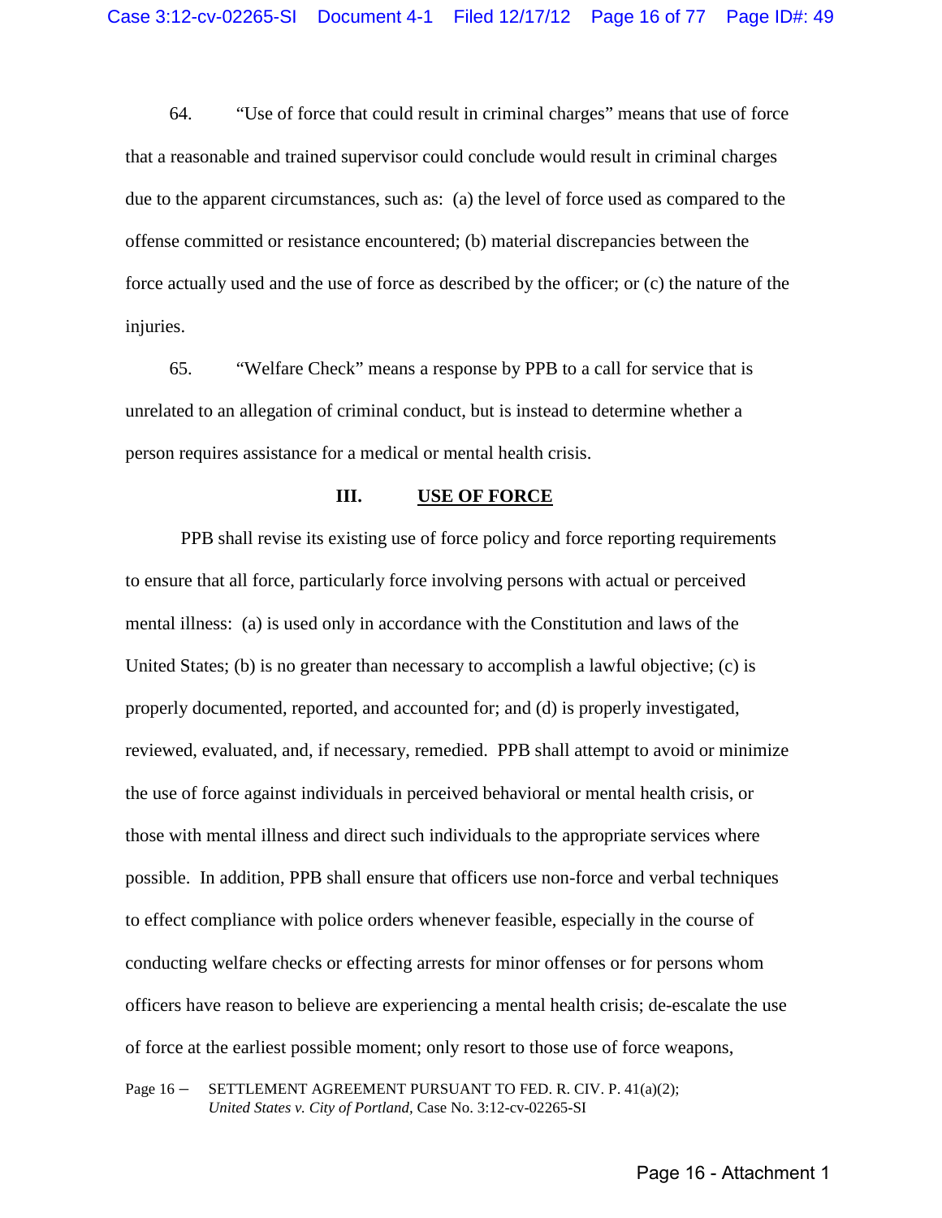64. "Use of force that could result in criminal charges" means that use of force that a reasonable and trained supervisor could conclude would result in criminal charges due to the apparent circumstances, such as: (a) the level of force used as compared to the offense committed or resistance encountered; (b) material discrepancies between the force actually used and the use of force as described by the officer; or (c) the nature of the injuries.

65. "Welfare Check" means a response by PPB to a call for service that is unrelated to an allegation of criminal conduct, but is instead to determine whether a person requires assistance for a medical or mental health crisis.

## III. USE OF FORCE

PPB shall revise its existing use of force policy and force reporting requirements to ensure that all force, particularly force involving persons with actual or perceived mental illness: (a) is used only in accordance with the Constitution and laws of the United States; (b) is no greater than necessary to accomplish a lawful objective; (c) is properly documented, reported, and accounted for; and (d) is properly investigated, reviewed, evaluated, and, if necessary, remedied. PPB shall attempt to avoid or minimize the use of force against individuals in perceived behavioral or mental health crisis, or those with mental illness and direct such individuals to the appropriate services where possible. In addition, PPB shall ensure that officers use non-force and verbal techniques to effect compliance with police orders whenever feasible, especially in the course of conducting welfare checks or effecting arrests for minor offenses or for persons whom officers have reason to believe are experiencing a mental health crisis; de-escalate the use of force at the earliest possible moment; only resort to those use of force weapons,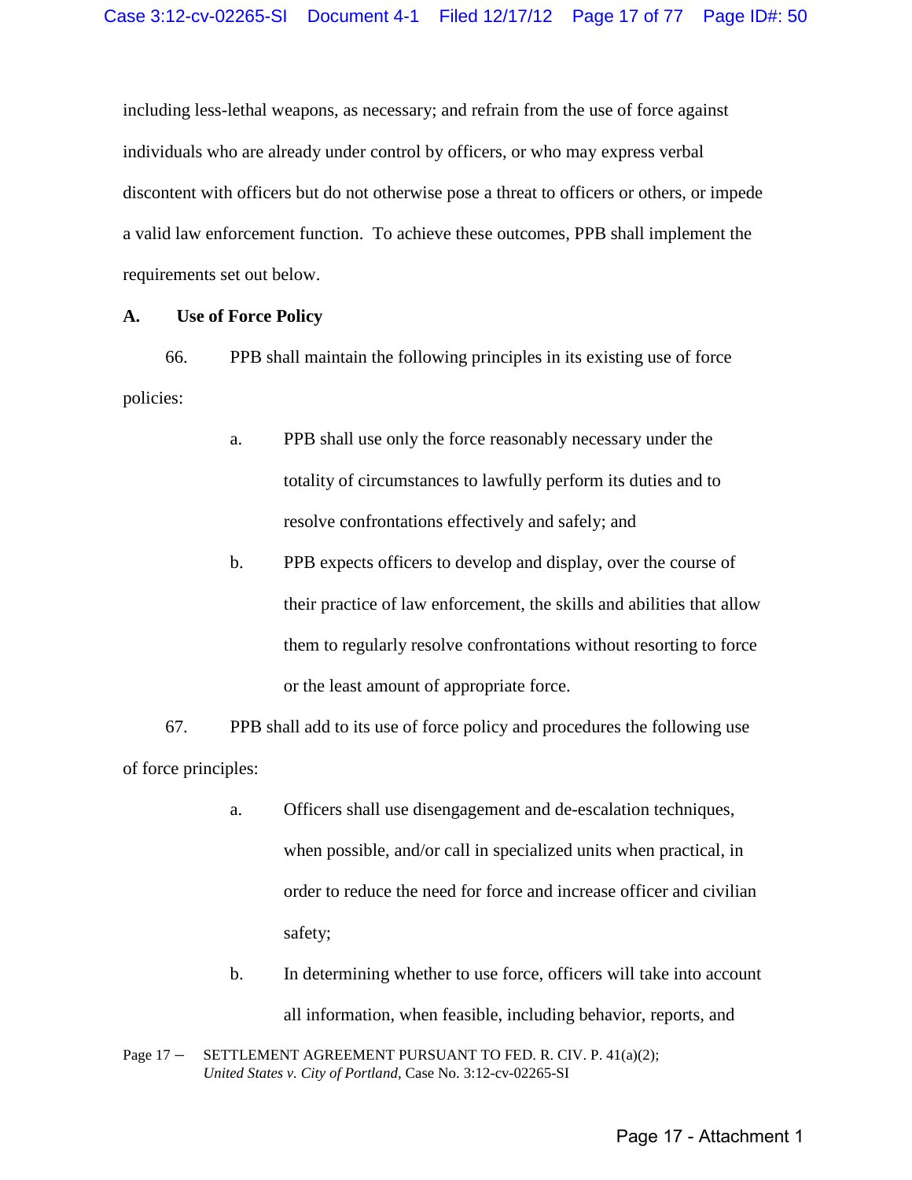including less-lethal weapons, as necessary; and refrain from the use of force against individuals who are already under control by officers, or who may express verbal discontent with officers but do not otherwise pose a threat to officers or others, or impede a valid law enforcement function. To achieve these outcomes, PPB shall implement the requirements set out below.

**A. Use of Force Policy**

66. PPB shall maintain the following principles in its existing use of force policies:

   a. PPB shall use only the force reasonably necessary under the totality of circumstances to lawfully perform its duties and to resolve confrontations effectively and safely; and

   b. PPB expects officers to develop and display, over the course of their practice of law enforcement, the skills and abilities that allow them to regularly resolve confrontations without resorting to force or the least amount of appropriate force.

67. PPB shall add to its use of force policy and procedures the following use of force principles:

   a. Officers shall use disengagement and de-escalation techniques, when possible, and/or call in specialized units when practical, in order to reduce the need for force and increase officer and civilian safety;

   b. In determining whether to use force, officers will take into account all information, when feasible, including behavior, reports, and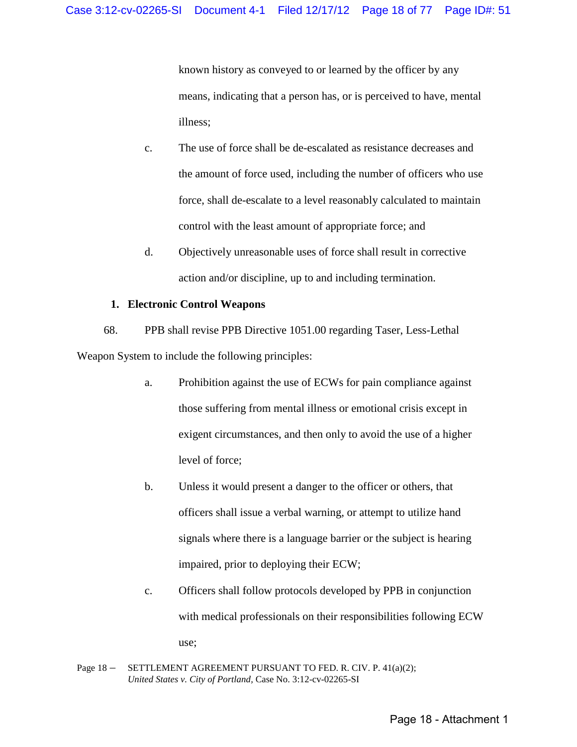known history as conveyed to or learned by the officer by any means, indicating that a person has, or is perceived to have, mental illness;

c. The use of force shall be de-escalated as resistance decreases and the amount of force used, including the number of officers who use force, shall de-escalate to a level reasonably calculated to maintain control with the least amount of appropriate force; and

d. Objectively unreasonable uses of force shall result in corrective action and/or discipline, up to and including termination.

### 1. Electronic Control Weapons

68. PPB shall revise PPB Directive 1051.00 regarding Taser, Less-Lethal Weapon System to include the following principles:

a. Prohibition against the use of ECWs for pain compliance against those suffering from mental illness or emotional crisis except in exigent circumstances, and then only to avoid the use of a higher level of force;

b. Unless it would present a danger to the officer or others, that officers shall issue a verbal warning, or attempt to utilize hand signals where there is a language barrier or the subject is hearing impaired, prior to deploying their ECW;

c. Officers shall follow protocols developed by PPB in conjunction with medical professionals on their responsibilities following ECW use;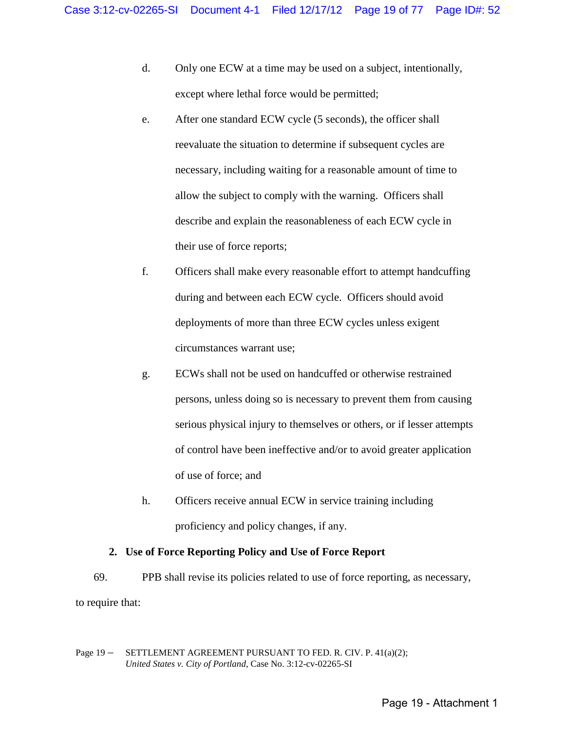d. Only one ECW at a time may be used on a subject, intentionally, except where lethal force would be permitted;

e. After one standard ECW cycle (5 seconds), the officer shall reevaluate the situation to determine if subsequent cycles are necessary, including waiting for a reasonable amount of time to allow the subject to comply with the warning. Officers shall describe and explain the reasonableness of each ECW cycle in their use of force reports;

f. Officers shall make every reasonable effort to attempt handcuffing during and between each ECW cycle. Officers should avoid deployments of more than three ECW cycles unless exigent circumstances warrant use;

g. ECWs shall not be used on handcuffed or otherwise restrained persons, unless doing so is necessary to prevent them from causing serious physical injury to themselves or others, or if lesser attempts of control have been ineffective and/or to avoid greater application of use of force; and

h. Officers receive annual ECW in service training including proficiency and policy changes, if any.

**2. Use of Force Reporting Policy and Use of Force Report**

69. PPB shall revise its policies related to use of force reporting, as necessary, to require that: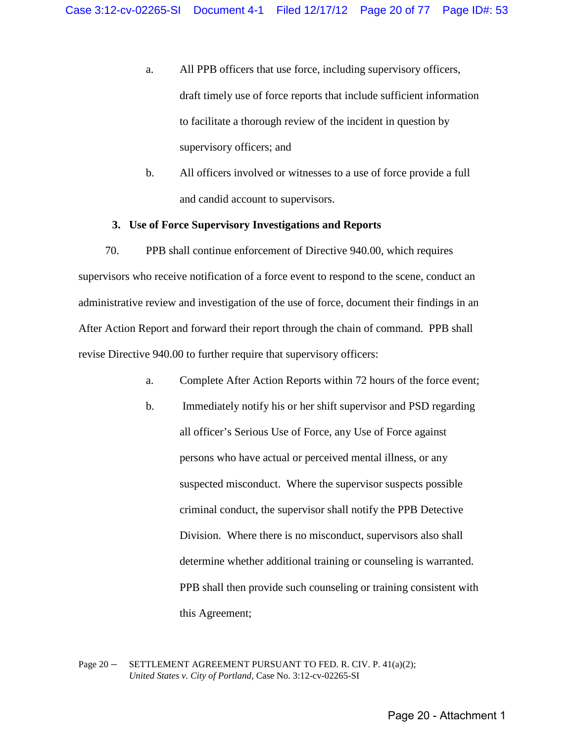a. All PPB officers that use force, including supervisory officers, draft timely use of force reports that include sufficient information to facilitate a thorough review of the incident in question by supervisory officers; and

b. All officers involved or witnesses to a use of force provide a full and candid account to supervisors.

### 3. Use of Force Supervisory Investigations and Reports

70. PPB shall continue enforcement of Directive 940.00, which requires supervisors who receive notification of a force event to respond to the scene, conduct an administrative review and investigation of the use of force, document their findings in an After Action Report and forward their report through the chain of command. PPB shall revise Directive 940.00 to further require that supervisory officers:

a. Complete After Action Reports within 72 hours of the force event;

b. Immediately notify his or her shift supervisor and PSD regarding all officer's Serious Use of Force, any Use of Force against persons who have actual or perceived mental illness, or any suspected misconduct. Where the supervisor suspects possible criminal conduct, the supervisor shall notify the PPB Detective Division. Where there is no misconduct, supervisors also shall determine whether additional training or counseling is warranted. PPB shall then provide such counseling or training consistent with this Agreement;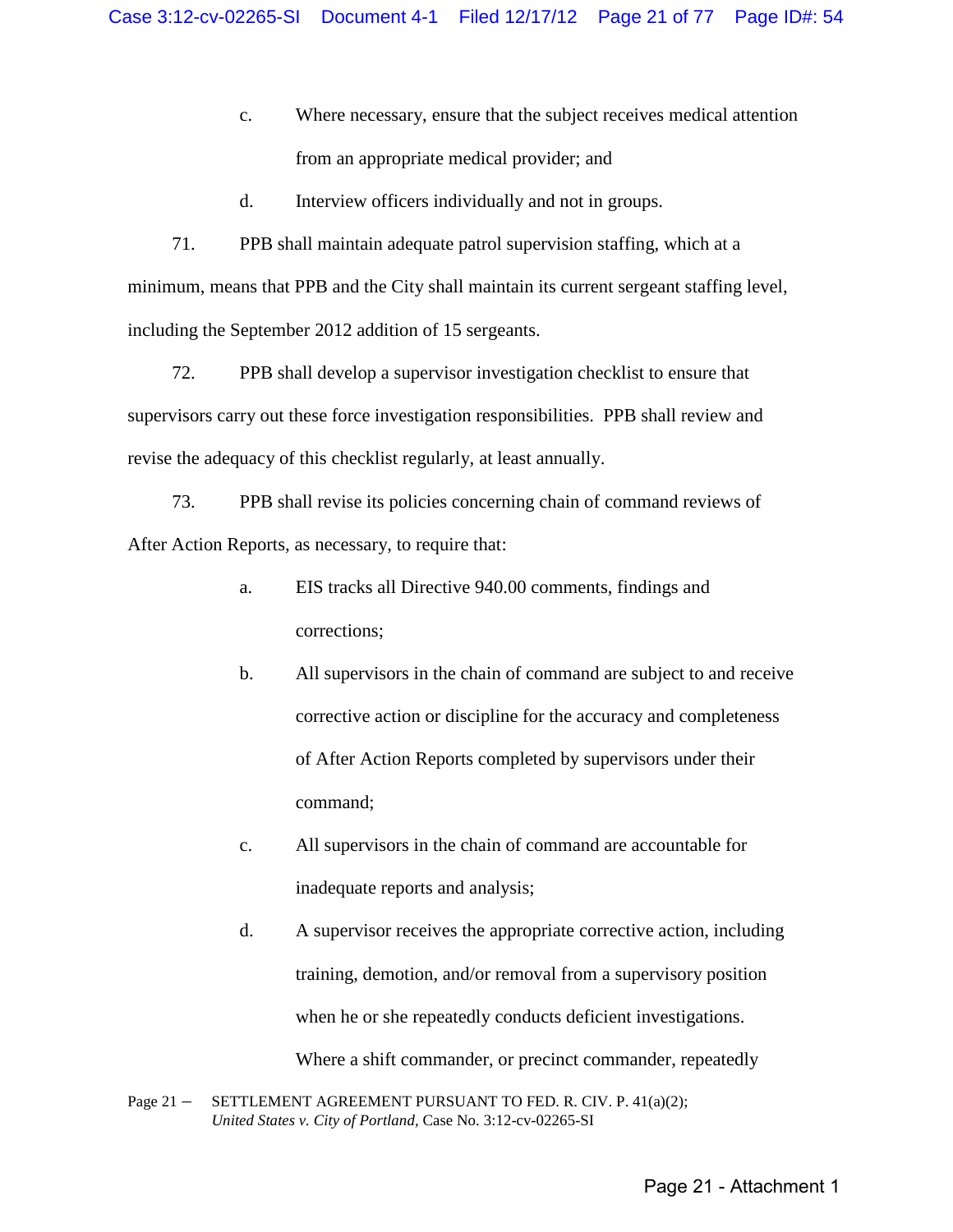c. Where necessary, ensure that the subject receives medical attention from an appropriate medical provider; and

d. Interview officers individually and not in groups.

71. PPB shall maintain adequate patrol supervision staffing, which at a minimum, means that PPB and the City shall maintain its current sergeant staffing level, including the September 2012 addition of 15 sergeants.

72. PPB shall develop a supervisor investigation checklist to ensure that supervisors carry out these force investigation responsibilities. PPB shall review and revise the adequacy of this checklist regularly, at least annually.

73. PPB shall revise its policies concerning chain of command reviews of After Action Reports, as necessary, to require that:

a. EIS tracks all Directive 940.00 comments, findings and corrections;

b. All supervisors in the chain of command are subject to and receive corrective action or discipline for the accuracy and completeness of After Action Reports completed by supervisors under their command;

c. All supervisors in the chain of command are accountable for inadequate reports and analysis;

d. A supervisor receives the appropriate corrective action, including training, demotion, and/or removal from a supervisory position when he or she repeatedly conducts deficient investigations. Where a shift commander, or precinct commander, repeatedly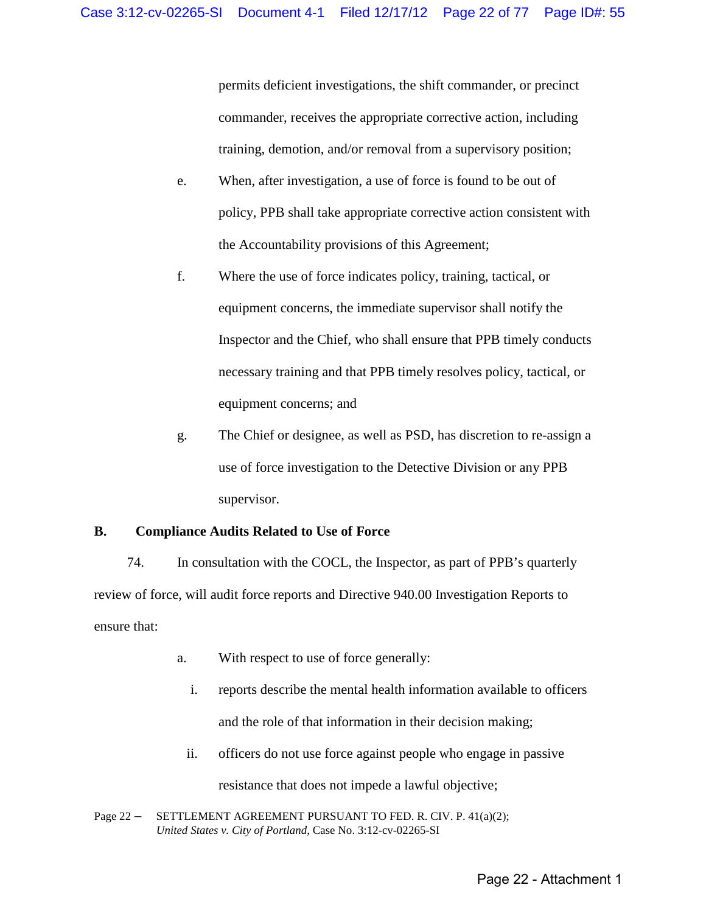permits deficient investigations, the shift commander, or precinct commander, receives the appropriate corrective action, including training, demotion, and/or removal from a supervisory position;

e. When, after investigation, a use of force is found to be out of policy, PPB shall take appropriate corrective action consistent with the Accountability provisions of this Agreement;

f. Where the use of force indicates policy, training, tactical, or equipment concerns, the immediate supervisor shall notify the Inspector and the Chief, who shall ensure that PPB timely conducts necessary training and that PPB timely resolves policy, tactical, or equipment concerns; and

g. The Chief or designee, as well as PSD, has discretion to re-assign a use of force investigation to the Detective Division or any PPB supervisor.

## B. Compliance Audits Related to Use of Force

74. In consultation with the COCL, the Inspector, as part of PPB's quarterly review of force, will audit force reports and Directive 940.00 Investigation Reports to ensure that:

a. With respect to use of force generally:

i. reports describe the mental health information available to officers and the role of that information in their decision making;

ii. officers do not use force against people who engage in passive resistance that does not impede a lawful objective;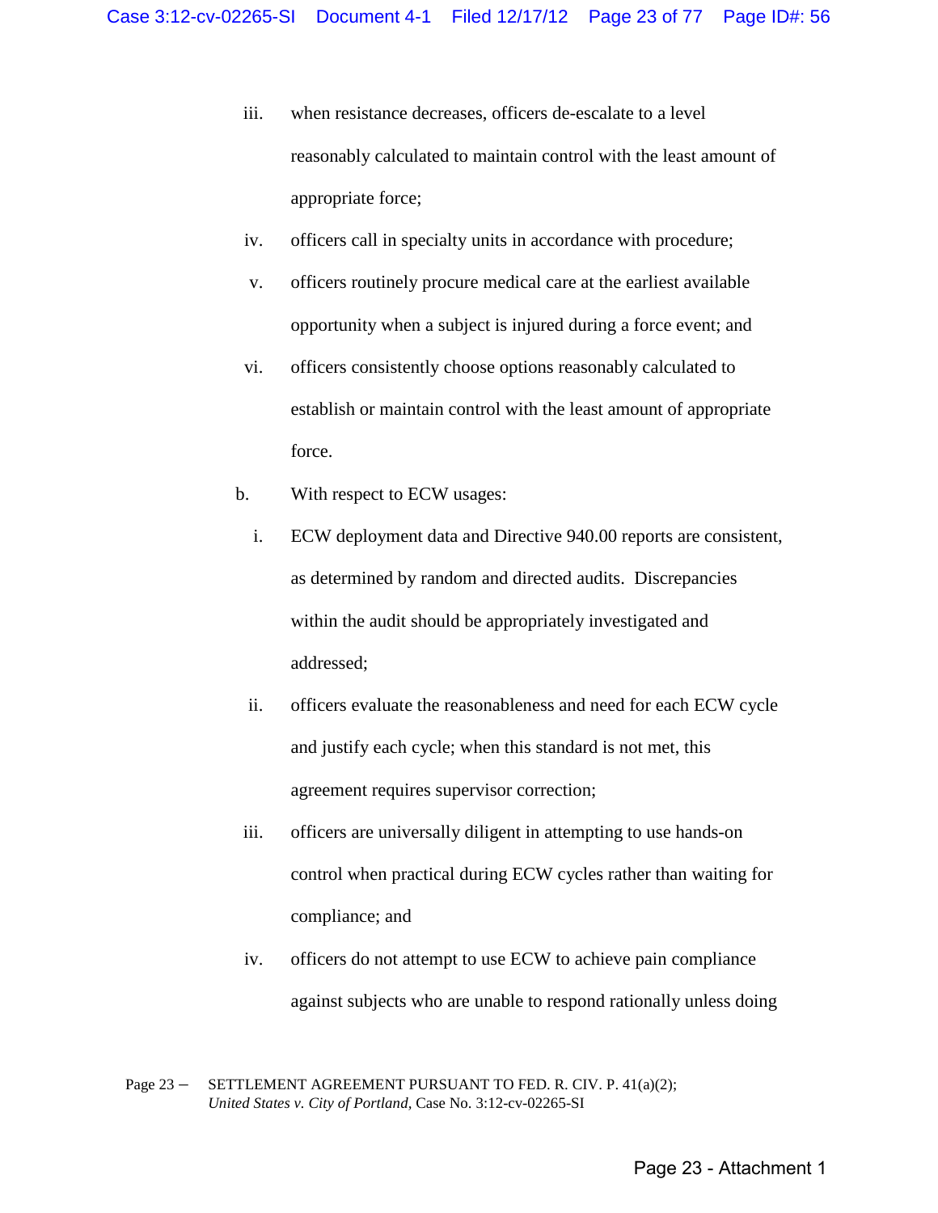iii. when resistance decreases, officers de-escalate to a level reasonably calculated to maintain control with the least amount of appropriate force;

iv. officers call in specialty units in accordance with procedure;

v. officers routinely procure medical care at the earliest available opportunity when a subject is injured during a force event; and

vi. officers consistently choose options reasonably calculated to establish or maintain control with the least amount of appropriate force.

b. With respect to ECW usages:

i. ECW deployment data and Directive 940.00 reports are consistent, as determined by random and directed audits. Discrepancies within the audit should be appropriately investigated and addressed;

ii. officers evaluate the reasonableness and need for each ECW cycle and justify each cycle; when this standard is not met, this agreement requires supervisor correction;

iii. officers are universally diligent in attempting to use hands-on control when practical during ECW cycles rather than waiting for compliance; and

iv. officers do not attempt to use ECW to achieve pain compliance against subjects who are unable to respond rationally unless doing

Page 23 – SETTLEMENT AGREEMENT PURSUANT TO FED. R. CIV. P. 41(a)(2); *United States v. City of Portland*, Case No. 3:12-cv-02265-SI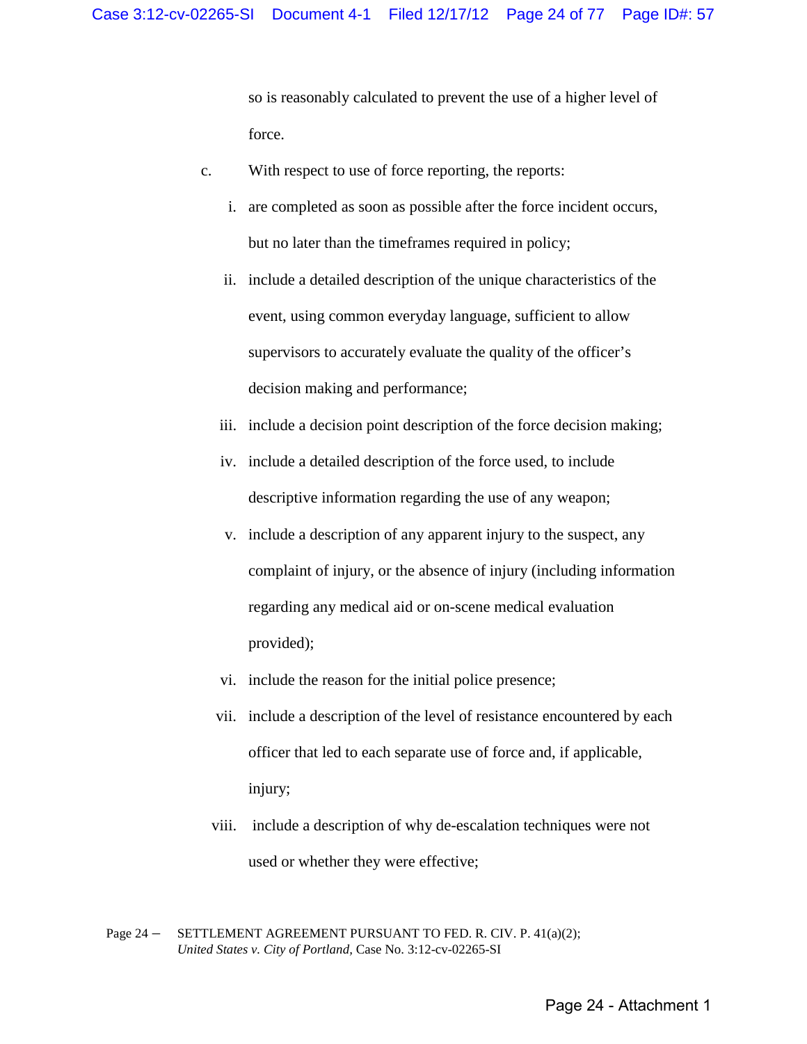so is reasonably calculated to prevent the use of a higher level of force.

c. With respect to use of force reporting, the reports:

i. are completed as soon as possible after the force incident occurs, but no later than the timeframes required in policy;

ii. include a detailed description of the unique characteristics of the event, using common everyday language, sufficient to allow supervisors to accurately evaluate the quality of the officer's decision making and performance;

iii. include a decision point description of the force decision making;

iv. include a detailed description of the force used, to include descriptive information regarding the use of any weapon;

v. include a description of any apparent injury to the suspect, any complaint of injury, or the absence of injury (including information regarding any medical aid or on-scene medical evaluation provided);

vi. include the reason for the initial police presence;

vii. include a description of the level of resistance encountered by each officer that led to each separate use of force and, if applicable, injury;

viii. include a description of why de-escalation techniques were not used or whether they were effective;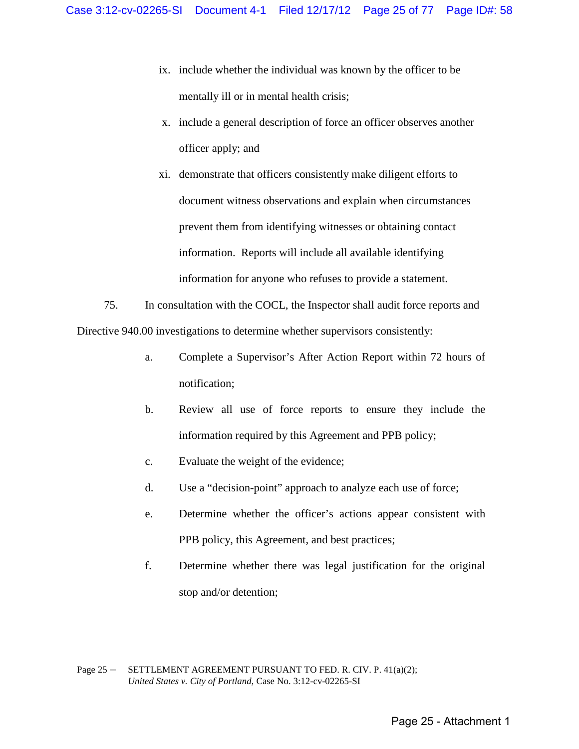ix. include whether the individual was known by the officer to be mentally ill or in mental health crisis;

x. include a general description of force an officer observes another officer apply; and

xi. demonstrate that officers consistently make diligent efforts to document witness observations and explain when circumstances prevent them from identifying witnesses or obtaining contact information. Reports will include all available identifying information for anyone who refuses to provide a statement.

75. In consultation with the COCL, the Inspector shall audit force reports and Directive 940.00 investigations to determine whether supervisors consistently:

a. Complete a Supervisor's After Action Report within 72 hours of notification;

b. Review all use of force reports to ensure they include the information required by this Agreement and PPB policy;

c. Evaluate the weight of the evidence;

d. Use a "decision-point" approach to analyze each use of force;

e. Determine whether the officer's actions appear consistent with PPB policy, this Agreement, and best practices;

f. Determine whether there was legal justification for the original stop and/or detention;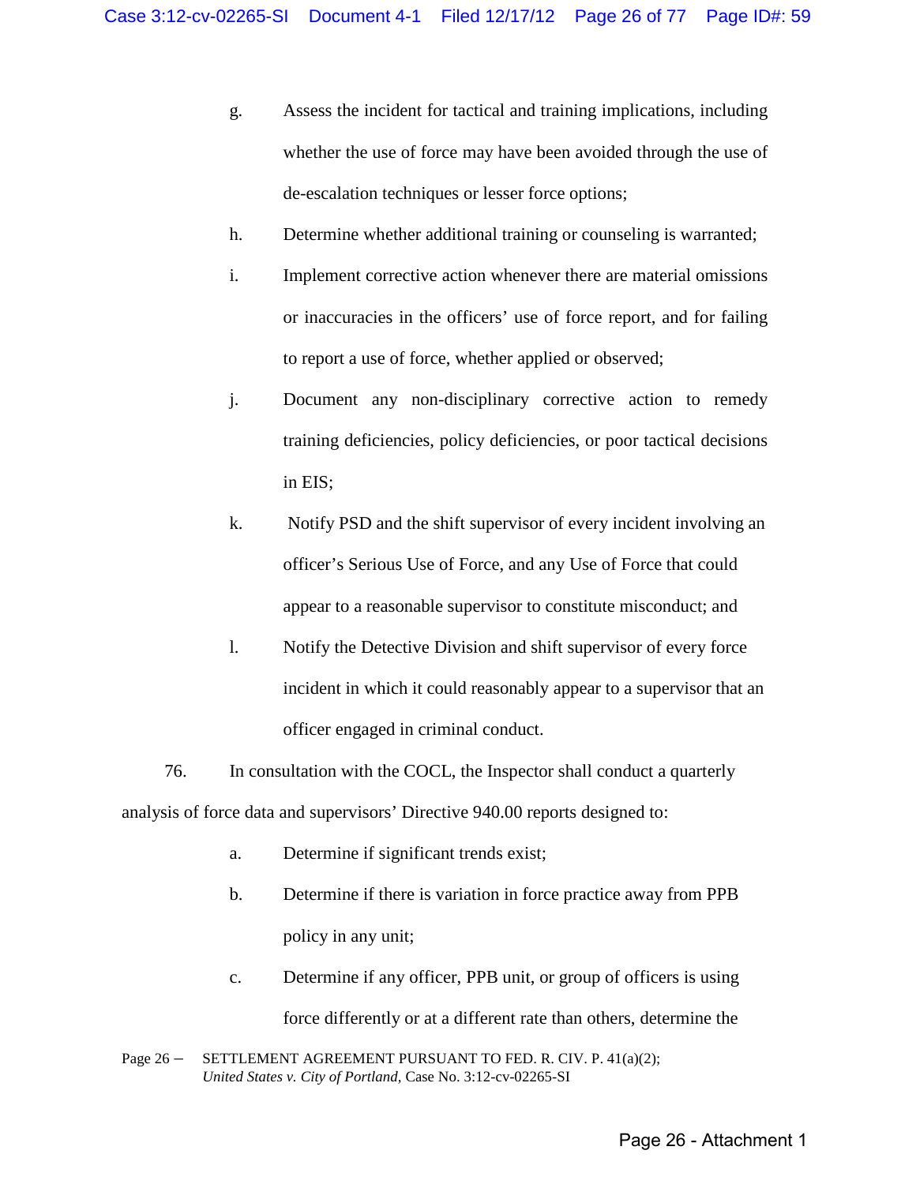g. Assess the incident for tactical and training implications, including whether the use of force may have been avoided through the use of de-escalation techniques or lesser force options;

h. Determine whether additional training or counseling is warranted;

i. Implement corrective action whenever there are material omissions or inaccuracies in the officers' use of force report, and for failing to report a use of force, whether applied or observed;

j. Document any non-disciplinary corrective action to remedy training deficiencies, policy deficiencies, or poor tactical decisions in EIS;

k. Notify PSD and the shift supervisor of every incident involving an officer's Serious Use of Force, and any Use of Force that could appear to a reasonable supervisor to constitute misconduct; and

l. Notify the Detective Division and shift supervisor of every force incident in which it could reasonably appear to a supervisor that an officer engaged in criminal conduct.

76. In consultation with the COCL, the Inspector shall conduct a quarterly analysis of force data and supervisors' Directive 940.00 reports designed to:

a. Determine if significant trends exist;

b. Determine if there is variation in force practice away from PPB policy in any unit;

c. Determine if any officer, PPB unit, or group of officers is using force differently or at a different rate than others, determine the

Page 26 – SETTLEMENT AGREEMENT PURSUANT TO FED. R. CIV. P. 41(a)(2); *United States v. City of Portland,* Case No. 3:12-cv-02265-SI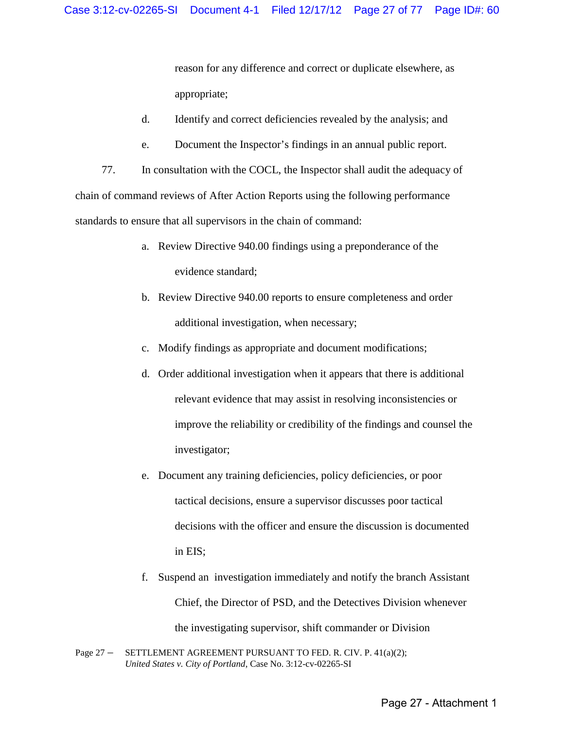reason for any difference and correct or duplicate elsewhere, as appropriate;

d. Identify and correct deficiencies revealed by the analysis; and

e. Document the Inspector's findings in an annual public report.

77. In consultation with the COCL, the Inspector shall audit the adequacy of chain of command reviews of After Action Reports using the following performance standards to ensure that all supervisors in the chain of command:

a. Review Directive 940.00 findings using a preponderance of the evidence standard;

b. Review Directive 940.00 reports to ensure completeness and order additional investigation, when necessary;

c. Modify findings as appropriate and document modifications;

d. Order additional investigation when it appears that there is additional relevant evidence that may assist in resolving inconsistencies or improve the reliability or credibility of the findings and counsel the investigator;

e. Document any training deficiencies, policy deficiencies, or poor tactical decisions, ensure a supervisor discusses poor tactical decisions with the officer and ensure the discussion is documented in EIS;

f. Suspend an investigation immediately and notify the branch Assistant Chief, the Director of PSD, and the Detectives Division whenever the investigating supervisor, shift commander or Division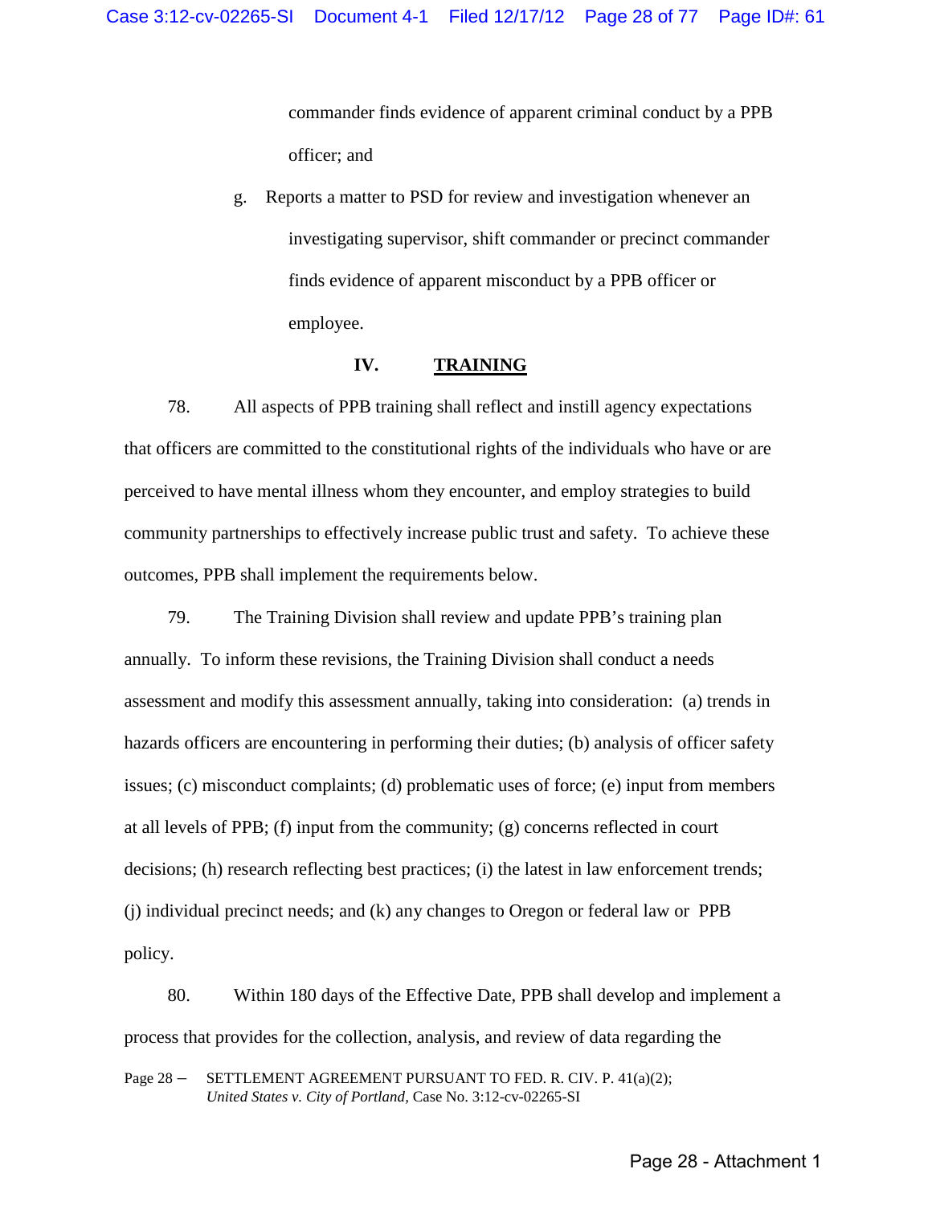commander finds evidence of apparent criminal conduct by a PPB officer; and

g. Reports a matter to PSD for review and investigation whenever an investigating supervisor, shift commander or precinct commander finds evidence of apparent misconduct by a PPB officer or employee.

## IV. TRAINING

78. All aspects of PPB training shall reflect and instill agency expectations that officers are committed to the constitutional rights of the individuals who have or are perceived to have mental illness whom they encounter, and employ strategies to build community partnerships to effectively increase public trust and safety. To achieve these outcomes, PPB shall implement the requirements below.

79. The Training Division shall review and update PPB's training plan annually. To inform these revisions, the Training Division shall conduct a needs assessment and modify this assessment annually, taking into consideration: (a) trends in hazards officers are encountering in performing their duties; (b) analysis of officer safety issues; (c) misconduct complaints; (d) problematic uses of force; (e) input from members at all levels of PPB; (f) input from the community; (g) concerns reflected in court decisions; (h) research reflecting best practices; (i) the latest in law enforcement trends; (j) individual precinct needs; and (k) any changes to Oregon or federal law or PPB policy.

80. Within 180 days of the Effective Date, PPB shall develop and implement a process that provides for the collection, analysis, and review of data regarding the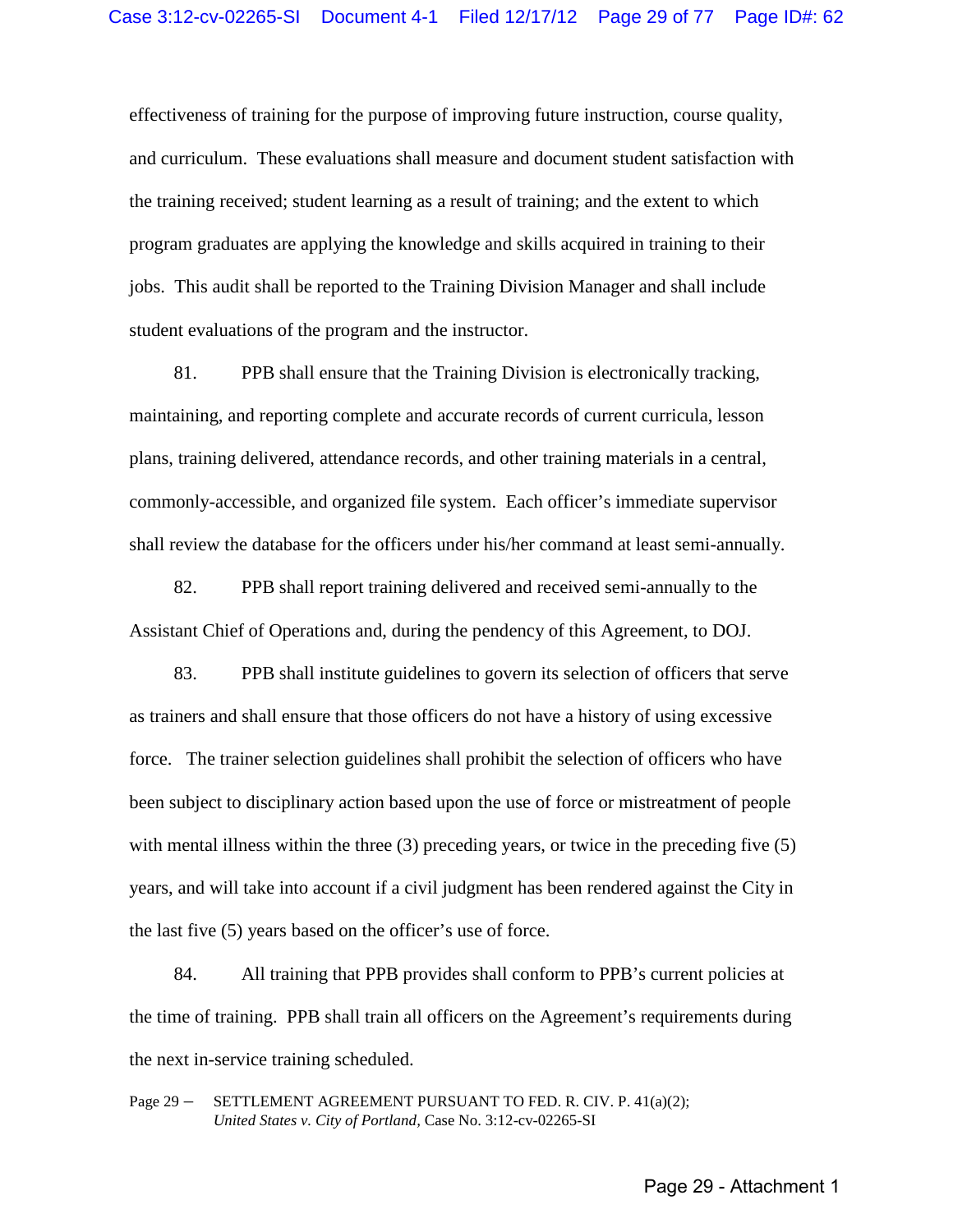effectiveness of training for the purpose of improving future instruction, course quality, and curriculum. These evaluations shall measure and document student satisfaction with the training received; student learning as a result of training; and the extent to which program graduates are applying the knowledge and skills acquired in training to their jobs. This audit shall be reported to the Training Division Manager and shall include student evaluations of the program and the instructor.

81. PPB shall ensure that the Training Division is electronically tracking, maintaining, and reporting complete and accurate records of current curricula, lesson plans, training delivered, attendance records, and other training materials in a central, commonly-accessible, and organized file system. Each officer's immediate supervisor shall review the database for the officers under his/her command at least semi-annually.

82. PPB shall report training delivered and received semi-annually to the Assistant Chief of Operations and, during the pendency of this Agreement, to DOJ.

83. PPB shall institute guidelines to govern its selection of officers that serve as trainers and shall ensure that those officers do not have a history of using excessive force. The trainer selection guidelines shall prohibit the selection of officers who have been subject to disciplinary action based upon the use of force or mistreatment of people with mental illness within the three (3) preceding years, or twice in the preceding five (5) years, and will take into account if a civil judgment has been rendered against the City in the last five (5) years based on the officer's use of force.

84. All training that PPB provides shall conform to PPB's current policies at the time of training. PPB shall train all officers on the Agreement's requirements during the next in-service training scheduled.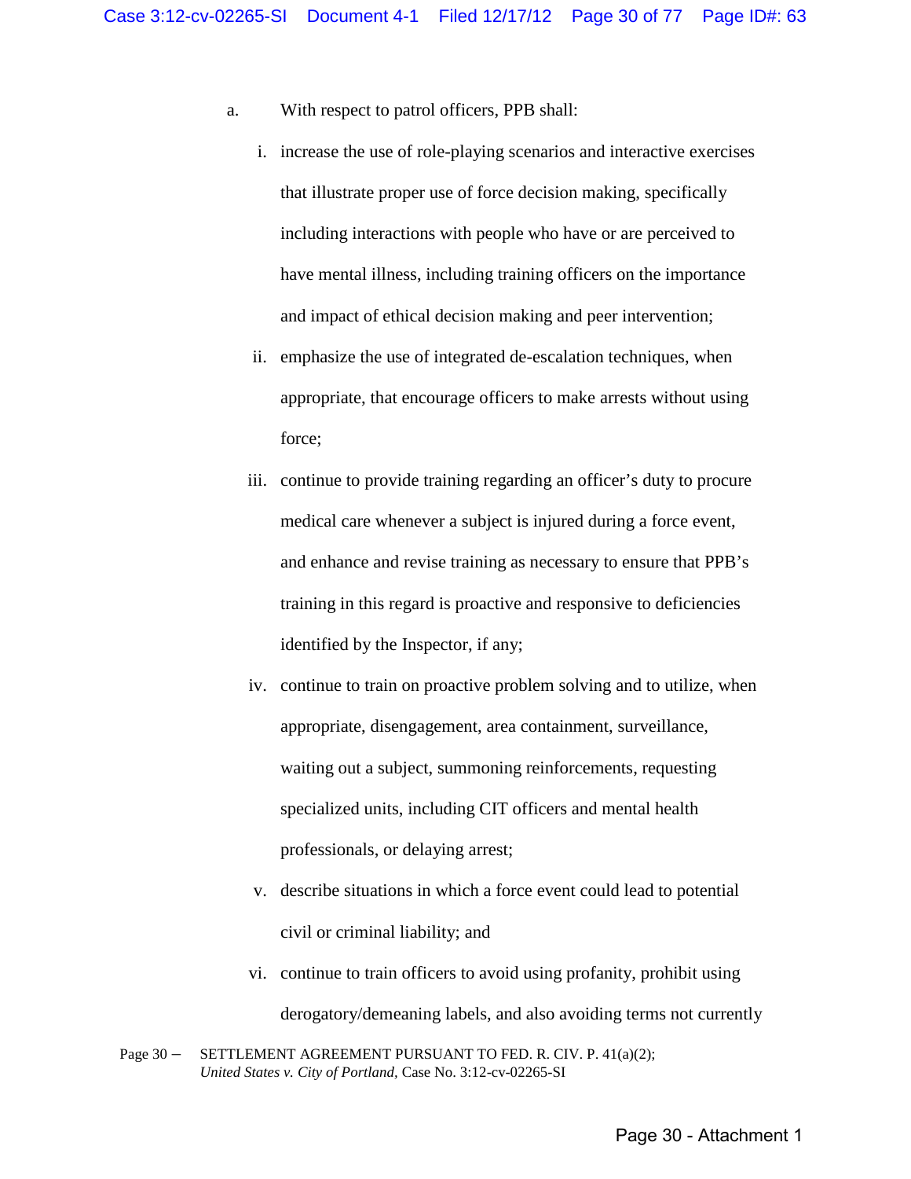a. With respect to patrol officers, PPB shall:

   i. increase the use of role-playing scenarios and interactive exercises that illustrate proper use of force decision making, specifically including interactions with people who have or are perceived to have mental illness, including training officers on the importance and impact of ethical decision making and peer intervention;

   ii. emphasize the use of integrated de-escalation techniques, when appropriate, that encourage officers to make arrests without using force;

   iii. continue to provide training regarding an officer's duty to procure medical care whenever a subject is injured during a force event, and enhance and revise training as necessary to ensure that PPB's training in this regard is proactive and responsive to deficiencies identified by the Inspector, if any;

   iv. continue to train on proactive problem solving and to utilize, when appropriate, disengagement, area containment, surveillance, waiting out a subject, summoning reinforcements, requesting specialized units, including CIT officers and mental health professionals, or delaying arrest;

   v. describe situations in which a force event could lead to potential civil or criminal liability; and

   vi. continue to train officers to avoid using profanity, prohibit using derogatory/demeaning labels, and also avoiding terms not currently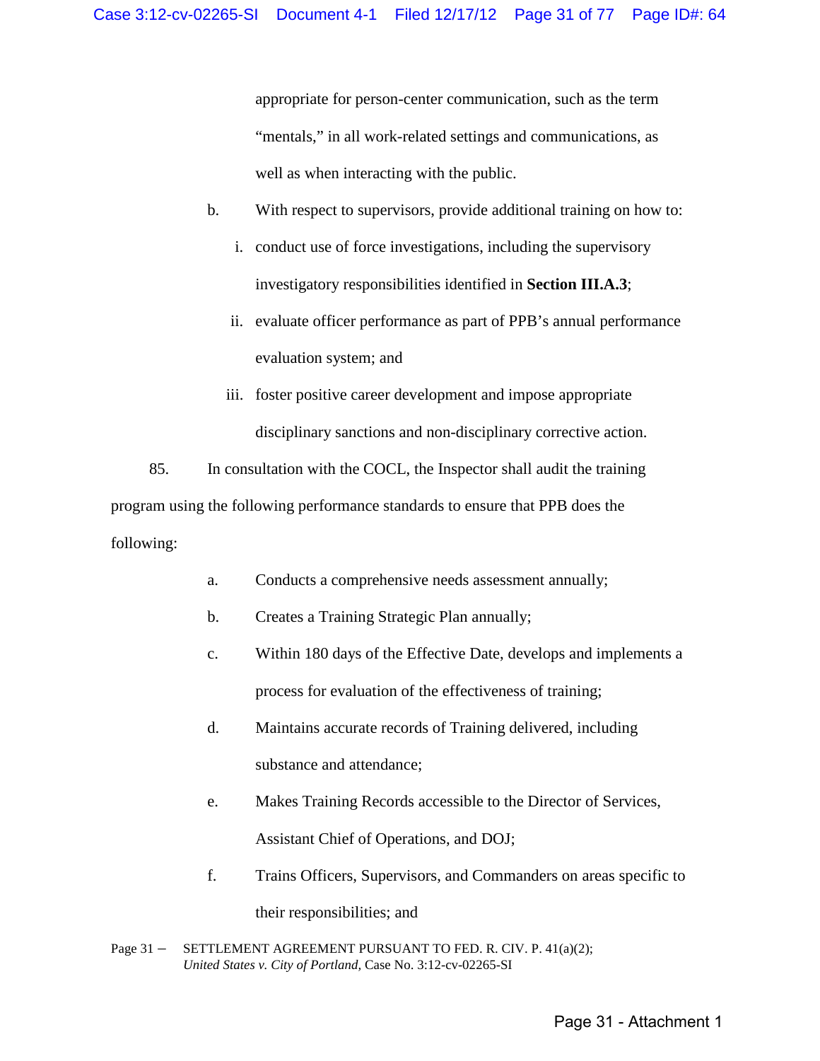appropriate for person-center communication, such as the term "mentals," in all work-related settings and communications, as well as when interacting with the public.

b. With respect to supervisors, provide additional training on how to:

   i. conduct use of force investigations, including the supervisory investigatory responsibilities identified in **Section III.A.3**;

   ii. evaluate officer performance as part of PPB's annual performance evaluation system; and

   iii. foster positive career development and impose appropriate disciplinary sanctions and non-disciplinary corrective action.

85. In consultation with the COCL, the Inspector shall audit the training program using the following performance standards to ensure that PPB does the following:

a. Conducts a comprehensive needs assessment annually;

b. Creates a Training Strategic Plan annually;

c. Within 180 days of the Effective Date, develops and implements a process for evaluation of the effectiveness of training;

d. Maintains accurate records of Training delivered, including substance and attendance;

e. Makes Training Records accessible to the Director of Services, Assistant Chief of Operations, and DOJ;

f. Trains Officers, Supervisors, and Commanders on areas specific to their responsibilities; and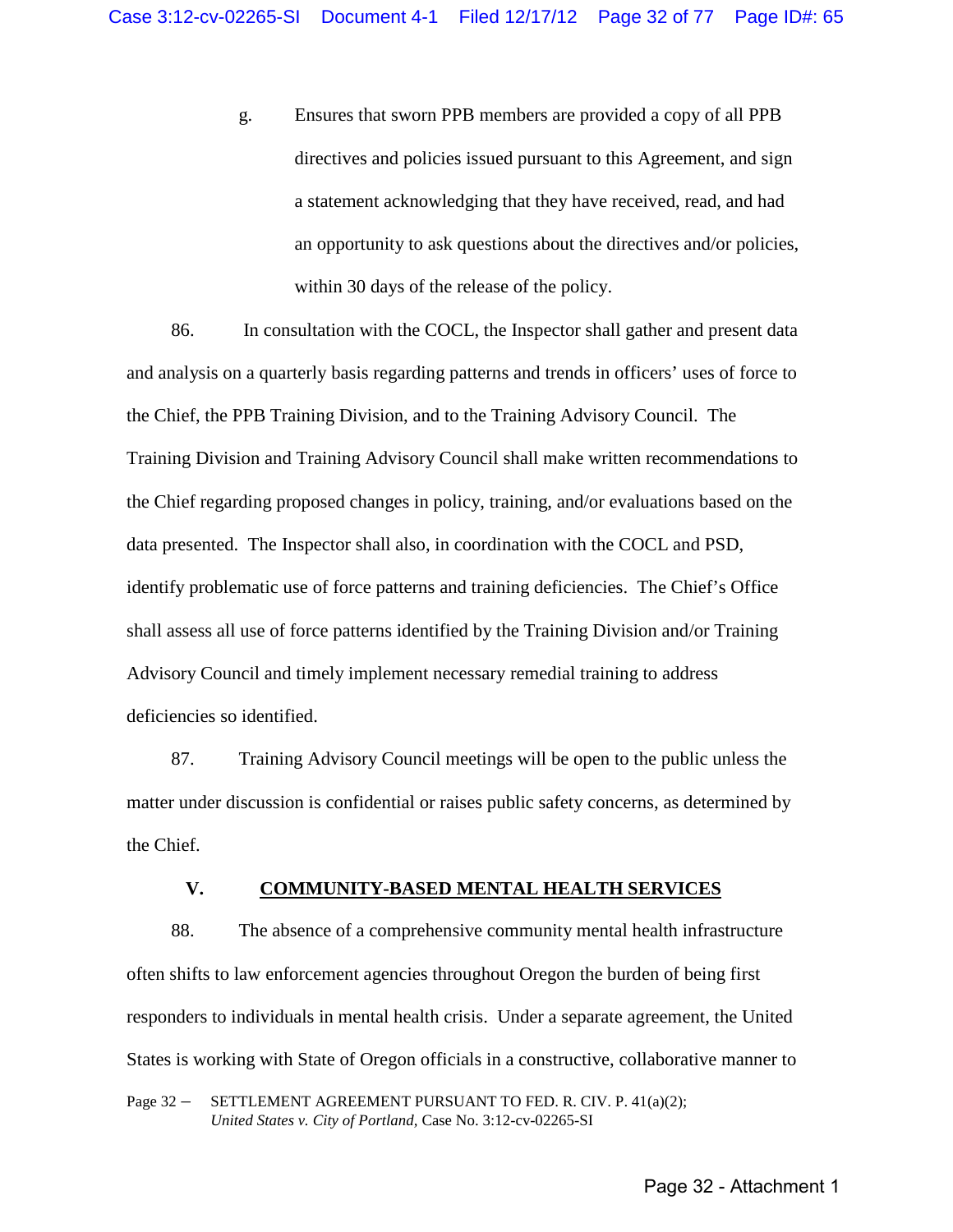g. Ensures that sworn PPB members are provided a copy of all PPB directives and policies issued pursuant to this Agreement, and sign a statement acknowledging that they have received, read, and had an opportunity to ask questions about the directives and/or policies, within 30 days of the release of the policy.

86. In consultation with the COCL, the Inspector shall gather and present data and analysis on a quarterly basis regarding patterns and trends in officers' uses of force to the Chief, the PPB Training Division, and to the Training Advisory Council. The Training Division and Training Advisory Council shall make written recommendations to the Chief regarding proposed changes in policy, training, and/or evaluations based on the data presented. The Inspector shall also, in coordination with the COCL and PSD, identify problematic use of force patterns and training deficiencies. The Chief's Office shall assess all use of force patterns identified by the Training Division and/or Training Advisory Council and timely implement necessary remedial training to address deficiencies so identified.

87. Training Advisory Council meetings will be open to the public unless the matter under discussion is confidential or raises public safety concerns, as determined by the Chief.

## V. <u>COMMUNITY-BASED MENTAL HEALTH SERVICES</u>

88. The absence of a comprehensive community mental health infrastructure often shifts to law enforcement agencies throughout Oregon the burden of being first responders to individuals in mental health crisis. Under a separate agreement, the United States is working with State of Oregon officials in a constructive, collaborative manner to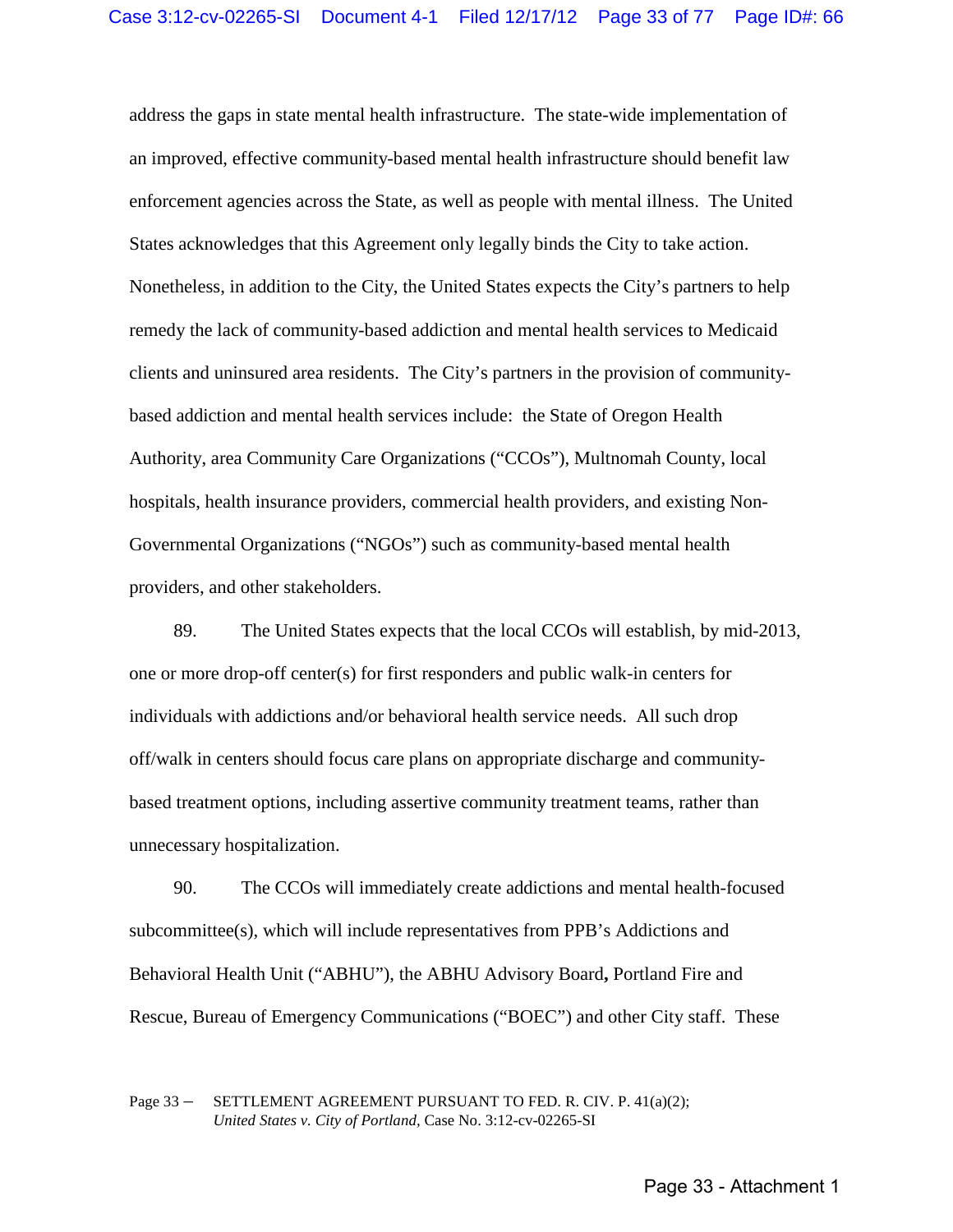address the gaps in state mental health infrastructure. The state-wide implementation of an improved, effective community-based mental health infrastructure should benefit law enforcement agencies across the State, as well as people with mental illness. The United States acknowledges that this Agreement only legally binds the City to take action. Nonetheless, in addition to the City, the United States expects the City's partners to help remedy the lack of community-based addiction and mental health services to Medicaid clients and uninsured area residents. The City's partners in the provision of community-based addiction and mental health services include: the State of Oregon Health Authority, area Community Care Organizations ("CCOs"), Multnomah County, local hospitals, health insurance providers, commercial health providers, and existing Non-Governmental Organizations ("NGOs") such as community-based mental health providers, and other stakeholders.

89. The United States expects that the local CCOs will establish, by mid-2013, one or more drop-off center(s) for first responders and public walk-in centers for individuals with addictions and/or behavioral health service needs. All such drop off/walk in centers should focus care plans on appropriate discharge and community-based treatment options, including assertive community treatment teams, rather than unnecessary hospitalization.

90. The CCOs will immediately create addictions and mental health-focused subcommittee(s), which will include representatives from PPB's Addictions and Behavioral Health Unit ("ABHU"), the ABHU Advisory Board**,** Portland Fire and Rescue, Bureau of Emergency Communications ("BOEC") and other City staff. These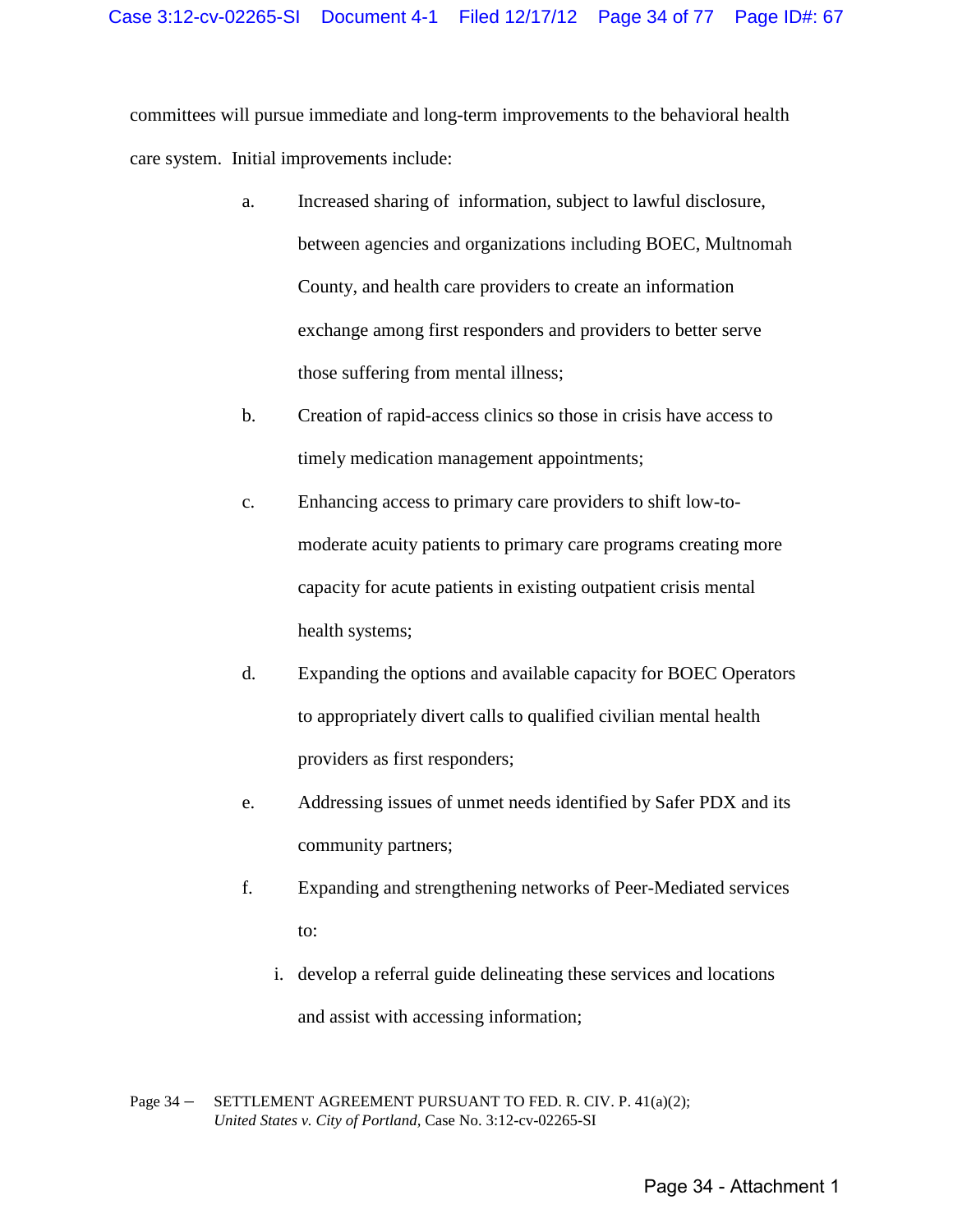committees will pursue immediate and long-term improvements to the behavioral health care system. Initial improvements include:

a. Increased sharing of information, subject to lawful disclosure, between agencies and organizations including BOEC, Multnomah County, and health care providers to create an information exchange among first responders and providers to better serve those suffering from mental illness;

b. Creation of rapid-access clinics so those in crisis have access to timely medication management appointments;

c. Enhancing access to primary care providers to shift low-to-moderate acuity patients to primary care programs creating more capacity for acute patients in existing outpatient crisis mental health systems;

d. Expanding the options and available capacity for BOEC Operators to appropriately divert calls to qualified civilian mental health providers as first responders;

e. Addressing issues of unmet needs identified by Safer PDX and its community partners;

f. Expanding and strengthening networks of Peer-Mediated services to:

   i. develop a referral guide delineating these services and locations and assist with accessing information;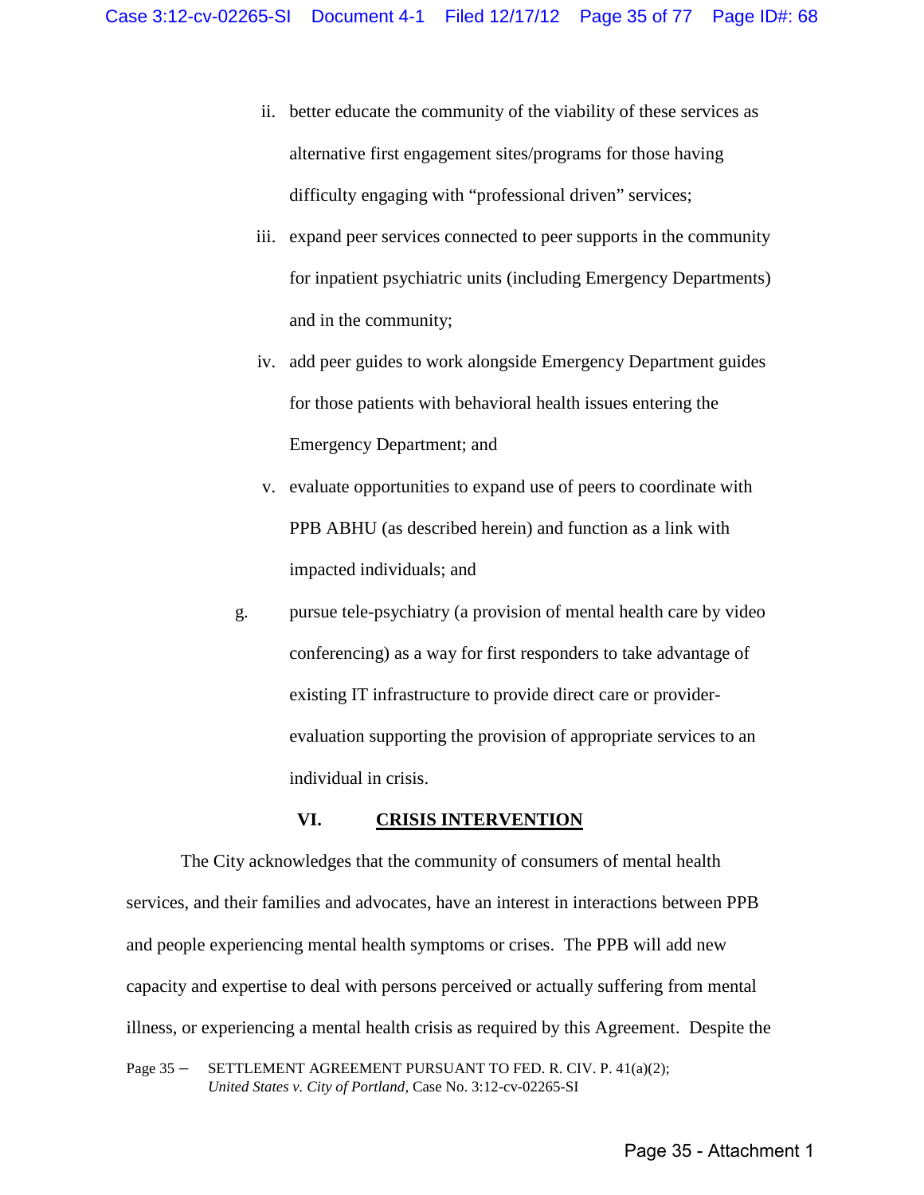ii. better educate the community of the viability of these services as alternative first engagement sites/programs for those having difficulty engaging with "professional driven" services;

iii. expand peer services connected to peer supports in the community for inpatient psychiatric units (including Emergency Departments) and in the community;

iv. add peer guides to work alongside Emergency Department guides for those patients with behavioral health issues entering the Emergency Department; and

v. evaluate opportunities to expand use of peers to coordinate with PPB ABHU (as described herein) and function as a link with impacted individuals; and

g. pursue tele-psychiatry (a provision of mental health care by video conferencing) as a way for first responders to take advantage of existing IT infrastructure to provide direct care or provider-evaluation supporting the provision of appropriate services to an individual in crisis.

## VI. CRISIS INTERVENTION

The City acknowledges that the community of consumers of mental health services, and their families and advocates, have an interest in interactions between PPB and people experiencing mental health symptoms or crises. The PPB will add new capacity and expertise to deal with persons perceived or actually suffering from mental illness, or experiencing a mental health crisis as required by this Agreement. Despite the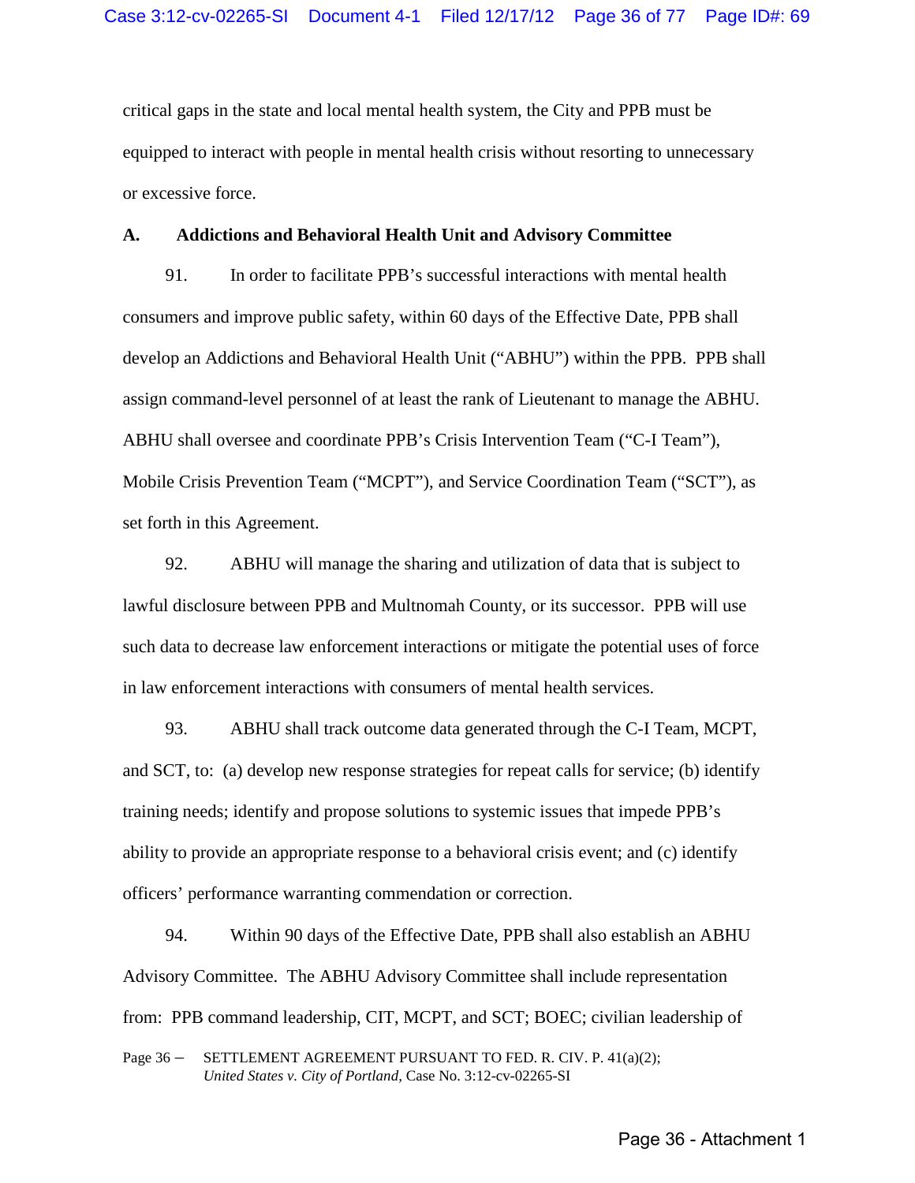critical gaps in the state and local mental health system, the City and PPB must be equipped to interact with people in mental health crisis without resorting to unnecessary or excessive force.

### A. Addictions and Behavioral Health Unit and Advisory Committee

91. In order to facilitate PPB's successful interactions with mental health consumers and improve public safety, within 60 days of the Effective Date, PPB shall develop an Addictions and Behavioral Health Unit ("ABHU") within the PPB. PPB shall assign command-level personnel of at least the rank of Lieutenant to manage the ABHU. ABHU shall oversee and coordinate PPB's Crisis Intervention Team ("C-I Team"), Mobile Crisis Prevention Team ("MCPT"), and Service Coordination Team ("SCT"), as set forth in this Agreement.

92. ABHU will manage the sharing and utilization of data that is subject to lawful disclosure between PPB and Multnomah County, or its successor. PPB will use such data to decrease law enforcement interactions or mitigate the potential uses of force in law enforcement interactions with consumers of mental health services.

93. ABHU shall track outcome data generated through the C-I Team, MCPT, and SCT, to: (a) develop new response strategies for repeat calls for service; (b) identify training needs; identify and propose solutions to systemic issues that impede PPB's ability to provide an appropriate response to a behavioral crisis event; and (c) identify officers' performance warranting commendation or correction.

94. Within 90 days of the Effective Date, PPB shall also establish an ABHU Advisory Committee. The ABHU Advisory Committee shall include representation from: PPB command leadership, CIT, MCPT, and SCT; BOEC; civilian leadership of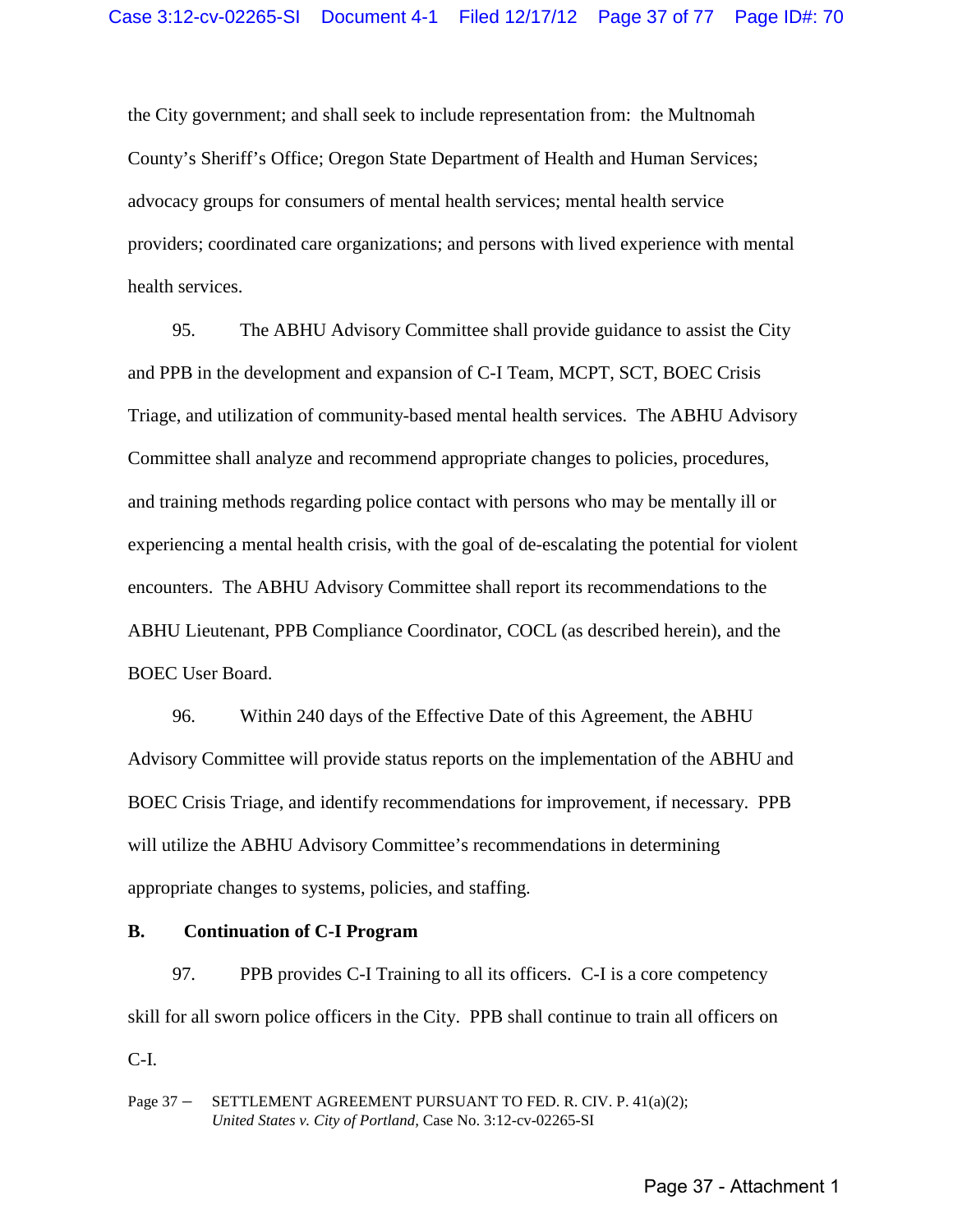the City government; and shall seek to include representation from: the Multnomah County's Sheriff's Office; Oregon State Department of Health and Human Services; advocacy groups for consumers of mental health services; mental health service providers; coordinated care organizations; and persons with lived experience with mental health services.

95. The ABHU Advisory Committee shall provide guidance to assist the City and PPB in the development and expansion of C-I Team, MCPT, SCT, BOEC Crisis Triage, and utilization of community-based mental health services. The ABHU Advisory Committee shall analyze and recommend appropriate changes to policies, procedures, and training methods regarding police contact with persons who may be mentally ill or experiencing a mental health crisis, with the goal of de-escalating the potential for violent encounters. The ABHU Advisory Committee shall report its recommendations to the ABHU Lieutenant, PPB Compliance Coordinator, COCL (as described herein), and the BOEC User Board.

96. Within 240 days of the Effective Date of this Agreement, the ABHU Advisory Committee will provide status reports on the implementation of the ABHU and BOEC Crisis Triage, and identify recommendations for improvement, if necessary. PPB will utilize the ABHU Advisory Committee's recommendations in determining appropriate changes to systems, policies, and staffing.

### B. Continuation of C-I Program

97. PPB provides C-I Training to all its officers. C-I is a core competency skill for all sworn police officers in the City. PPB shall continue to train all officers on C-I.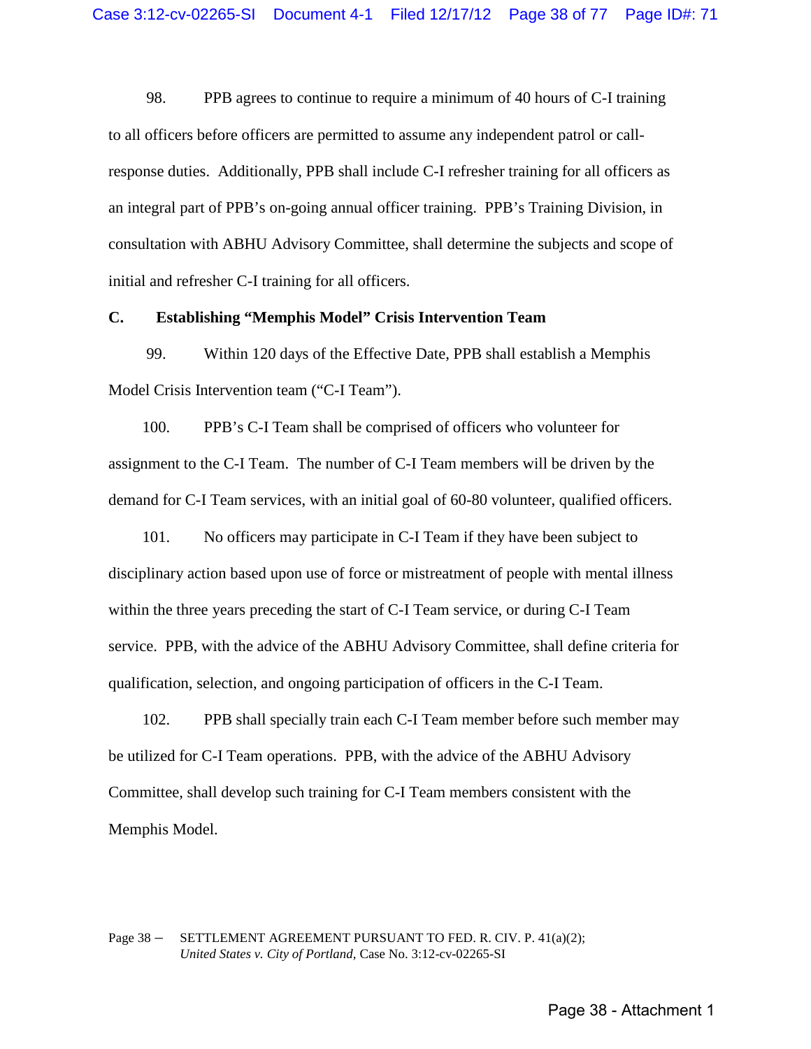98. PPB agrees to continue to require a minimum of 40 hours of C-I training to all officers before officers are permitted to assume any independent patrol or call-response duties. Additionally, PPB shall include C-I refresher training for all officers as an integral part of PPB's on-going annual officer training. PPB's Training Division, in consultation with ABHU Advisory Committee, shall determine the subjects and scope of initial and refresher C-I training for all officers.

### C. Establishing "Memphis Model" Crisis Intervention Team

99. Within 120 days of the Effective Date, PPB shall establish a Memphis Model Crisis Intervention team ("C-I Team").

100. PPB's C-I Team shall be comprised of officers who volunteer for assignment to the C-I Team. The number of C-I Team members will be driven by the demand for C-I Team services, with an initial goal of 60-80 volunteer, qualified officers.

101. No officers may participate in C-I Team if they have been subject to disciplinary action based upon use of force or mistreatment of people with mental illness within the three years preceding the start of C-I Team service, or during C-I Team service. PPB, with the advice of the ABHU Advisory Committee, shall define criteria for qualification, selection, and ongoing participation of officers in the C-I Team.

102. PPB shall specially train each C-I Team member before such member may be utilized for C-I Team operations. PPB, with the advice of the ABHU Advisory Committee, shall develop such training for C-I Team members consistent with the Memphis Model.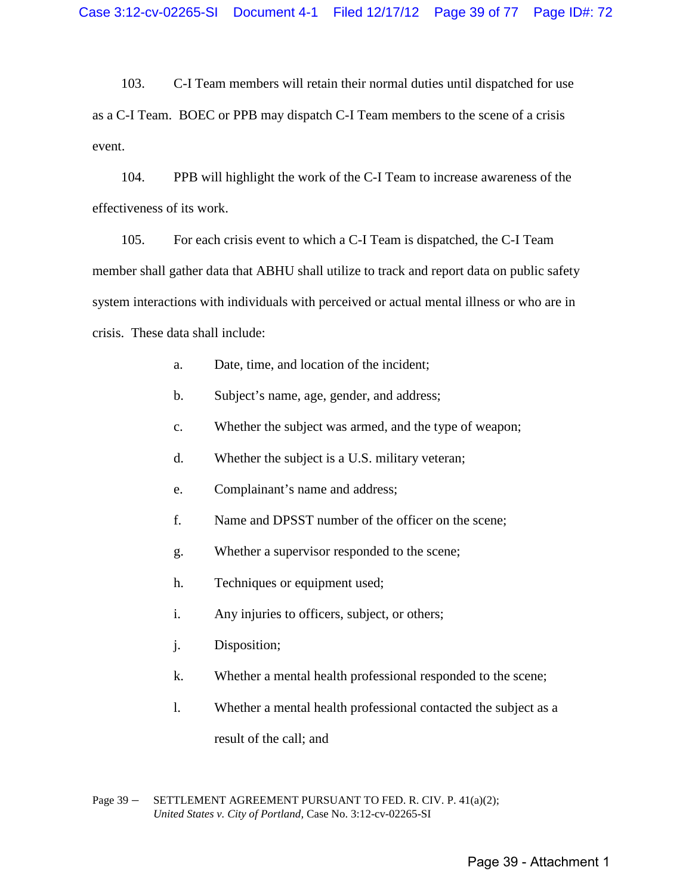103. C-I Team members will retain their normal duties until dispatched for use as a C-I Team. BOEC or PPB may dispatch C-I Team members to the scene of a crisis event.

104. PPB will highlight the work of the C-I Team to increase awareness of the effectiveness of its work.

105. For each crisis event to which a C-I Team is dispatched, the C-I Team member shall gather data that ABHU shall utilize to track and report data on public safety system interactions with individuals with perceived or actual mental illness or who are in crisis. These data shall include:

a. Date, time, and location of the incident;

b. Subject's name, age, gender, and address;

c. Whether the subject was armed, and the type of weapon;

d. Whether the subject is a U.S. military veteran;

e. Complainant's name and address;

f. Name and DPSST number of the officer on the scene;

g. Whether a supervisor responded to the scene;

h. Techniques or equipment used;

i. Any injuries to officers, subject, or others;

j. Disposition;

k. Whether a mental health professional responded to the scene;

l. Whether a mental health professional contacted the subject as a result of the call; and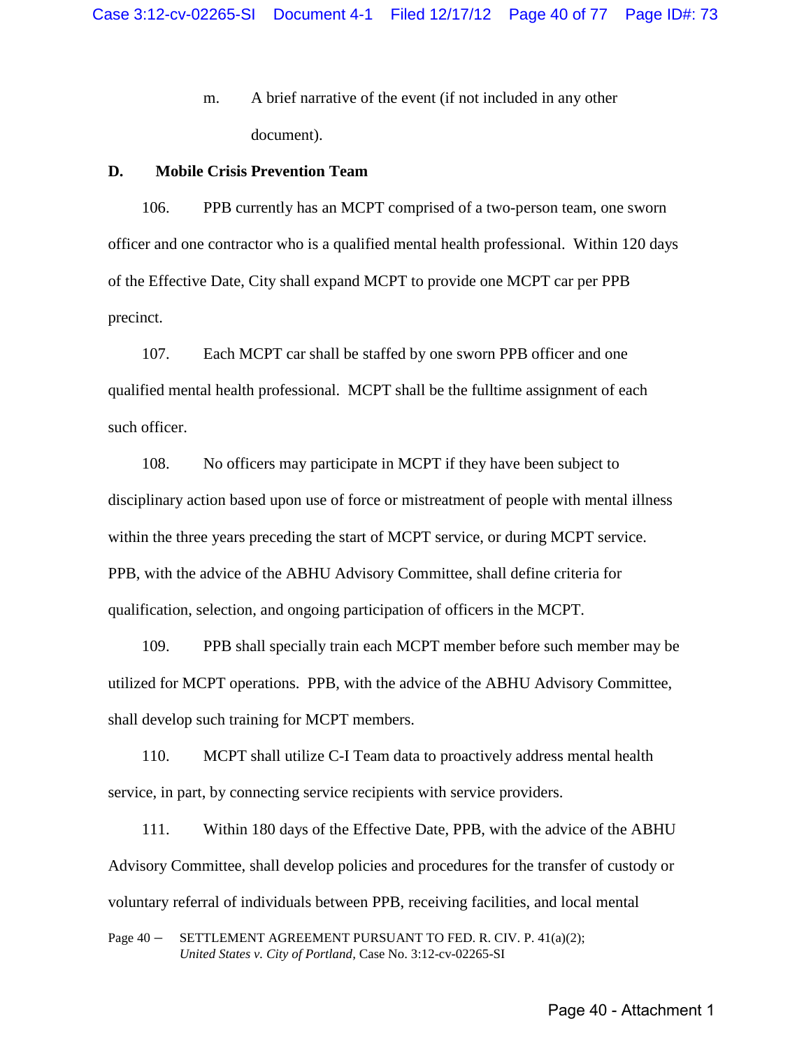m. A brief narrative of the event (if not included in any other document).

### D. Mobile Crisis Prevention Team

106. PPB currently has an MCPT comprised of a two-person team, one sworn officer and one contractor who is a qualified mental health professional. Within 120 days of the Effective Date, City shall expand MCPT to provide one MCPT car per PPB precinct.

107. Each MCPT car shall be staffed by one sworn PPB officer and one qualified mental health professional. MCPT shall be the fulltime assignment of each such officer.

108. No officers may participate in MCPT if they have been subject to disciplinary action based upon use of force or mistreatment of people with mental illness within the three years preceding the start of MCPT service, or during MCPT service. PPB, with the advice of the ABHU Advisory Committee, shall define criteria for qualification, selection, and ongoing participation of officers in the MCPT.

109. PPB shall specially train each MCPT member before such member may be utilized for MCPT operations. PPB, with the advice of the ABHU Advisory Committee, shall develop such training for MCPT members.

110. MCPT shall utilize C-I Team data to proactively address mental health service, in part, by connecting service recipients with service providers.

111. Within 180 days of the Effective Date, PPB, with the advice of the ABHU Advisory Committee, shall develop policies and procedures for the transfer of custody or voluntary referral of individuals between PPB, receiving facilities, and local mental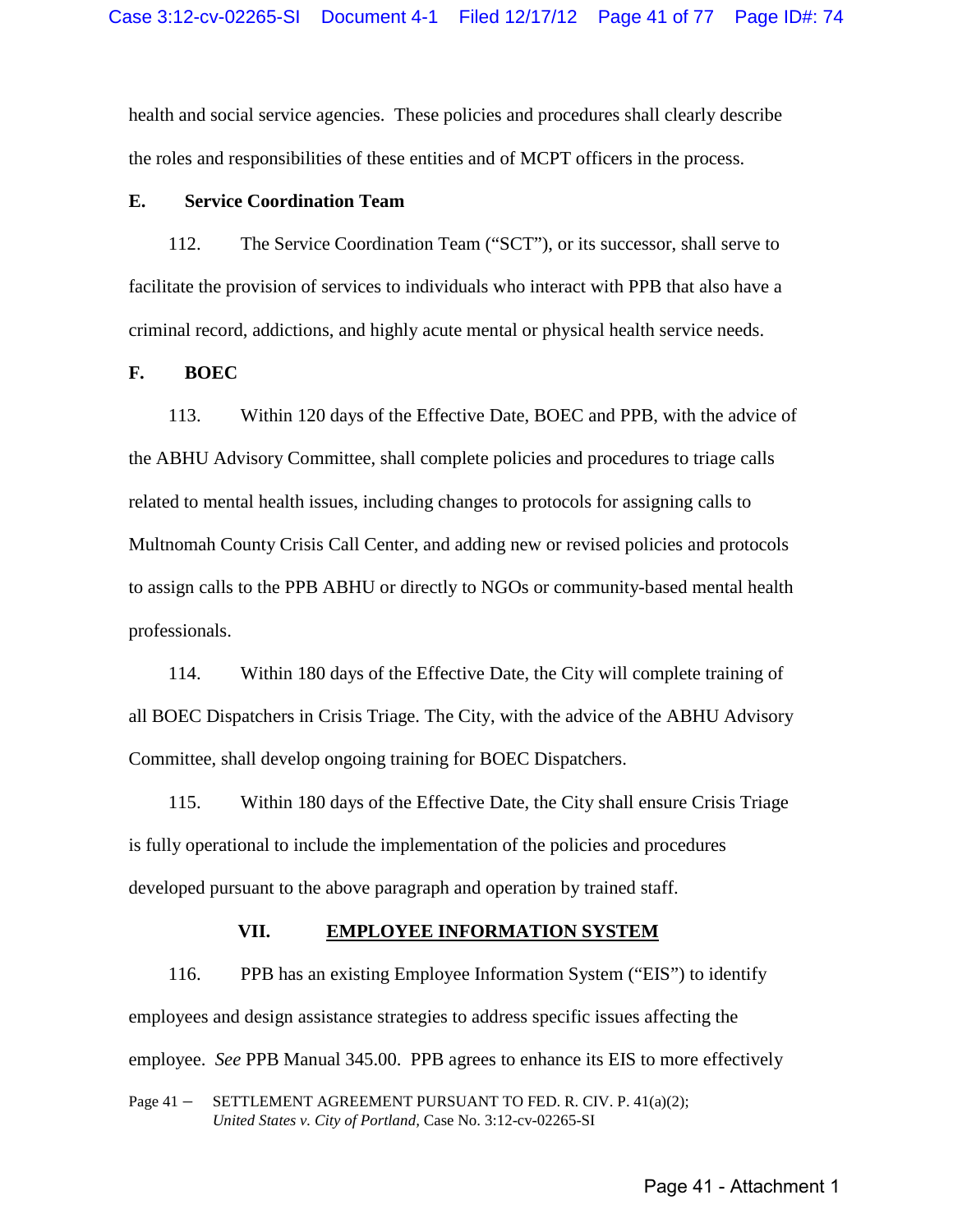health and social service agencies. These policies and procedures shall clearly describe the roles and responsibilities of these entities and of MCPT officers in the process.

### E. Service Coordination Team

112. The Service Coordination Team ("SCT"), or its successor, shall serve to facilitate the provision of services to individuals who interact with PPB that also have a criminal record, addictions, and highly acute mental or physical health service needs.

### F. BOEC

113. Within 120 days of the Effective Date, BOEC and PPB, with the advice of the ABHU Advisory Committee, shall complete policies and procedures to triage calls related to mental health issues, including changes to protocols for assigning calls to Multnomah County Crisis Call Center, and adding new or revised policies and protocols to assign calls to the PPB ABHU or directly to NGOs or community-based mental health professionals.

114. Within 180 days of the Effective Date, the City will complete training of all BOEC Dispatchers in Crisis Triage. The City, with the advice of the ABHU Advisory Committee, shall develop ongoing training for BOEC Dispatchers.

115. Within 180 days of the Effective Date, the City shall ensure Crisis Triage is fully operational to include the implementation of the policies and procedures developed pursuant to the above paragraph and operation by trained staff.

## VII. EMPLOYEE INFORMATION SYSTEM

116. PPB has an existing Employee Information System ("EIS") to identify employees and design assistance strategies to address specific issues affecting the employee. *See* PPB Manual 345.00. PPB agrees to enhance its EIS to more effectively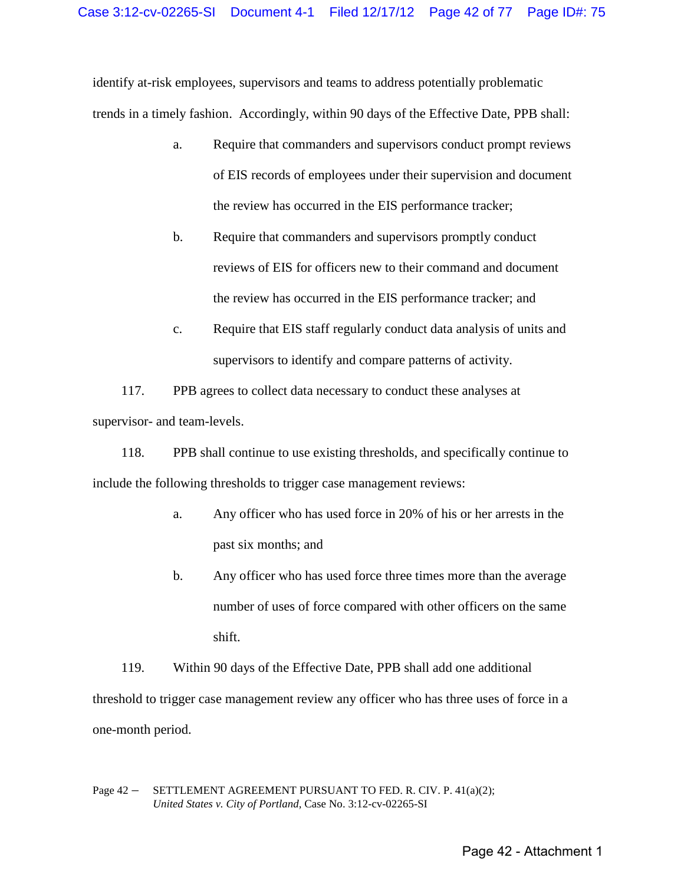identify at-risk employees, supervisors and teams to address potentially problematic trends in a timely fashion. Accordingly, within 90 days of the Effective Date, PPB shall:

a. Require that commanders and supervisors conduct prompt reviews of EIS records of employees under their supervision and document the review has occurred in the EIS performance tracker;

b. Require that commanders and supervisors promptly conduct reviews of EIS for officers new to their command and document the review has occurred in the EIS performance tracker; and

c. Require that EIS staff regularly conduct data analysis of units and supervisors to identify and compare patterns of activity.

117. PPB agrees to collect data necessary to conduct these analyses at supervisor- and team-levels.

118. PPB shall continue to use existing thresholds, and specifically continue to include the following thresholds to trigger case management reviews:

a. Any officer who has used force in 20% of his or her arrests in the past six months; and

b. Any officer who has used force three times more than the average number of uses of force compared with other officers on the same shift.

119. Within 90 days of the Effective Date, PPB shall add one additional threshold to trigger case management review any officer who has three uses of force in a one-month period.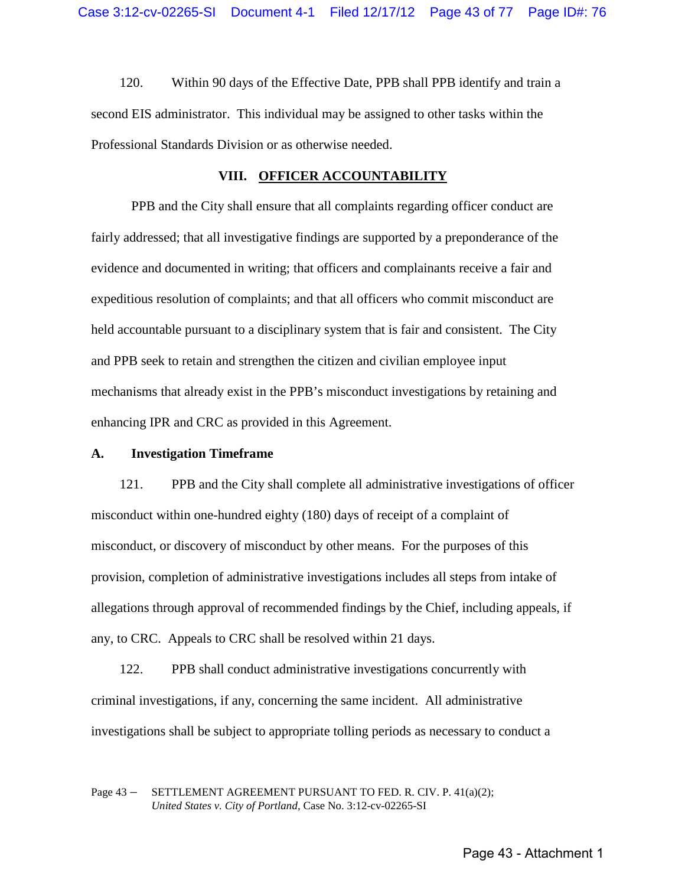120. Within 90 days of the Effective Date, PPB shall PPB identify and train a second EIS administrator. This individual may be assigned to other tasks within the Professional Standards Division or as otherwise needed.

## VIII. OFFICER ACCOUNTABILITY

PPB and the City shall ensure that all complaints regarding officer conduct are fairly addressed; that all investigative findings are supported by a preponderance of the evidence and documented in writing; that officers and complainants receive a fair and expeditious resolution of complaints; and that all officers who commit misconduct are held accountable pursuant to a disciplinary system that is fair and consistent. The City and PPB seek to retain and strengthen the citizen and civilian employee input mechanisms that already exist in the PPB's misconduct investigations by retaining and enhancing IPR and CRC as provided in this Agreement.

### A. Investigation Timeframe

121. PPB and the City shall complete all administrative investigations of officer misconduct within one-hundred eighty (180) days of receipt of a complaint of misconduct, or discovery of misconduct by other means. For the purposes of this provision, completion of administrative investigations includes all steps from intake of allegations through approval of recommended findings by the Chief, including appeals, if any, to CRC. Appeals to CRC shall be resolved within 21 days.

122. PPB shall conduct administrative investigations concurrently with criminal investigations, if any, concerning the same incident. All administrative investigations shall be subject to appropriate tolling periods as necessary to conduct a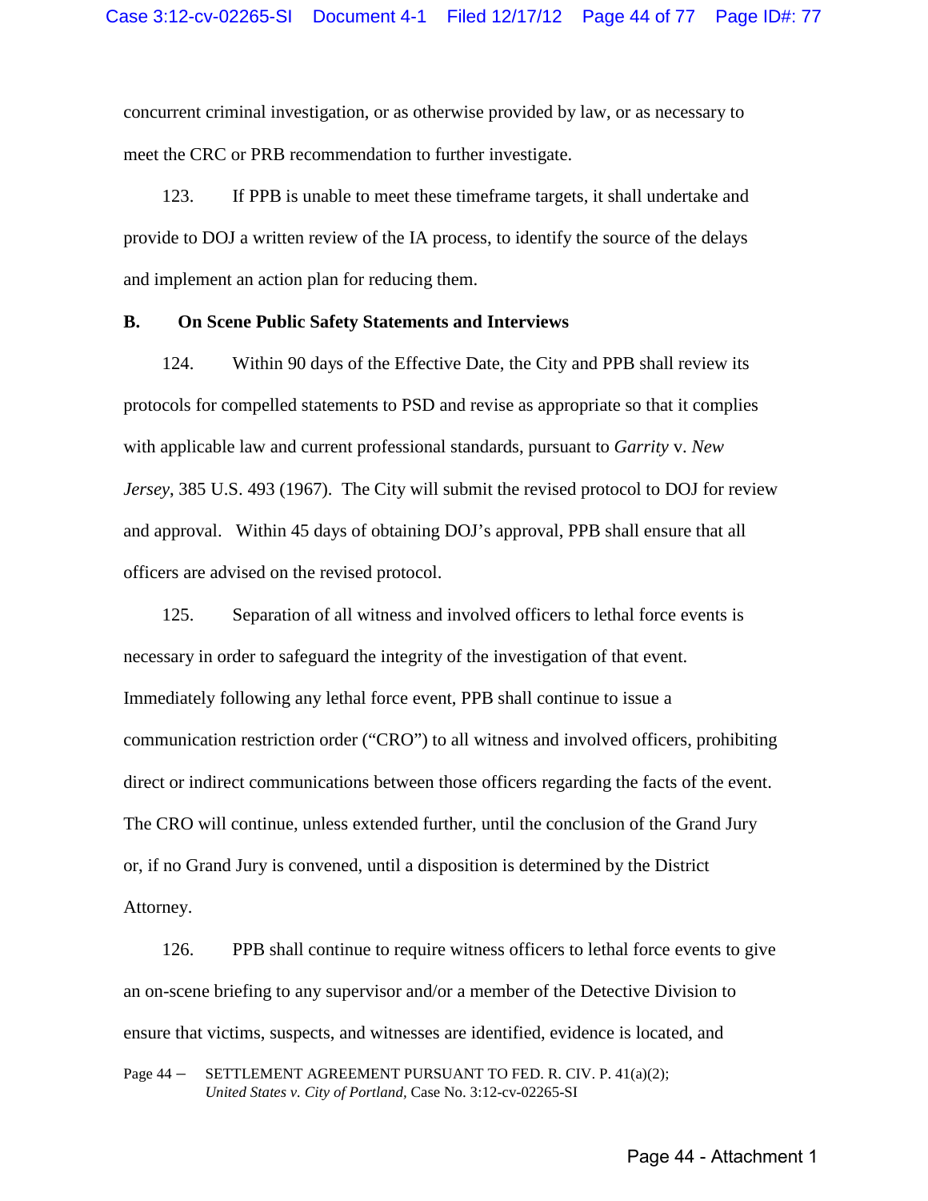concurrent criminal investigation, or as otherwise provided by law, or as necessary to meet the CRC or PRB recommendation to further investigate.

123. If PPB is unable to meet these timeframe targets, it shall undertake and provide to DOJ a written review of the IA process, to identify the source of the delays and implement an action plan for reducing them.

**B. On Scene Public Safety Statements and Interviews**

124. Within 90 days of the Effective Date, the City and PPB shall review its protocols for compelled statements to PSD and revise as appropriate so that it complies with applicable law and current professional standards, pursuant to *Garrity* v. *New Jersey*, 385 U.S. 493 (1967). The City will submit the revised protocol to DOJ for review and approval. Within 45 days of obtaining DOJ's approval, PPB shall ensure that all officers are advised on the revised protocol.

125. Separation of all witness and involved officers to lethal force events is necessary in order to safeguard the integrity of the investigation of that event. Immediately following any lethal force event, PPB shall continue to issue a communication restriction order ("CRO") to all witness and involved officers, prohibiting direct or indirect communications between those officers regarding the facts of the event. The CRO will continue, unless extended further, until the conclusion of the Grand Jury or, if no Grand Jury is convened, until a disposition is determined by the District Attorney.

126. PPB shall continue to require witness officers to lethal force events to give an on-scene briefing to any supervisor and/or a member of the Detective Division to ensure that victims, suspects, and witnesses are identified, evidence is located, and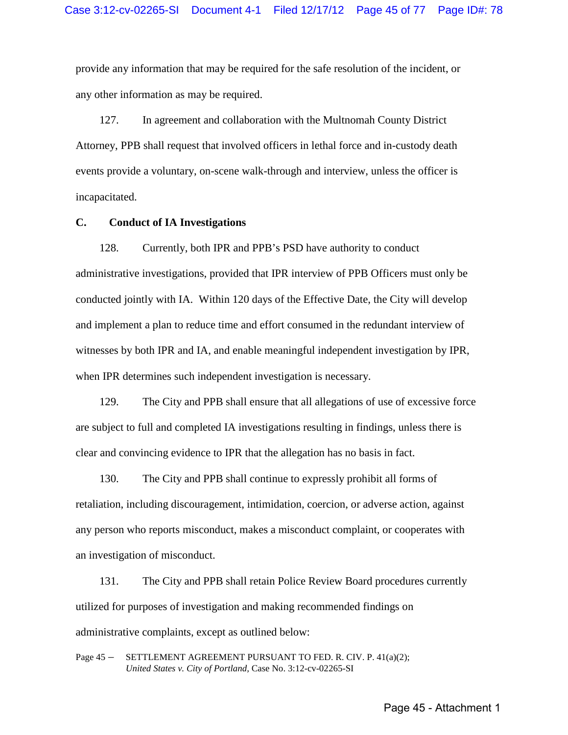provide any information that may be required for the safe resolution of the incident, or any other information as may be required.

127. In agreement and collaboration with the Multnomah County District Attorney, PPB shall request that involved officers in lethal force and in-custody death events provide a voluntary, on-scene walk-through and interview, unless the officer is incapacitated.

**C. Conduct of IA Investigations**

128. Currently, both IPR and PPB's PSD have authority to conduct administrative investigations, provided that IPR interview of PPB Officers must only be conducted jointly with IA. Within 120 days of the Effective Date, the City will develop and implement a plan to reduce time and effort consumed in the redundant interview of witnesses by both IPR and IA, and enable meaningful independent investigation by IPR, when IPR determines such independent investigation is necessary.

129. The City and PPB shall ensure that all allegations of use of excessive force are subject to full and completed IA investigations resulting in findings, unless there is clear and convincing evidence to IPR that the allegation has no basis in fact.

130. The City and PPB shall continue to expressly prohibit all forms of retaliation, including discouragement, intimidation, coercion, or adverse action, against any person who reports misconduct, makes a misconduct complaint, or cooperates with an investigation of misconduct.

131. The City and PPB shall retain Police Review Board procedures currently utilized for purposes of investigation and making recommended findings on administrative complaints, except as outlined below: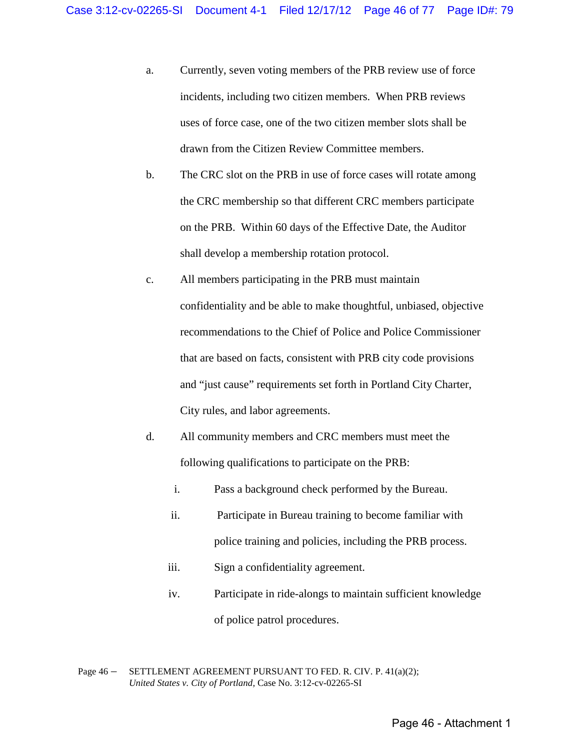a. Currently, seven voting members of the PRB review use of force incidents, including two citizen members. When PRB reviews uses of force case, one of the two citizen member slots shall be drawn from the Citizen Review Committee members.

b. The CRC slot on the PRB in use of force cases will rotate among the CRC membership so that different CRC members participate on the PRB. Within 60 days of the Effective Date, the Auditor shall develop a membership rotation protocol.

c. All members participating in the PRB must maintain confidentiality and be able to make thoughtful, unbiased, objective recommendations to the Chief of Police and Police Commissioner that are based on facts, consistent with PRB city code provisions and "just cause" requirements set forth in Portland City Charter, City rules, and labor agreements.

d. All community members and CRC members must meet the following qualifications to participate on the PRB:

   i. Pass a background check performed by the Bureau.

   ii. Participate in Bureau training to become familiar with police training and policies, including the PRB process.

   iii. Sign a confidentiality agreement.

   iv. Participate in ride-alongs to maintain sufficient knowledge of police patrol procedures.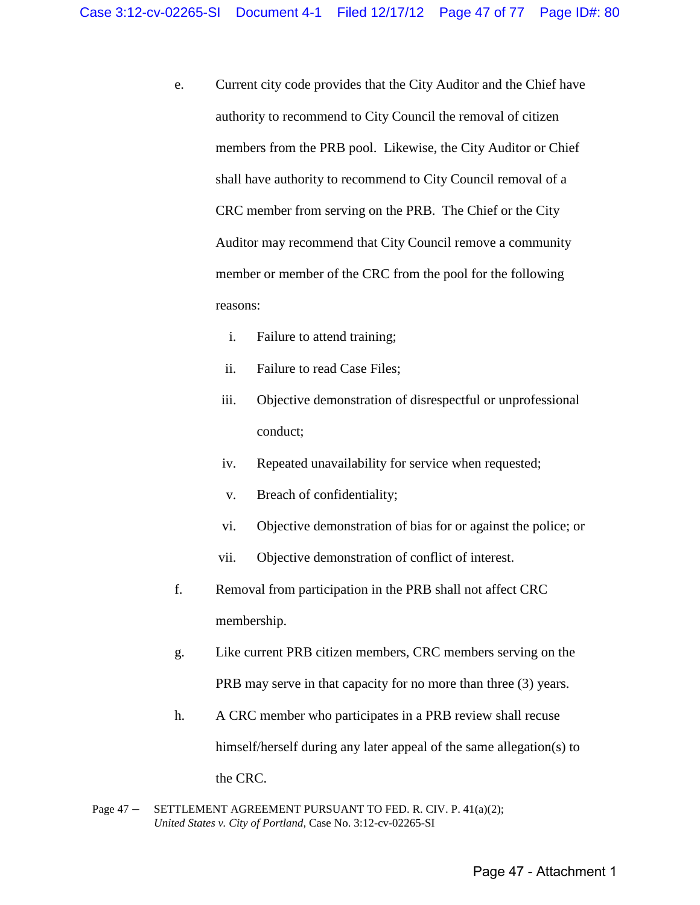e. Current city code provides that the City Auditor and the Chief have authority to recommend to City Council the removal of citizen members from the PRB pool. Likewise, the City Auditor or Chief shall have authority to recommend to City Council removal of a CRC member from serving on the PRB. The Chief or the City Auditor may recommend that City Council remove a community member or member of the CRC from the pool for the following reasons:

   i. Failure to attend training;

   ii. Failure to read Case Files;

   iii. Objective demonstration of disrespectful or unprofessional conduct;

   iv. Repeated unavailability for service when requested;

   v. Breach of confidentiality;

   vi. Objective demonstration of bias for or against the police; or

   vii. Objective demonstration of conflict of interest.

f. Removal from participation in the PRB shall not affect CRC membership.

g. Like current PRB citizen members, CRC members serving on the PRB may serve in that capacity for no more than three (3) years.

h. A CRC member who participates in a PRB review shall recuse himself/herself during any later appeal of the same allegation(s) to the CRC.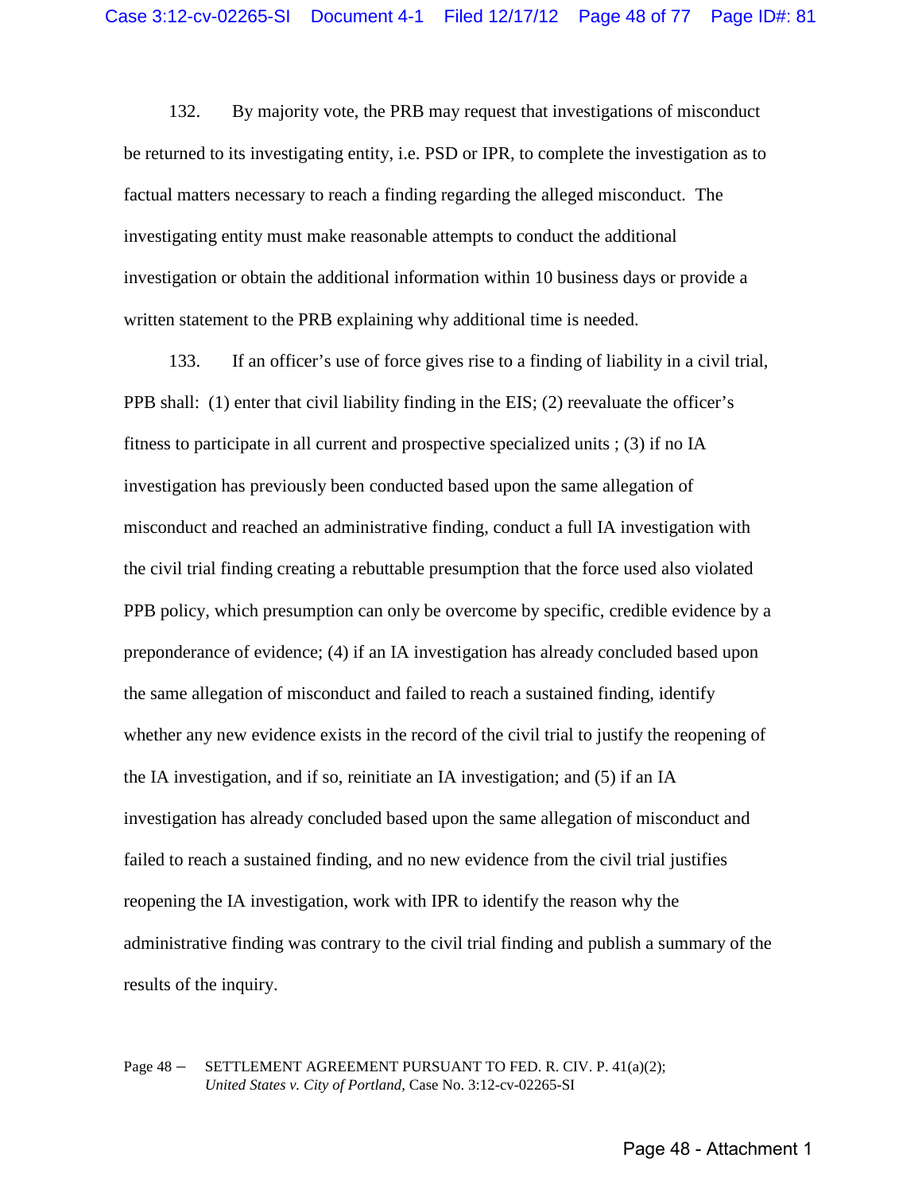132. By majority vote, the PRB may request that investigations of misconduct be returned to its investigating entity, i.e. PSD or IPR, to complete the investigation as to factual matters necessary to reach a finding regarding the alleged misconduct. The investigating entity must make reasonable attempts to conduct the additional investigation or obtain the additional information within 10 business days or provide a written statement to the PRB explaining why additional time is needed.

133. If an officer's use of force gives rise to a finding of liability in a civil trial, PPB shall: (1) enter that civil liability finding in the EIS; (2) reevaluate the officer's fitness to participate in all current and prospective specialized units ; (3) if no IA investigation has previously been conducted based upon the same allegation of misconduct and reached an administrative finding, conduct a full IA investigation with the civil trial finding creating a rebuttable presumption that the force used also violated PPB policy, which presumption can only be overcome by specific, credible evidence by a preponderance of evidence; (4) if an IA investigation has already concluded based upon the same allegation of misconduct and failed to reach a sustained finding, identify whether any new evidence exists in the record of the civil trial to justify the reopening of the IA investigation, and if so, reinitiate an IA investigation; and (5) if an IA investigation has already concluded based upon the same allegation of misconduct and failed to reach a sustained finding, and no new evidence from the civil trial justifies reopening the IA investigation, work with IPR to identify the reason why the administrative finding was contrary to the civil trial finding and publish a summary of the results of the inquiry.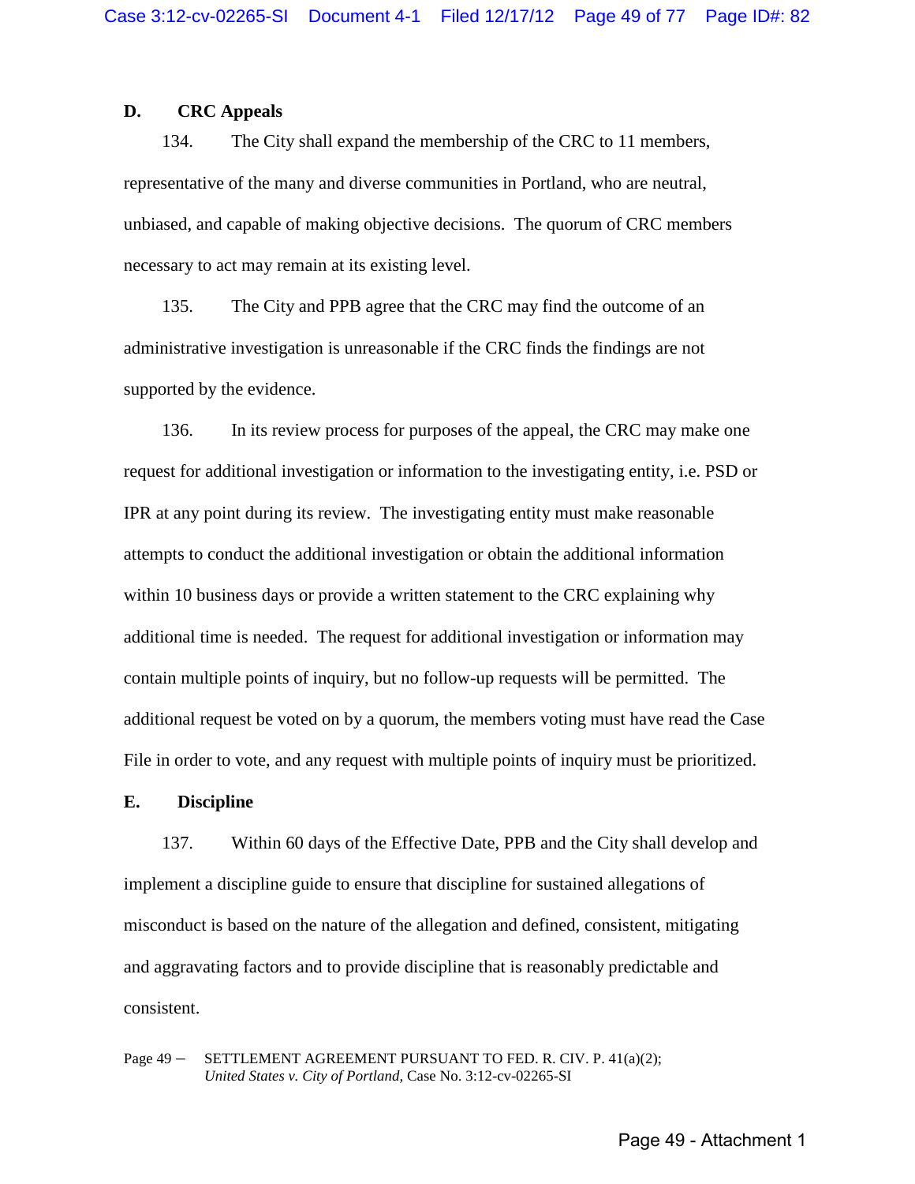## D. CRC Appeals

134. The City shall expand the membership of the CRC to 11 members, representative of the many and diverse communities in Portland, who are neutral, unbiased, and capable of making objective decisions. The quorum of CRC members necessary to act may remain at its existing level.

135. The City and PPB agree that the CRC may find the outcome of an administrative investigation is unreasonable if the CRC finds the findings are not supported by the evidence.

136. In its review process for purposes of the appeal, the CRC may make one request for additional investigation or information to the investigating entity, i.e. PSD or IPR at any point during its review. The investigating entity must make reasonable attempts to conduct the additional investigation or obtain the additional information within 10 business days or provide a written statement to the CRC explaining why additional time is needed. The request for additional investigation or information may contain multiple points of inquiry, but no follow-up requests will be permitted. The additional request be voted on by a quorum, the members voting must have read the Case File in order to vote, and any request with multiple points of inquiry must be prioritized.

## E. Discipline

137. Within 60 days of the Effective Date, PPB and the City shall develop and implement a discipline guide to ensure that discipline for sustained allegations of misconduct is based on the nature of the allegation and defined, consistent, mitigating and aggravating factors and to provide discipline that is reasonably predictable and consistent.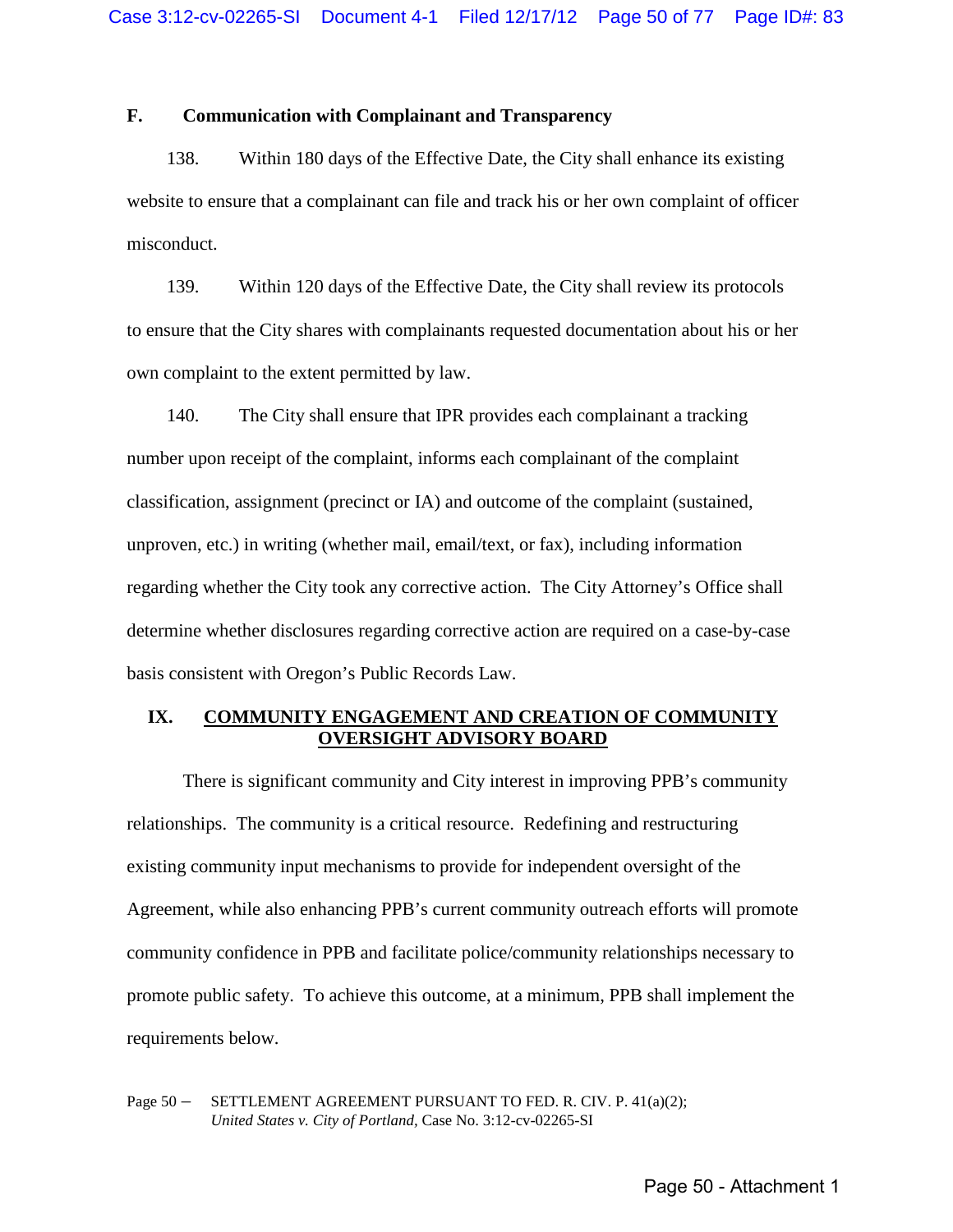### F. Communication with Complainant and Transparency

138. Within 180 days of the Effective Date, the City shall enhance its existing website to ensure that a complainant can file and track his or her own complaint of officer misconduct.

139. Within 120 days of the Effective Date, the City shall review its protocols to ensure that the City shares with complainants requested documentation about his or her own complaint to the extent permitted by law.

140. The City shall ensure that IPR provides each complainant a tracking number upon receipt of the complaint, informs each complainant of the complaint classification, assignment (precinct or IA) and outcome of the complaint (sustained, unproven, etc.) in writing (whether mail, email/text, or fax), including information regarding whether the City took any corrective action. The City Attorney's Office shall determine whether disclosures regarding corrective action are required on a case-by-case basis consistent with Oregon's Public Records Law.

## IX. COMMUNITY ENGAGEMENT AND CREATION OF COMMUNITY OVERSIGHT ADVISORY BOARD

There is significant community and City interest in improving PPB's community relationships. The community is a critical resource. Redefining and restructuring existing community input mechanisms to provide for independent oversight of the Agreement, while also enhancing PPB's current community outreach efforts will promote community confidence in PPB and facilitate police/community relationships necessary to promote public safety. To achieve this outcome, at a minimum, PPB shall implement the requirements below.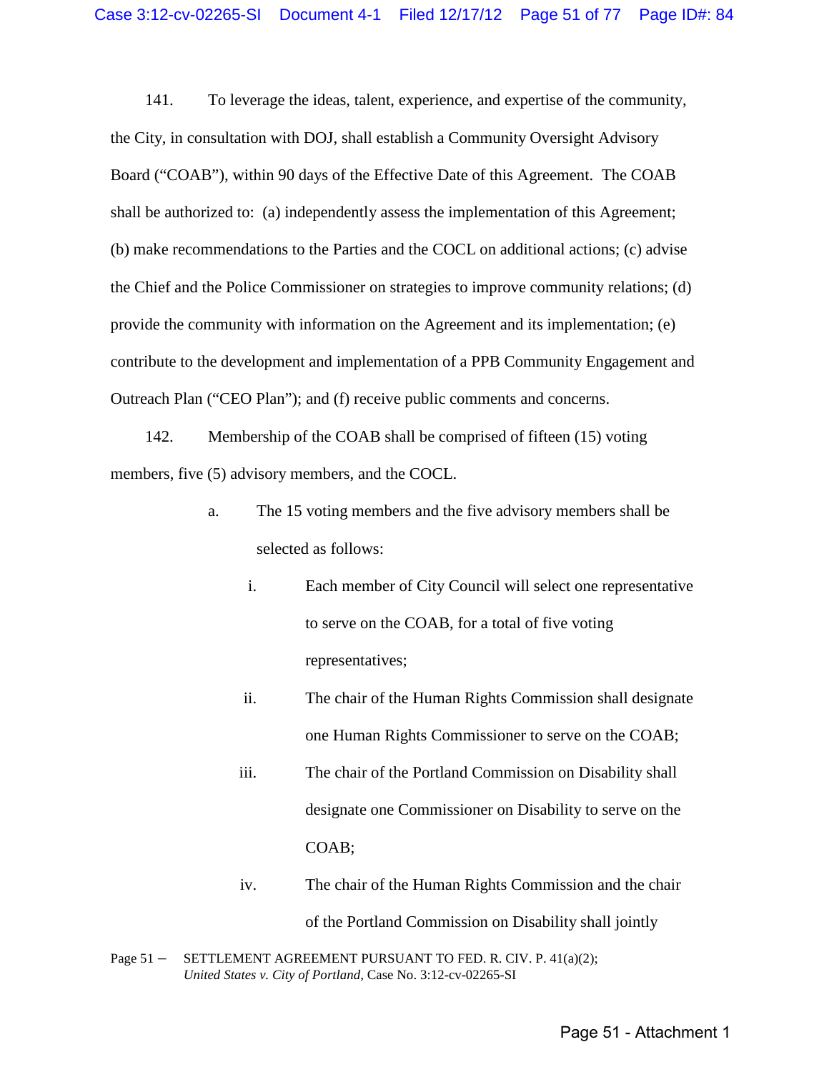141. To leverage the ideas, talent, experience, and expertise of the community, the City, in consultation with DOJ, shall establish a Community Oversight Advisory Board ("COAB"), within 90 days of the Effective Date of this Agreement. The COAB shall be authorized to: (a) independently assess the implementation of this Agreement; (b) make recommendations to the Parties and the COCL on additional actions; (c) advise the Chief and the Police Commissioner on strategies to improve community relations; (d) provide the community with information on the Agreement and its implementation; (e) contribute to the development and implementation of a PPB Community Engagement and Outreach Plan ("CEO Plan"); and (f) receive public comments and concerns.

142. Membership of the COAB shall be comprised of fifteen (15) voting members, five (5) advisory members, and the COCL.

a. The 15 voting members and the five advisory members shall be selected as follows:

i. Each member of City Council will select one representative to serve on the COAB, for a total of five voting representatives;

ii. The chair of the Human Rights Commission shall designate one Human Rights Commissioner to serve on the COAB;

iii. The chair of the Portland Commission on Disability shall designate one Commissioner on Disability to serve on the COAB;

iv. The chair of the Human Rights Commission and the chair of the Portland Commission on Disability shall jointly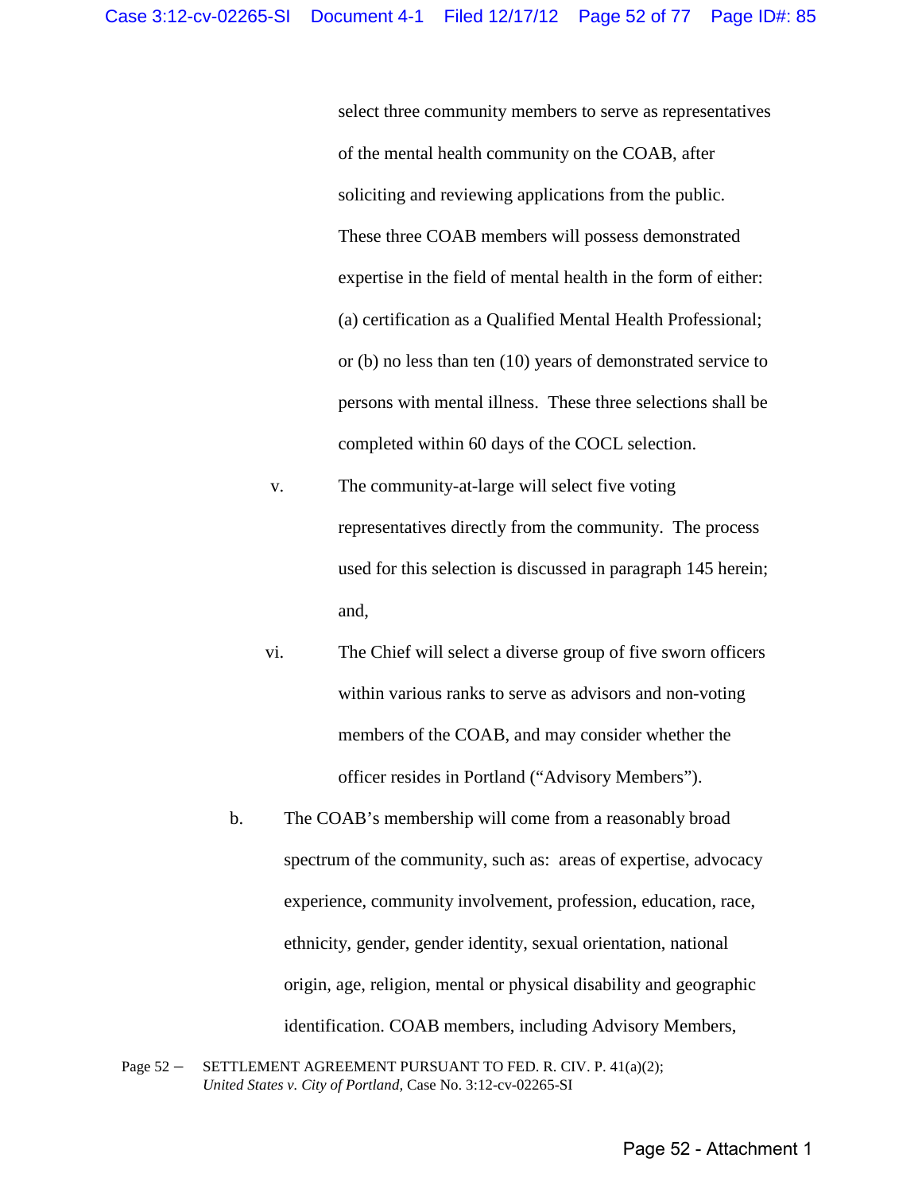select three community members to serve as representatives of the mental health community on the COAB, after soliciting and reviewing applications from the public. These three COAB members will possess demonstrated expertise in the field of mental health in the form of either: (a) certification as a Qualified Mental Health Professional; or (b) no less than ten (10) years of demonstrated service to persons with mental illness. These three selections shall be completed within 60 days of the COCL selection.

v. The community-at-large will select five voting representatives directly from the community. The process used for this selection is discussed in paragraph 145 herein; and,

vi. The Chief will select a diverse group of five sworn officers within various ranks to serve as advisors and non-voting members of the COAB, and may consider whether the officer resides in Portland ("Advisory Members").

b. The COAB's membership will come from a reasonably broad spectrum of the community, such as: areas of expertise, advocacy experience, community involvement, profession, education, race, ethnicity, gender, gender identity, sexual orientation, national origin, age, religion, mental or physical disability and geographic identification. COAB members, including Advisory Members,

Page 52 – SETTLEMENT AGREEMENT PURSUANT TO FED. R. CIV. P. 41(a)(2); *United States v. City of Portland*, Case No. 3:12-cv-02265-SI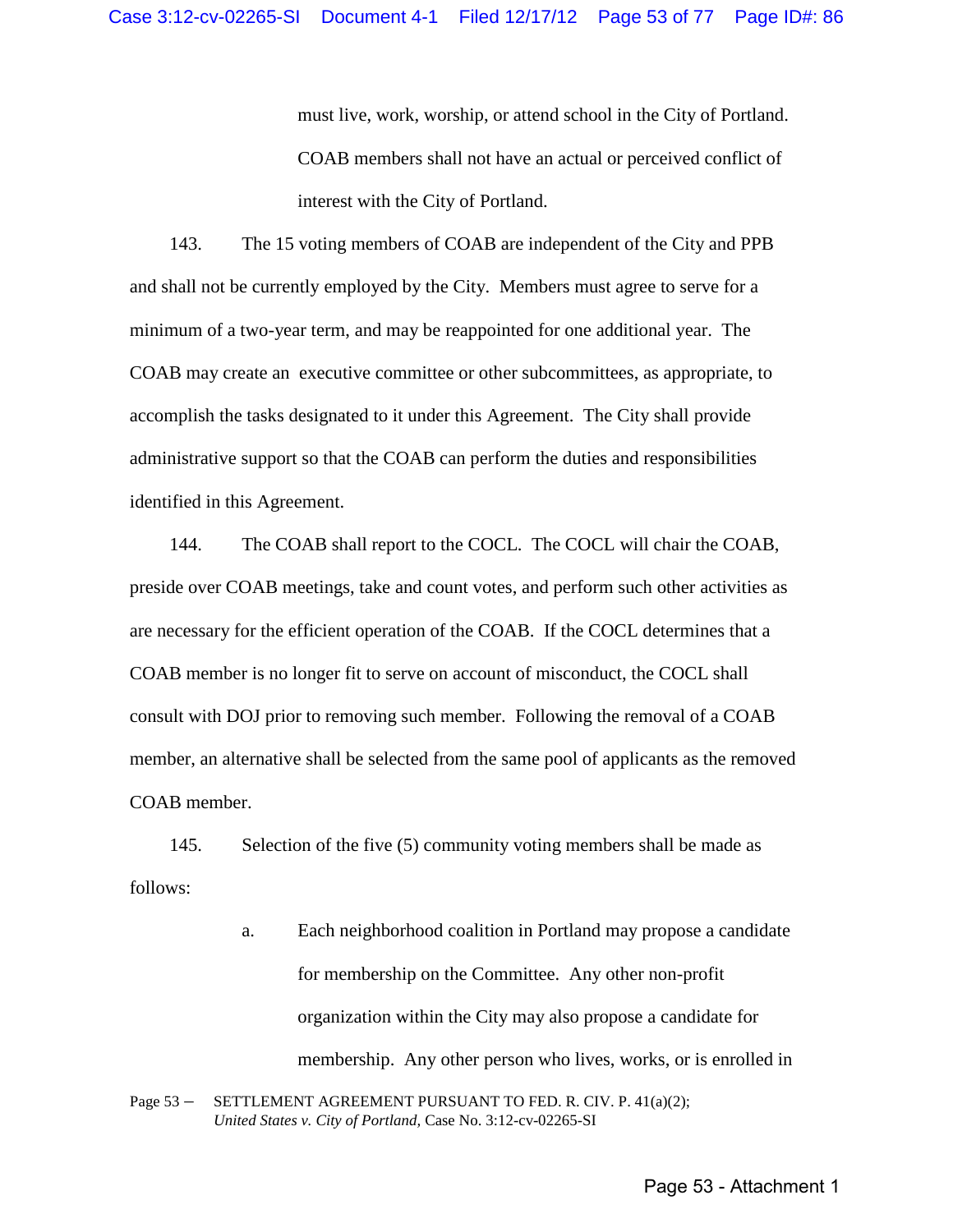must live, work, worship, or attend school in the City of Portland. COAB members shall not have an actual or perceived conflict of interest with the City of Portland.

143. The 15 voting members of COAB are independent of the City and PPB and shall not be currently employed by the City. Members must agree to serve for a minimum of a two-year term, and may be reappointed for one additional year. The COAB may create an executive committee or other subcommittees, as appropriate, to accomplish the tasks designated to it under this Agreement. The City shall provide administrative support so that the COAB can perform the duties and responsibilities identified in this Agreement.

144. The COAB shall report to the COCL. The COCL will chair the COAB, preside over COAB meetings, take and count votes, and perform such other activities as are necessary for the efficient operation of the COAB. If the COCL determines that a COAB member is no longer fit to serve on account of misconduct, the COCL shall consult with DOJ prior to removing such member. Following the removal of a COAB member, an alternative shall be selected from the same pool of applicants as the removed COAB member.

145. Selection of the five (5) community voting members shall be made as follows:

a. Each neighborhood coalition in Portland may propose a candidate for membership on the Committee. Any other non-profit organization within the City may also propose a candidate for membership. Any other person who lives, works, or is enrolled in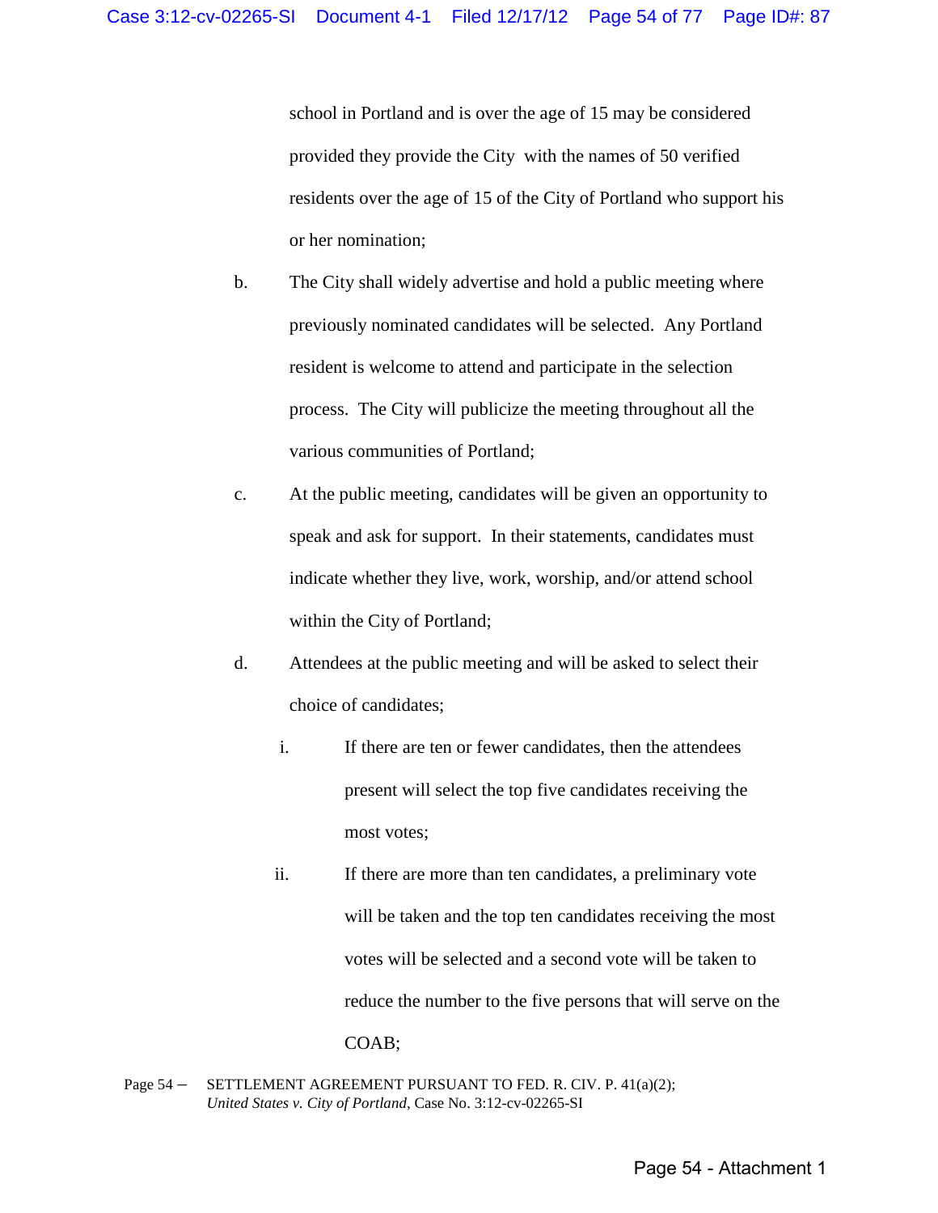school in Portland and is over the age of 15 may be considered provided they provide the City with the names of 50 verified residents over the age of 15 of the City of Portland who support his or her nomination;

b. The City shall widely advertise and hold a public meeting where previously nominated candidates will be selected. Any Portland resident is welcome to attend and participate in the selection process. The City will publicize the meeting throughout all the various communities of Portland;

c. At the public meeting, candidates will be given an opportunity to speak and ask for support. In their statements, candidates must indicate whether they live, work, worship, and/or attend school within the City of Portland;

d. Attendees at the public meeting and will be asked to select their choice of candidates;

   i. If there are ten or fewer candidates, then the attendees present will select the top five candidates receiving the most votes;

   ii. If there are more than ten candidates, a preliminary vote will be taken and the top ten candidates receiving the most votes will be selected and a second vote will be taken to reduce the number to the five persons that will serve on the COAB;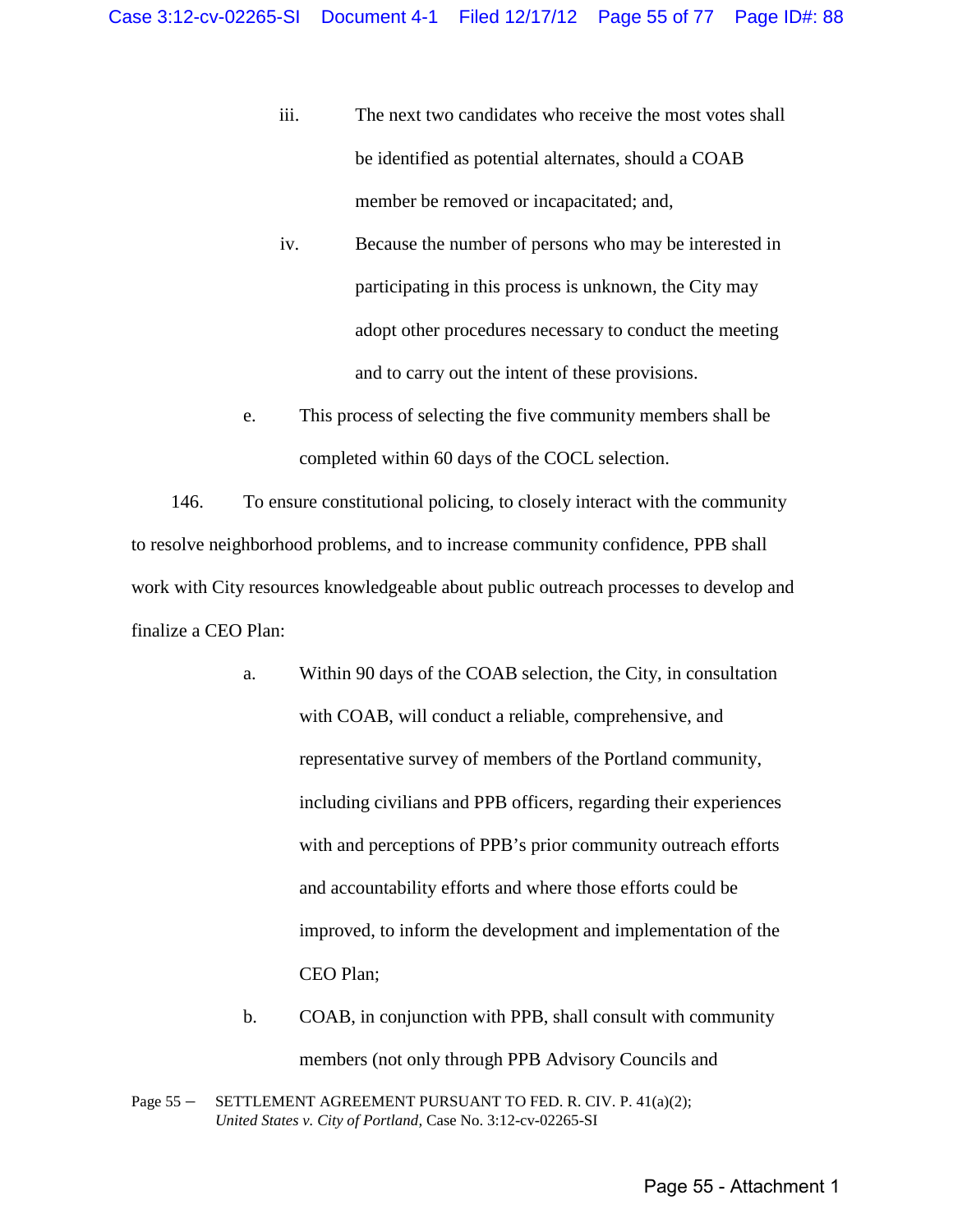iii. The next two candidates who receive the most votes shall be identified as potential alternates, should a COAB member be removed or incapacitated; and,

iv. Because the number of persons who may be interested in participating in this process is unknown, the City may adopt other procedures necessary to conduct the meeting and to carry out the intent of these provisions.

e. This process of selecting the five community members shall be completed within 60 days of the COCL selection.

146. To ensure constitutional policing, to closely interact with the community to resolve neighborhood problems, and to increase community confidence, PPB shall work with City resources knowledgeable about public outreach processes to develop and finalize a CEO Plan:

a. Within 90 days of the COAB selection, the City, in consultation with COAB, will conduct a reliable, comprehensive, and representative survey of members of the Portland community, including civilians and PPB officers, regarding their experiences with and perceptions of PPB's prior community outreach efforts and accountability efforts and where those efforts could be improved, to inform the development and implementation of the CEO Plan;

b. COAB, in conjunction with PPB, shall consult with community members (not only through PPB Advisory Councils and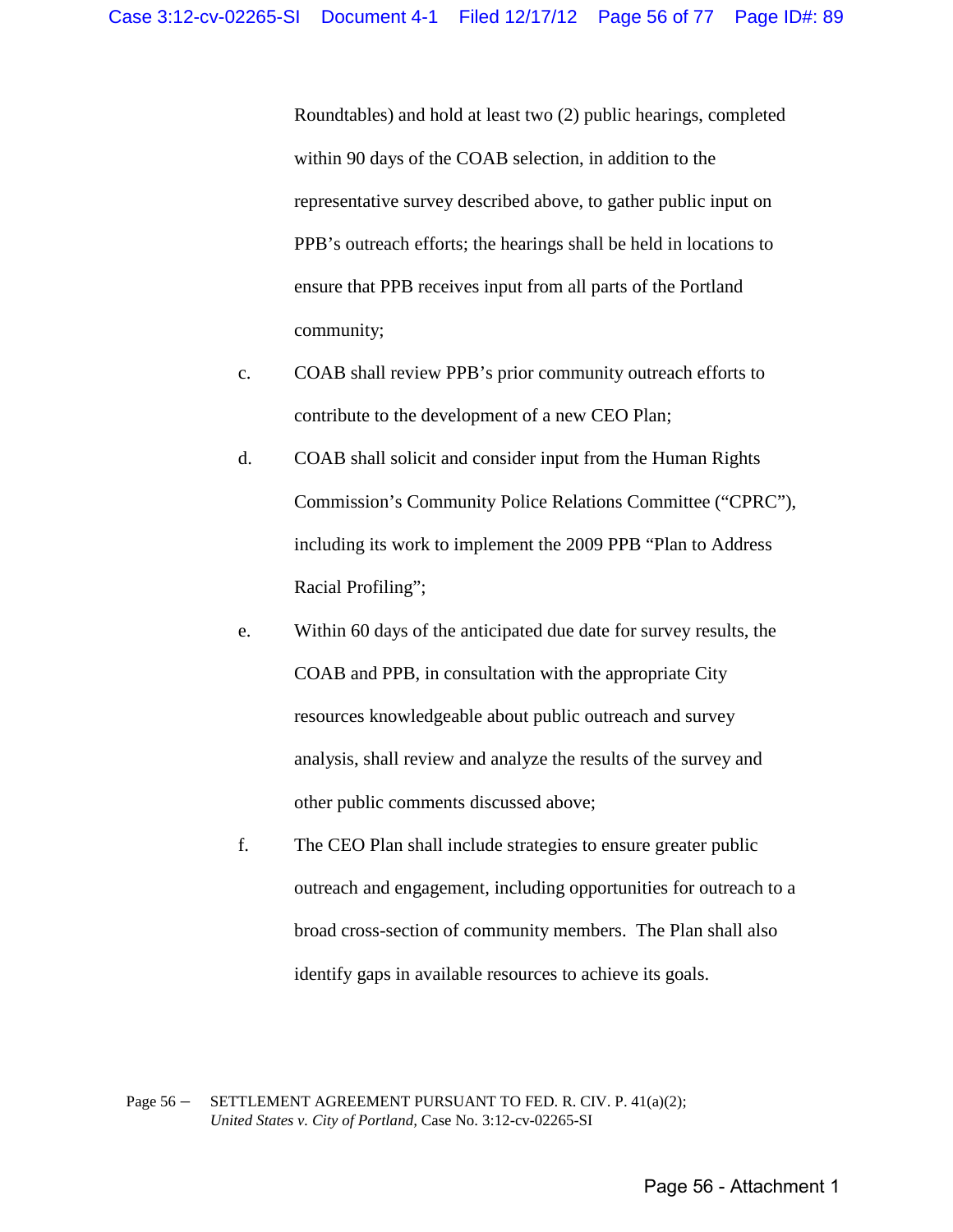Roundtables) and hold at least two (2) public hearings, completed within 90 days of the COAB selection, in addition to the representative survey described above, to gather public input on PPB's outreach efforts; the hearings shall be held in locations to ensure that PPB receives input from all parts of the Portland community;

c. COAB shall review PPB's prior community outreach efforts to contribute to the development of a new CEO Plan;

d. COAB shall solicit and consider input from the Human Rights Commission's Community Police Relations Committee ("CPRC"), including its work to implement the 2009 PPB "Plan to Address Racial Profiling";

e. Within 60 days of the anticipated due date for survey results, the COAB and PPB, in consultation with the appropriate City resources knowledgeable about public outreach and survey analysis, shall review and analyze the results of the survey and other public comments discussed above;

f. The CEO Plan shall include strategies to ensure greater public outreach and engagement, including opportunities for outreach to a broad cross-section of community members. The Plan shall also identify gaps in available resources to achieve its goals.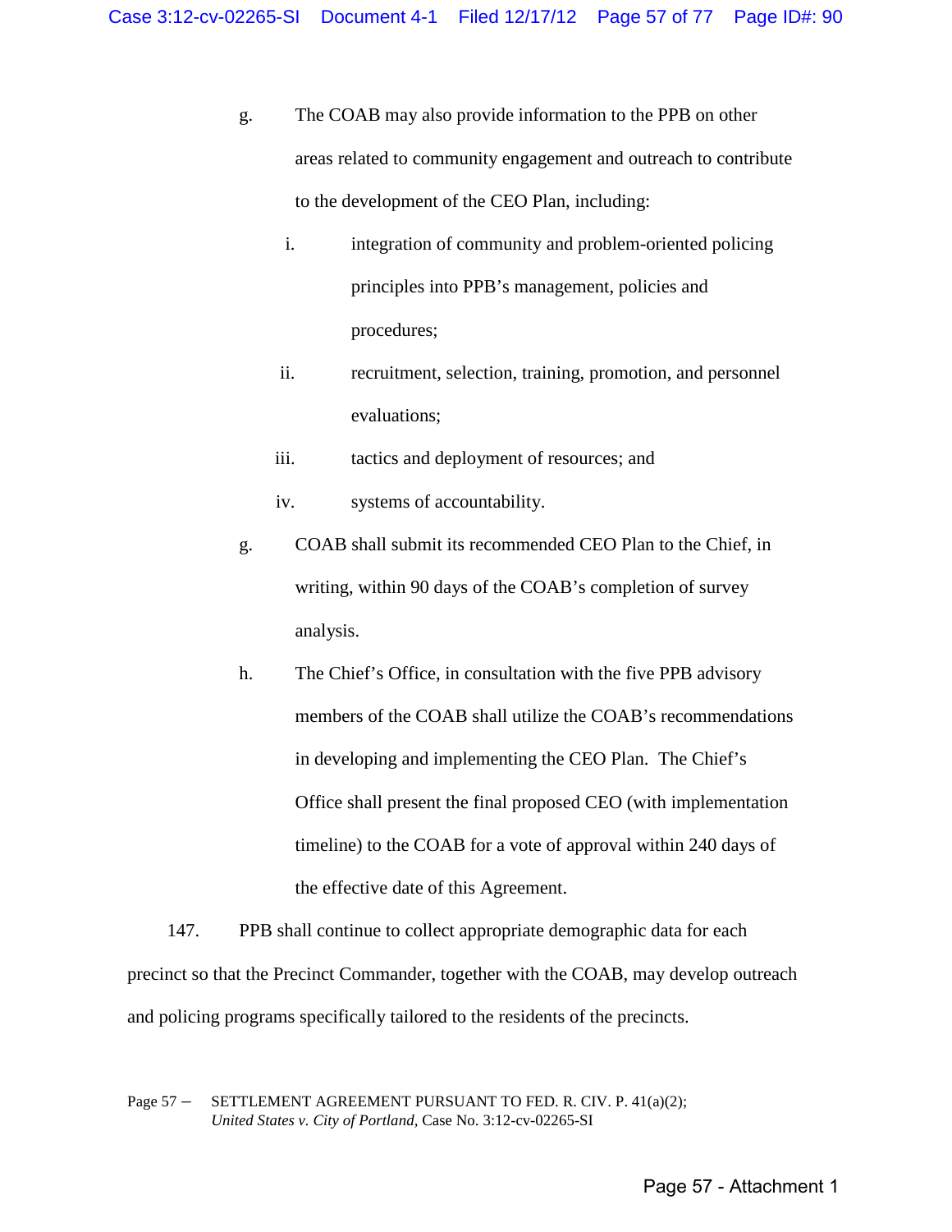g. The COAB may also provide information to the PPB on other areas related to community engagement and outreach to contribute to the development of the CEO Plan, including:

   i. integration of community and problem-oriented policing principles into PPB's management, policies and procedures;

   ii. recruitment, selection, training, promotion, and personnel evaluations;

   iii. tactics and deployment of resources; and

   iv. systems of accountability.

g. COAB shall submit its recommended CEO Plan to the Chief, in writing, within 90 days of the COAB's completion of survey analysis.

h. The Chief's Office, in consultation with the five PPB advisory members of the COAB shall utilize the COAB's recommendations in developing and implementing the CEO Plan. The Chief's Office shall present the final proposed CEO (with implementation timeline) to the COAB for a vote of approval within 240 days of the effective date of this Agreement.

147. PPB shall continue to collect appropriate demographic data for each precinct so that the Precinct Commander, together with the COAB, may develop outreach and policing programs specifically tailored to the residents of the precincts.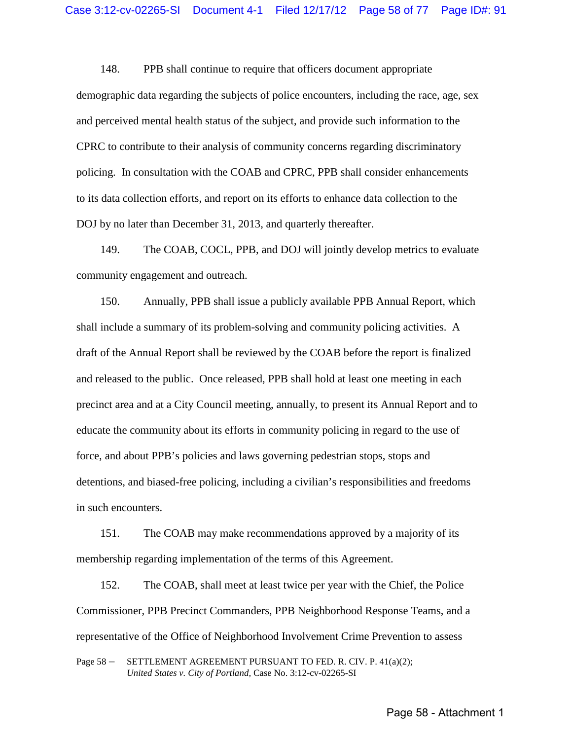148. PPB shall continue to require that officers document appropriate demographic data regarding the subjects of police encounters, including the race, age, sex and perceived mental health status of the subject, and provide such information to the CPRC to contribute to their analysis of community concerns regarding discriminatory policing. In consultation with the COAB and CPRC, PPB shall consider enhancements to its data collection efforts, and report on its efforts to enhance data collection to the DOJ by no later than December 31, 2013, and quarterly thereafter.

149. The COAB, COCL, PPB, and DOJ will jointly develop metrics to evaluate community engagement and outreach.

150. Annually, PPB shall issue a publicly available PPB Annual Report, which shall include a summary of its problem-solving and community policing activities. A draft of the Annual Report shall be reviewed by the COAB before the report is finalized and released to the public. Once released, PPB shall hold at least one meeting in each precinct area and at a City Council meeting, annually, to present its Annual Report and to educate the community about its efforts in community policing in regard to the use of force, and about PPB's policies and laws governing pedestrian stops, stops and detentions, and biased-free policing, including a civilian's responsibilities and freedoms in such encounters.

151. The COAB may make recommendations approved by a majority of its membership regarding implementation of the terms of this Agreement.

152. The COAB, shall meet at least twice per year with the Chief, the Police Commissioner, PPB Precinct Commanders, PPB Neighborhood Response Teams, and a representative of the Office of Neighborhood Involvement Crime Prevention to assess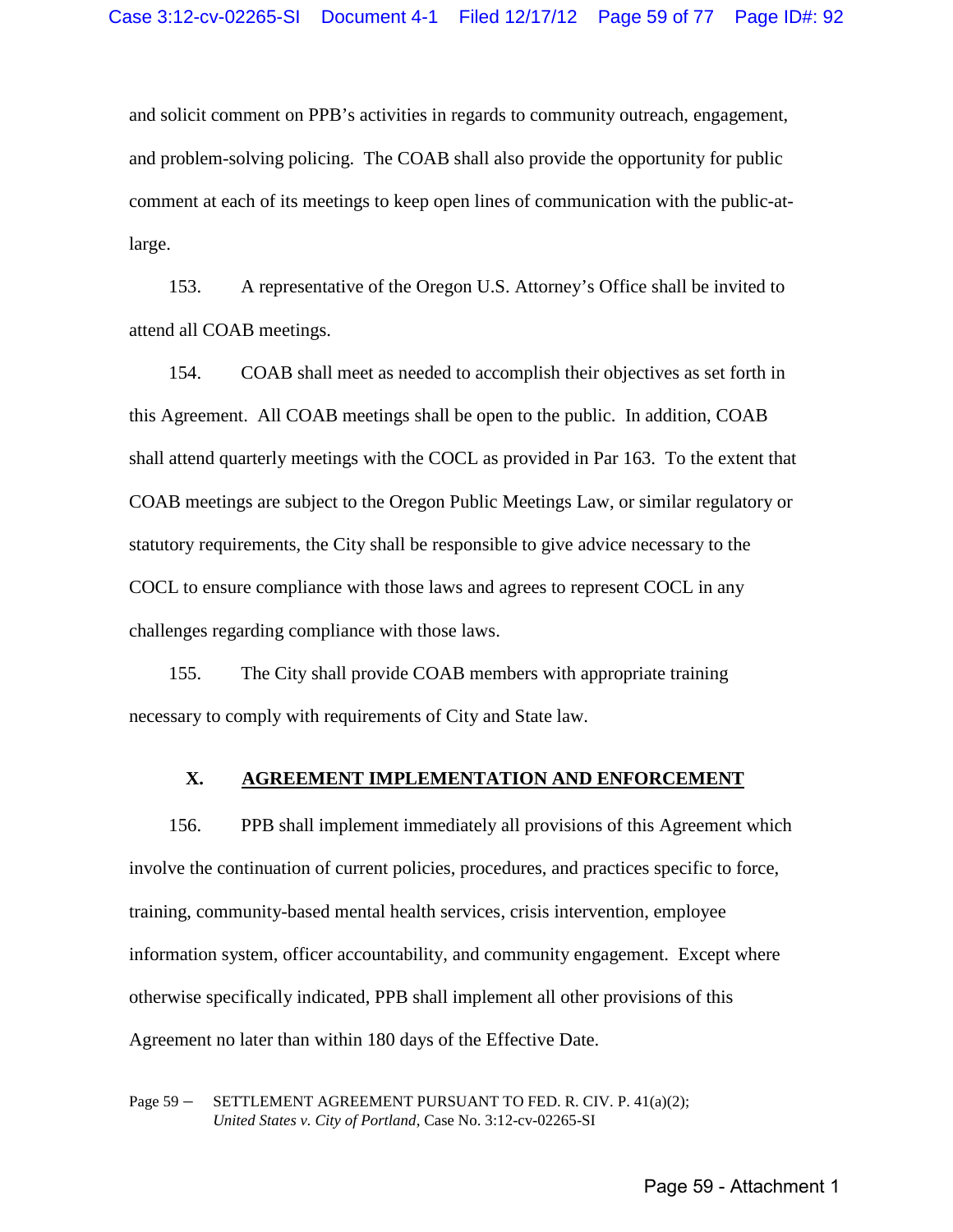and solicit comment on PPB's activities in regards to community outreach, engagement, and problem-solving policing. The COAB shall also provide the opportunity for public comment at each of its meetings to keep open lines of communication with the public-at-large.

153. A representative of the Oregon U.S. Attorney's Office shall be invited to attend all COAB meetings.

154. COAB shall meet as needed to accomplish their objectives as set forth in this Agreement. All COAB meetings shall be open to the public. In addition, COAB shall attend quarterly meetings with the COCL as provided in Par 163. To the extent that COAB meetings are subject to the Oregon Public Meetings Law, or similar regulatory or statutory requirements, the City shall be responsible to give advice necessary to the COCL to ensure compliance with those laws and agrees to represent COCL in any challenges regarding compliance with those laws.

155. The City shall provide COAB members with appropriate training necessary to comply with requirements of City and State law.

## X. AGREEMENT IMPLEMENTATION AND ENFORCEMENT

156. PPB shall implement immediately all provisions of this Agreement which involve the continuation of current policies, procedures, and practices specific to force, training, community-based mental health services, crisis intervention, employee information system, officer accountability, and community engagement. Except where otherwise specifically indicated, PPB shall implement all other provisions of this Agreement no later than within 180 days of the Effective Date.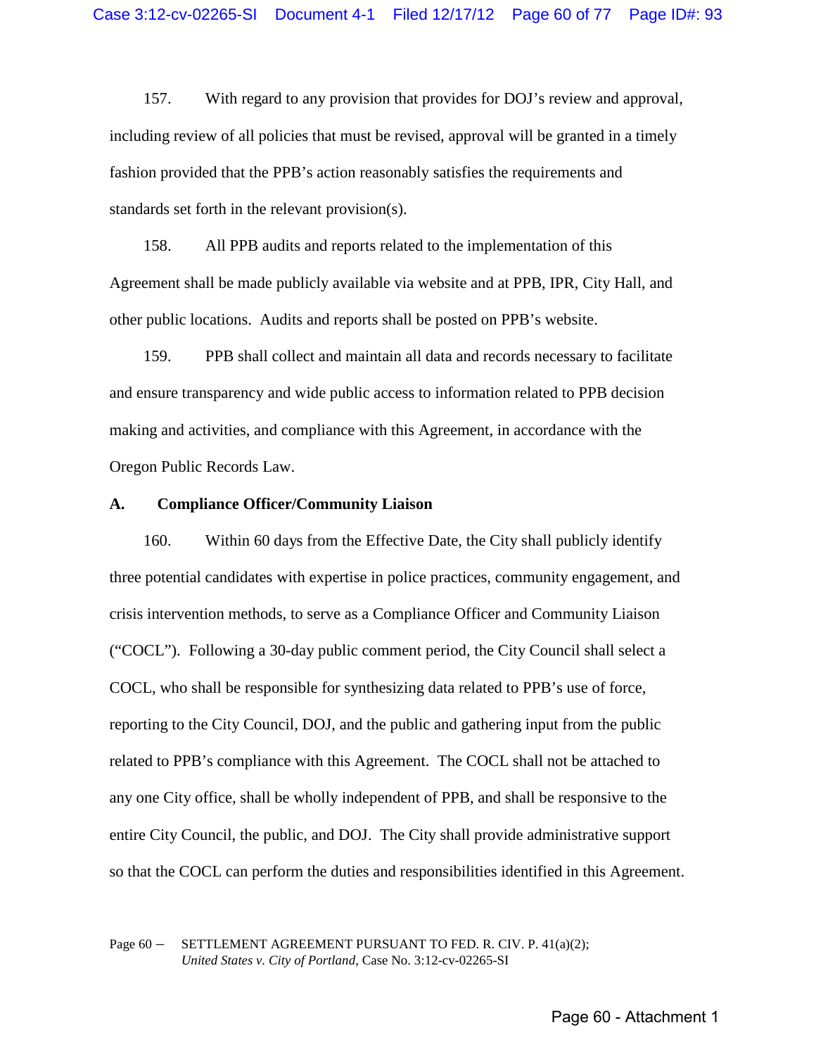157. With regard to any provision that provides for DOJ's review and approval, including review of all policies that must be revised, approval will be granted in a timely fashion provided that the PPB's action reasonably satisfies the requirements and standards set forth in the relevant provision(s).

158. All PPB audits and reports related to the implementation of this Agreement shall be made publicly available via website and at PPB, IPR, City Hall, and other public locations. Audits and reports shall be posted on PPB's website.

159. PPB shall collect and maintain all data and records necessary to facilitate and ensure transparency and wide public access to information related to PPB decision making and activities, and compliance with this Agreement, in accordance with the Oregon Public Records Law.

### A. Compliance Officer/Community Liaison

160. Within 60 days from the Effective Date, the City shall publicly identify three potential candidates with expertise in police practices, community engagement, and crisis intervention methods, to serve as a Compliance Officer and Community Liaison ("COCL"). Following a 30-day public comment period, the City Council shall select a COCL, who shall be responsible for synthesizing data related to PPB's use of force, reporting to the City Council, DOJ, and the public and gathering input from the public related to PPB's compliance with this Agreement. The COCL shall not be attached to any one City office, shall be wholly independent of PPB, and shall be responsive to the entire City Council, the public, and DOJ. The City shall provide administrative support so that the COCL can perform the duties and responsibilities identified in this Agreement.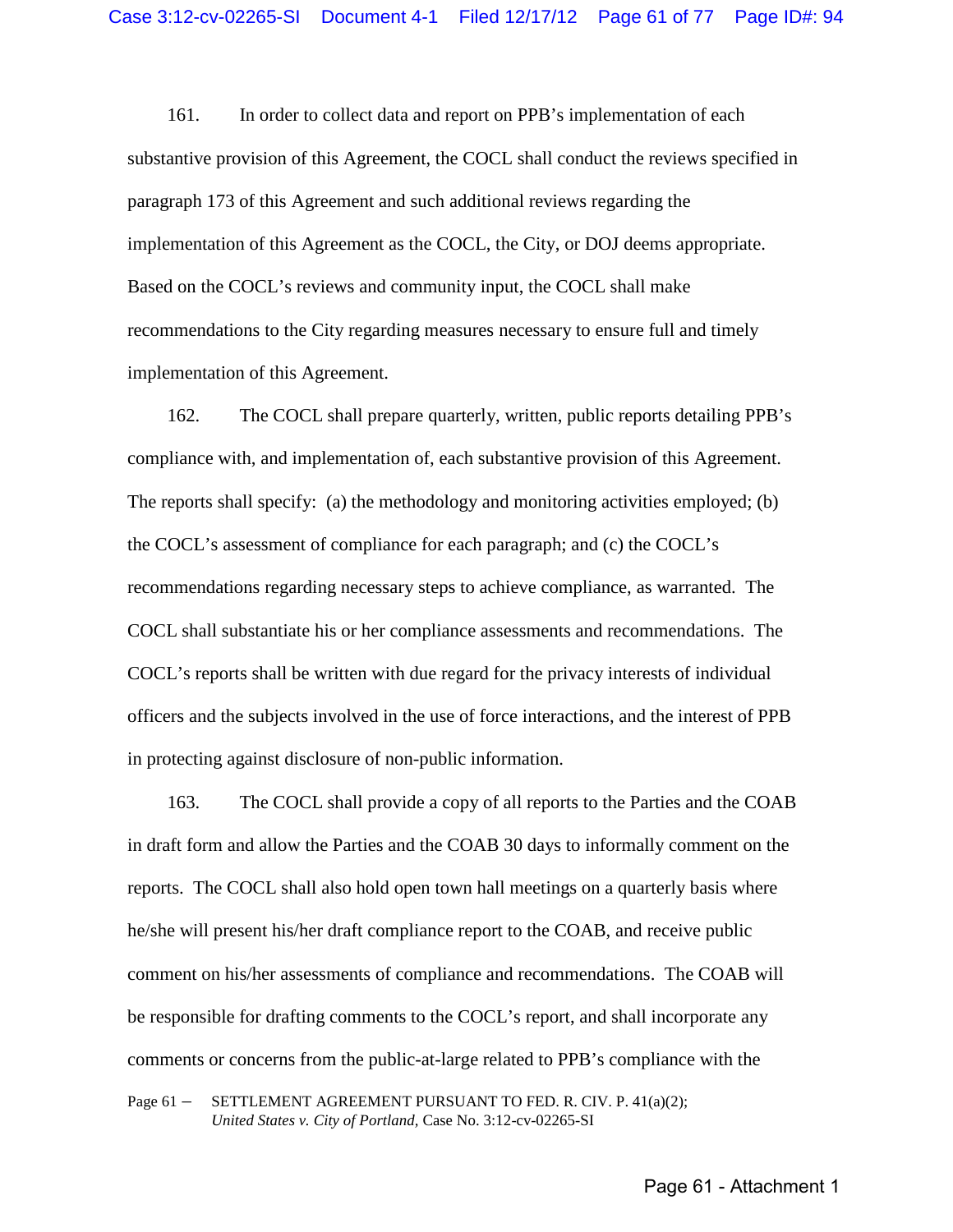161. In order to collect data and report on PPB's implementation of each substantive provision of this Agreement, the COCL shall conduct the reviews specified in paragraph 173 of this Agreement and such additional reviews regarding the implementation of this Agreement as the COCL, the City, or DOJ deems appropriate. Based on the COCL's reviews and community input, the COCL shall make recommendations to the City regarding measures necessary to ensure full and timely implementation of this Agreement.

162. The COCL shall prepare quarterly, written, public reports detailing PPB's compliance with, and implementation of, each substantive provision of this Agreement. The reports shall specify: (a) the methodology and monitoring activities employed; (b) the COCL's assessment of compliance for each paragraph; and (c) the COCL's recommendations regarding necessary steps to achieve compliance, as warranted. The COCL shall substantiate his or her compliance assessments and recommendations. The COCL's reports shall be written with due regard for the privacy interests of individual officers and the subjects involved in the use of force interactions, and the interest of PPB in protecting against disclosure of non-public information.

163. The COCL shall provide a copy of all reports to the Parties and the COAB in draft form and allow the Parties and the COAB 30 days to informally comment on the reports. The COCL shall also hold open town hall meetings on a quarterly basis where he/she will present his/her draft compliance report to the COAB, and receive public comment on his/her assessments of compliance and recommendations. The COAB will be responsible for drafting comments to the COCL's report, and shall incorporate any comments or concerns from the public-at-large related to PPB's compliance with the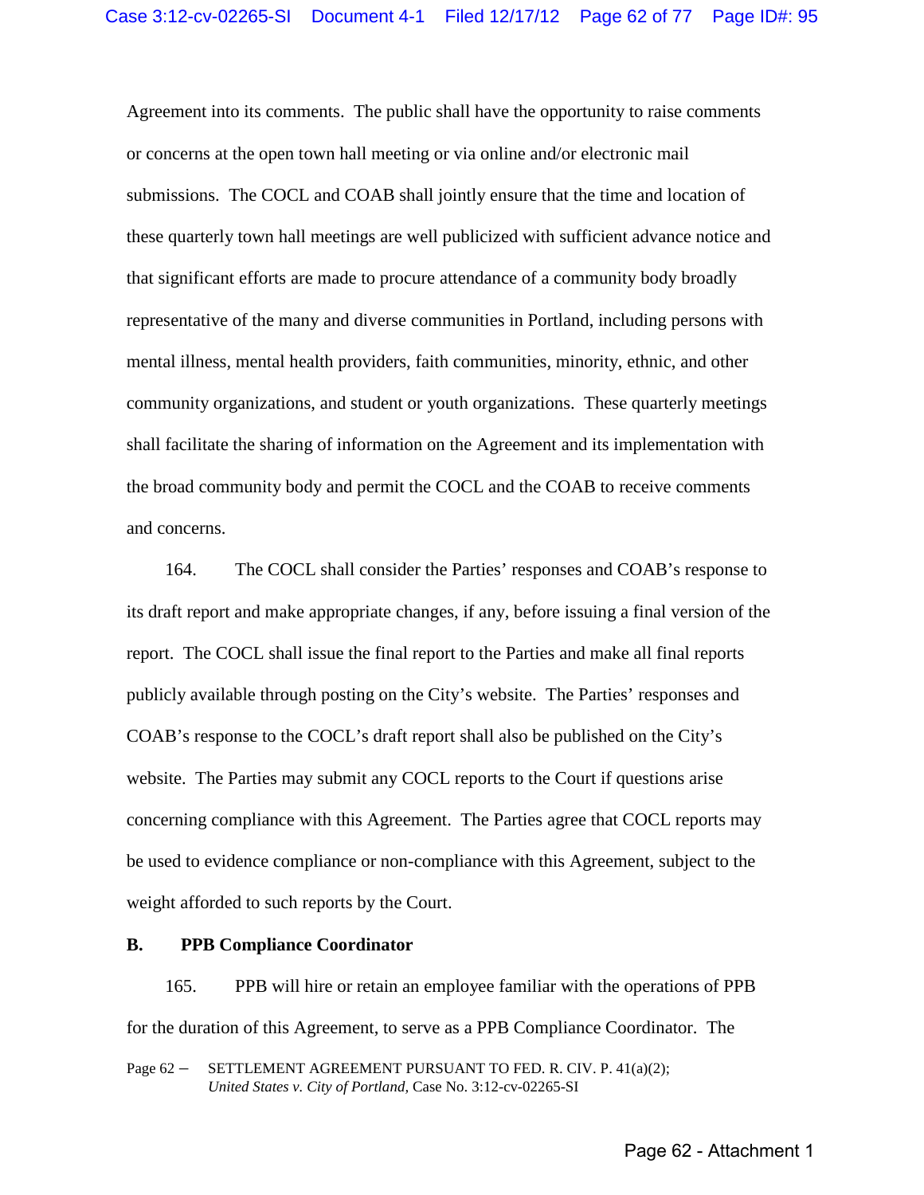Agreement into its comments. The public shall have the opportunity to raise comments or concerns at the open town hall meeting or via online and/or electronic mail submissions. The COCL and COAB shall jointly ensure that the time and location of these quarterly town hall meetings are well publicized with sufficient advance notice and that significant efforts are made to procure attendance of a community body broadly representative of the many and diverse communities in Portland, including persons with mental illness, mental health providers, faith communities, minority, ethnic, and other community organizations, and student or youth organizations. These quarterly meetings shall facilitate the sharing of information on the Agreement and its implementation with the broad community body and permit the COCL and the COAB to receive comments and concerns.

164. The COCL shall consider the Parties' responses and COAB's response to its draft report and make appropriate changes, if any, before issuing a final version of the report. The COCL shall issue the final report to the Parties and make all final reports publicly available through posting on the City's website. The Parties' responses and COAB's response to the COCL's draft report shall also be published on the City's website. The Parties may submit any COCL reports to the Court if questions arise concerning compliance with this Agreement. The Parties agree that COCL reports may be used to evidence compliance or non-compliance with this Agreement, subject to the weight afforded to such reports by the Court.

**B. PPB Compliance Coordinator**

165. PPB will hire or retain an employee familiar with the operations of PPB for the duration of this Agreement, to serve as a PPB Compliance Coordinator. The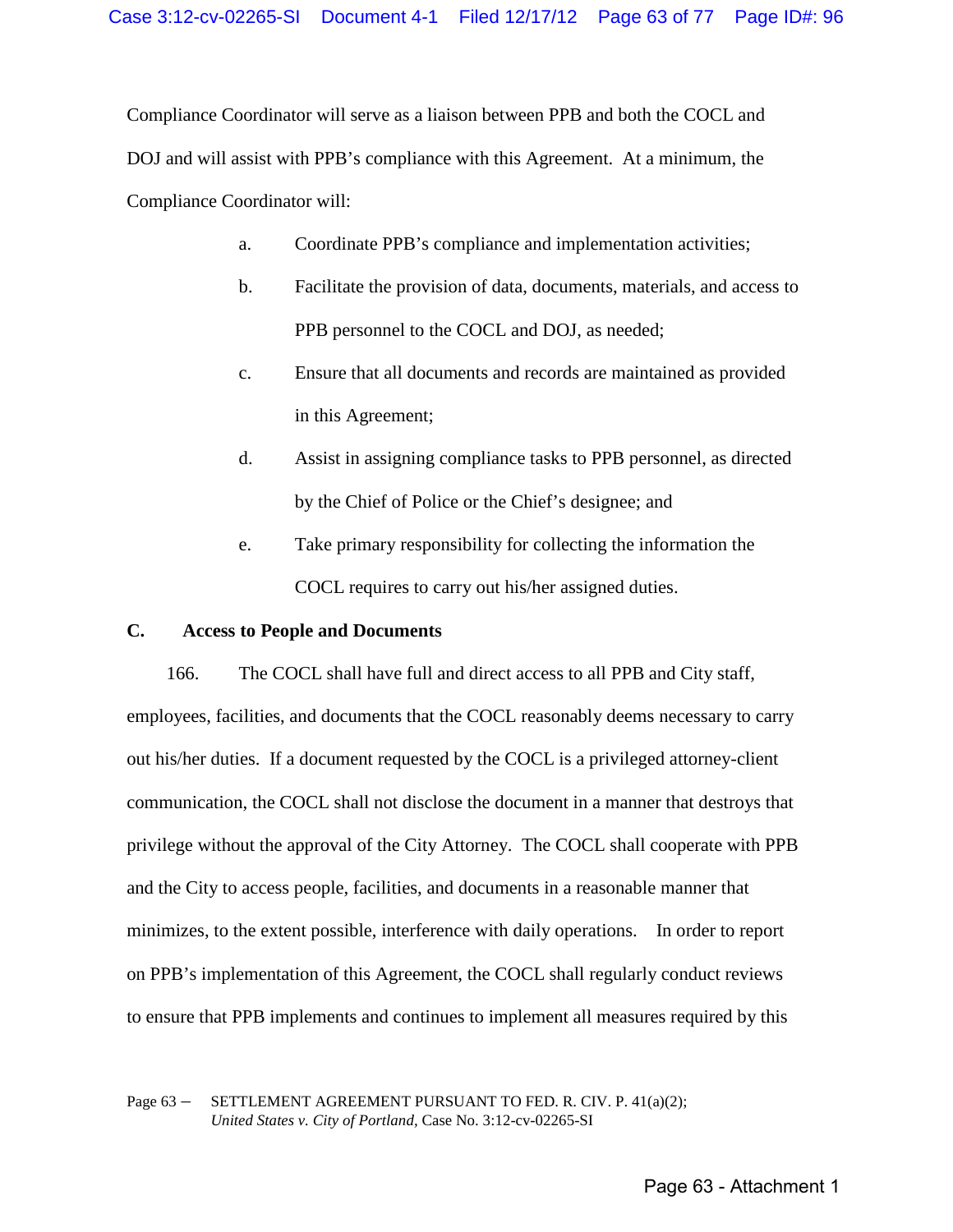Compliance Coordinator will serve as a liaison between PPB and both the COCL and DOJ and will assist with PPB's compliance with this Agreement. At a minimum, the Compliance Coordinator will:

a. Coordinate PPB's compliance and implementation activities;

b. Facilitate the provision of data, documents, materials, and access to PPB personnel to the COCL and DOJ, as needed;

c. Ensure that all documents and records are maintained as provided in this Agreement;

d. Assist in assigning compliance tasks to PPB personnel, as directed by the Chief of Police or the Chief's designee; and

e. Take primary responsibility for collecting the information the COCL requires to carry out his/her assigned duties.

**C. Access to People and Documents**

166. The COCL shall have full and direct access to all PPB and City staff, employees, facilities, and documents that the COCL reasonably deems necessary to carry out his/her duties. If a document requested by the COCL is a privileged attorney-client communication, the COCL shall not disclose the document in a manner that destroys that privilege without the approval of the City Attorney. The COCL shall cooperate with PPB and the City to access people, facilities, and documents in a reasonable manner that minimizes, to the extent possible, interference with daily operations. In order to report on PPB's implementation of this Agreement, the COCL shall regularly conduct reviews to ensure that PPB implements and continues to implement all measures required by this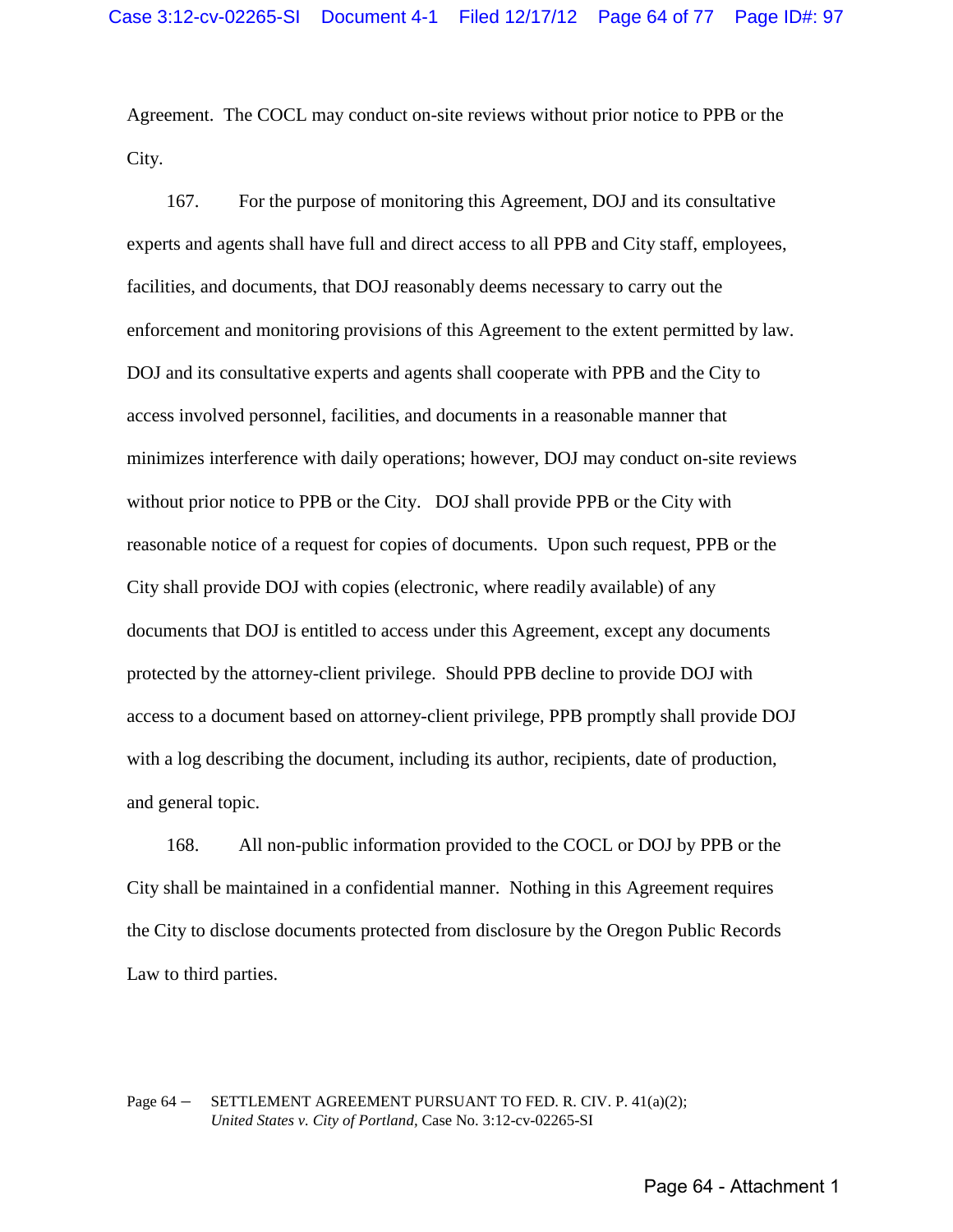Agreement. The COCL may conduct on-site reviews without prior notice to PPB or the City.

167. For the purpose of monitoring this Agreement, DOJ and its consultative experts and agents shall have full and direct access to all PPB and City staff, employees, facilities, and documents, that DOJ reasonably deems necessary to carry out the enforcement and monitoring provisions of this Agreement to the extent permitted by law. DOJ and its consultative experts and agents shall cooperate with PPB and the City to access involved personnel, facilities, and documents in a reasonable manner that minimizes interference with daily operations; however, DOJ may conduct on-site reviews without prior notice to PPB or the City. DOJ shall provide PPB or the City with reasonable notice of a request for copies of documents. Upon such request, PPB or the City shall provide DOJ with copies (electronic, where readily available) of any documents that DOJ is entitled to access under this Agreement, except any documents protected by the attorney-client privilege. Should PPB decline to provide DOJ with access to a document based on attorney-client privilege, PPB promptly shall provide DOJ with a log describing the document, including its author, recipients, date of production, and general topic.

168. All non-public information provided to the COCL or DOJ by PPB or the City shall be maintained in a confidential manner. Nothing in this Agreement requires the City to disclose documents protected from disclosure by the Oregon Public Records Law to third parties.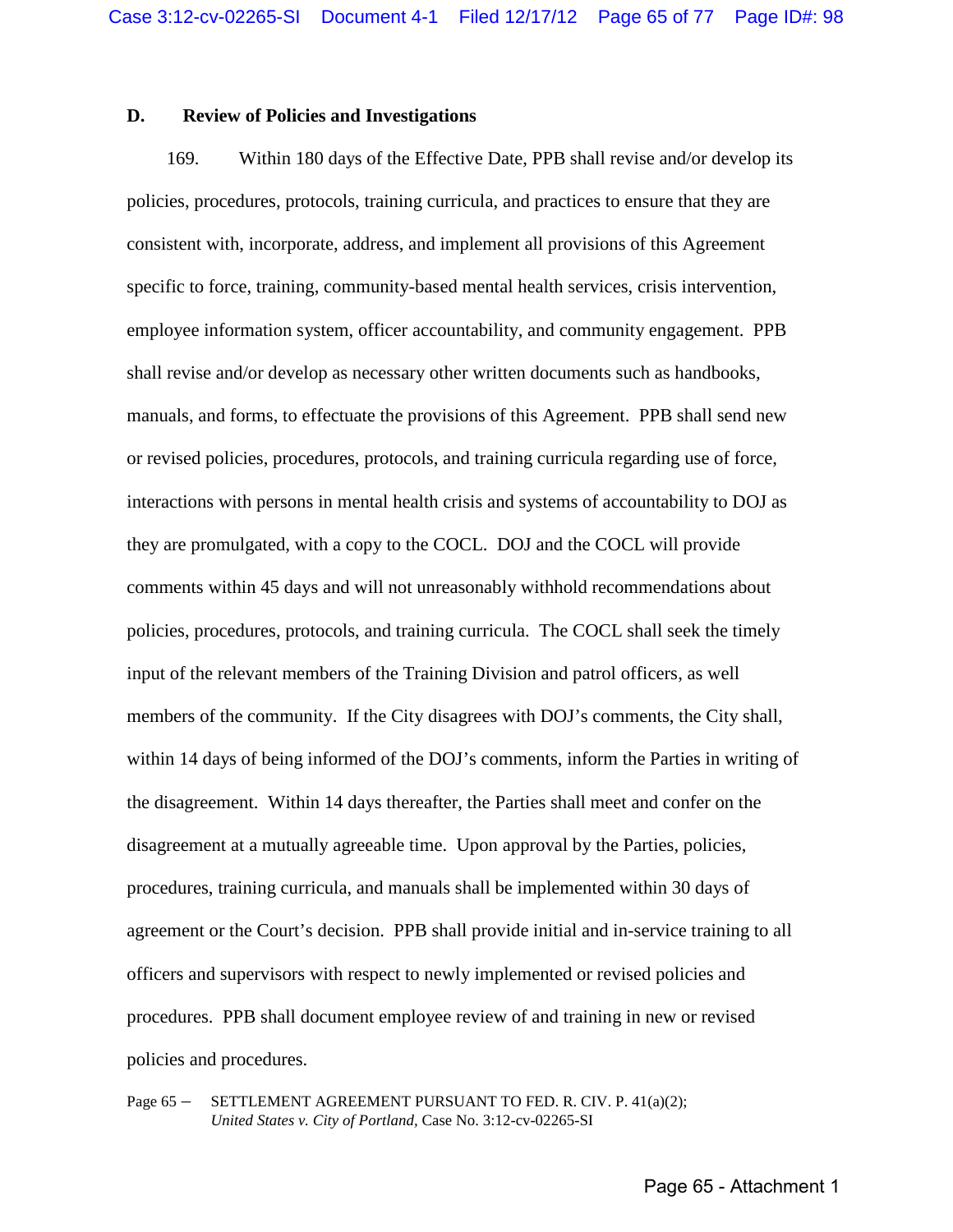### D. Review of Policies and Investigations

169. Within 180 days of the Effective Date, PPB shall revise and/or develop its policies, procedures, protocols, training curricula, and practices to ensure that they are consistent with, incorporate, address, and implement all provisions of this Agreement specific to force, training, community-based mental health services, crisis intervention, employee information system, officer accountability, and community engagement. PPB shall revise and/or develop as necessary other written documents such as handbooks, manuals, and forms, to effectuate the provisions of this Agreement. PPB shall send new or revised policies, procedures, protocols, and training curricula regarding use of force, interactions with persons in mental health crisis and systems of accountability to DOJ as they are promulgated, with a copy to the COCL. DOJ and the COCL will provide comments within 45 days and will not unreasonably withhold recommendations about policies, procedures, protocols, and training curricula. The COCL shall seek the timely input of the relevant members of the Training Division and patrol officers, as well members of the community. If the City disagrees with DOJ's comments, the City shall, within 14 days of being informed of the DOJ's comments, inform the Parties in writing of the disagreement. Within 14 days thereafter, the Parties shall meet and confer on the disagreement at a mutually agreeable time. Upon approval by the Parties, policies, procedures, training curricula, and manuals shall be implemented within 30 days of agreement or the Court's decision. PPB shall provide initial and in-service training to all officers and supervisors with respect to newly implemented or revised policies and procedures. PPB shall document employee review of and training in new or revised policies and procedures.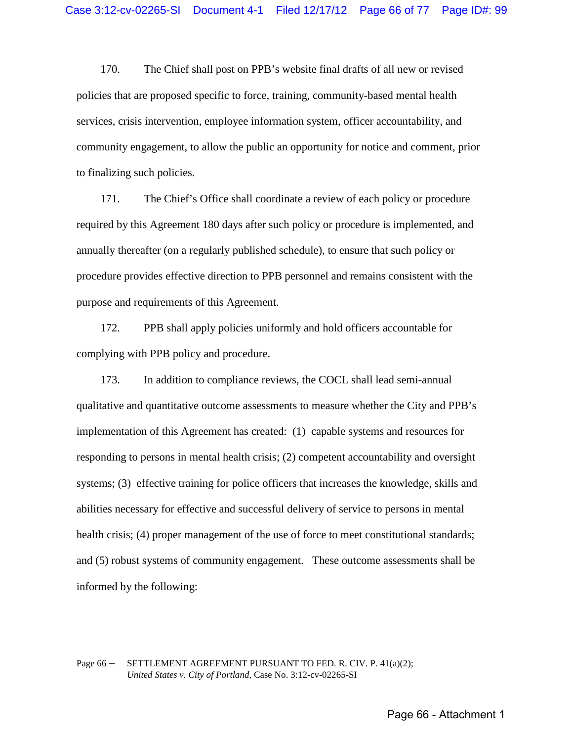170. The Chief shall post on PPB's website final drafts of all new or revised policies that are proposed specific to force, training, community-based mental health services, crisis intervention, employee information system, officer accountability, and community engagement, to allow the public an opportunity for notice and comment, prior to finalizing such policies.

171. The Chief's Office shall coordinate a review of each policy or procedure required by this Agreement 180 days after such policy or procedure is implemented, and annually thereafter (on a regularly published schedule), to ensure that such policy or procedure provides effective direction to PPB personnel and remains consistent with the purpose and requirements of this Agreement.

172. PPB shall apply policies uniformly and hold officers accountable for complying with PPB policy and procedure.

173. In addition to compliance reviews, the COCL shall lead semi-annual qualitative and quantitative outcome assessments to measure whether the City and PPB's implementation of this Agreement has created: (1) capable systems and resources for responding to persons in mental health crisis; (2) competent accountability and oversight systems; (3) effective training for police officers that increases the knowledge, skills and abilities necessary for effective and successful delivery of service to persons in mental health crisis; (4) proper management of the use of force to meet constitutional standards; and (5) robust systems of community engagement. These outcome assessments shall be informed by the following: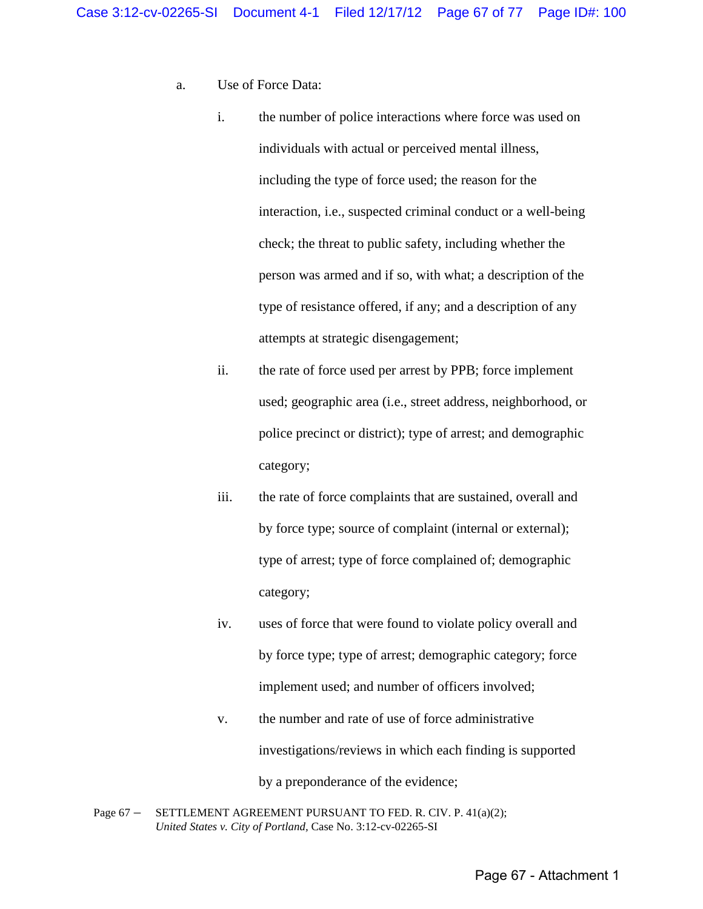a. Use of Force Data:

   i. the number of police interactions where force was used on individuals with actual or perceived mental illness, including the type of force used; the reason for the interaction, i.e., suspected criminal conduct or a well-being check; the threat to public safety, including whether the person was armed and if so, with what; a description of the type of resistance offered, if any; and a description of any attempts at strategic disengagement;

   ii. the rate of force used per arrest by PPB; force implement used; geographic area (i.e., street address, neighborhood, or police precinct or district); type of arrest; and demographic category;

   iii. the rate of force complaints that are sustained, overall and by force type; source of complaint (internal or external); type of arrest; type of force complained of; demographic category;

   iv. uses of force that were found to violate policy overall and by force type; type of arrest; demographic category; force implement used; and number of officers involved;

   v. the number and rate of use of force administrative investigations/reviews in which each finding is supported by a preponderance of the evidence;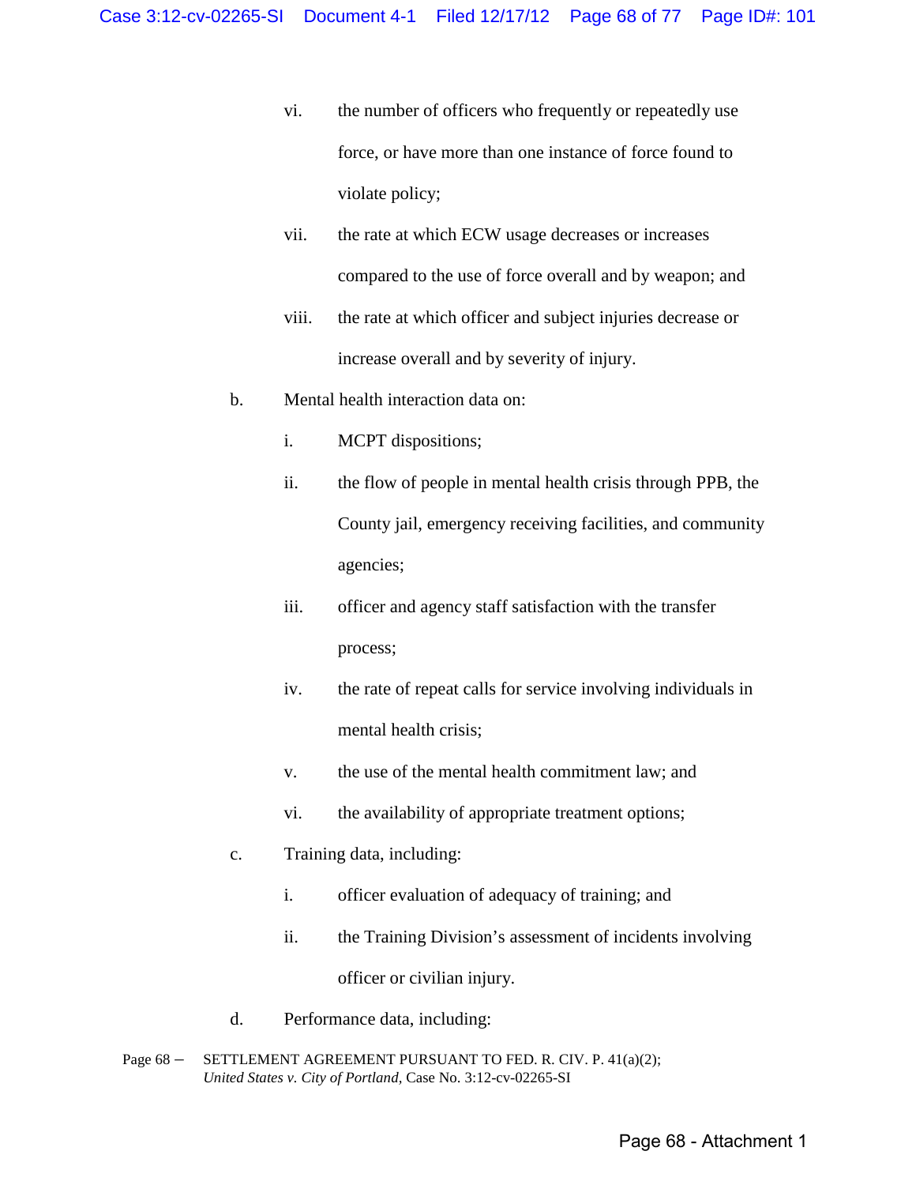vi. the number of officers who frequently or repeatedly use force, or have more than one instance of force found to violate policy;

vii. the rate at which ECW usage decreases or increases compared to the use of force overall and by weapon; and

viii. the rate at which officer and subject injuries decrease or increase overall and by severity of injury.

b. Mental health interaction data on:

i. MCPT dispositions;

ii. the flow of people in mental health crisis through PPB, the County jail, emergency receiving facilities, and community agencies;

iii. officer and agency staff satisfaction with the transfer process;

iv. the rate of repeat calls for service involving individuals in mental health crisis;

v. the use of the mental health commitment law; and

vi. the availability of appropriate treatment options;

c. Training data, including:

i. officer evaluation of adequacy of training; and

ii. the Training Division's assessment of incidents involving officer or civilian injury.

d. Performance data, including: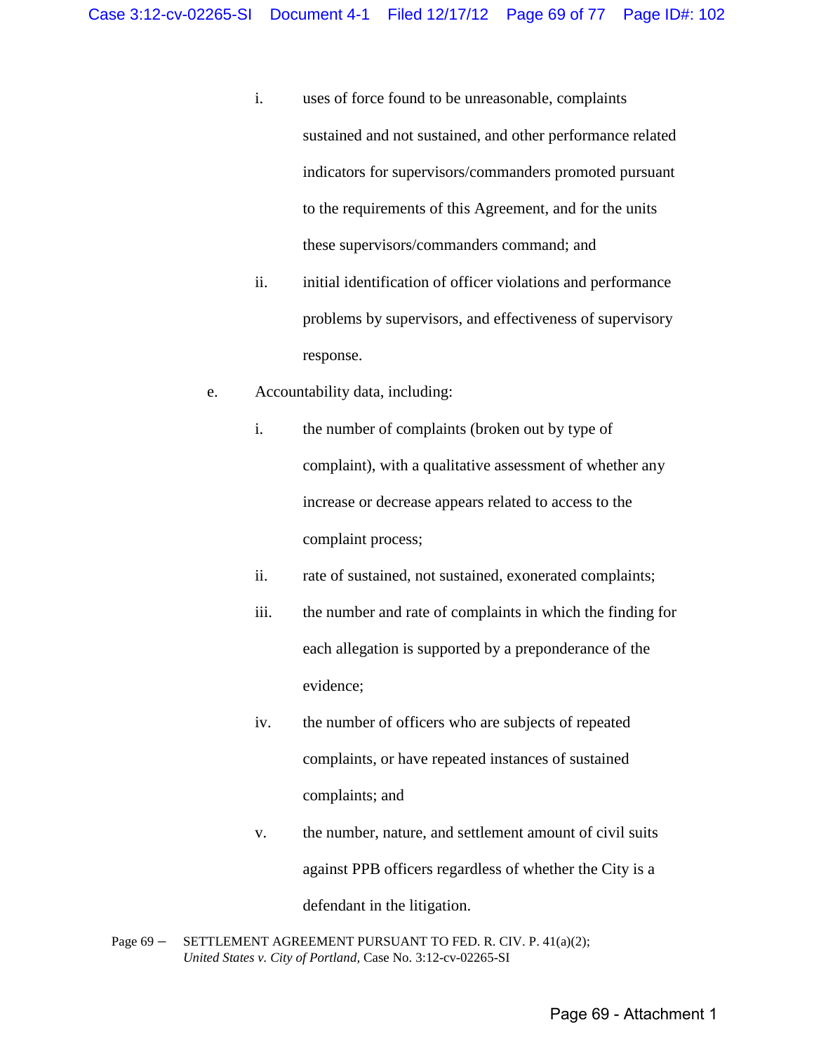i. uses of force found to be unreasonable, complaints sustained and not sustained, and other performance related indicators for supervisors/commanders promoted pursuant to the requirements of this Agreement, and for the units these supervisors/commanders command; and

ii. initial identification of officer violations and performance problems by supervisors, and effectiveness of supervisory response.

e. Accountability data, including:

   i. the number of complaints (broken out by type of complaint), with a qualitative assessment of whether any increase or decrease appears related to access to the complaint process;

   ii. rate of sustained, not sustained, exonerated complaints;

   iii. the number and rate of complaints in which the finding for each allegation is supported by a preponderance of the evidence;

   iv. the number of officers who are subjects of repeated complaints, or have repeated instances of sustained complaints; and

   v. the number, nature, and settlement amount of civil suits against PPB officers regardless of whether the City is a defendant in the litigation.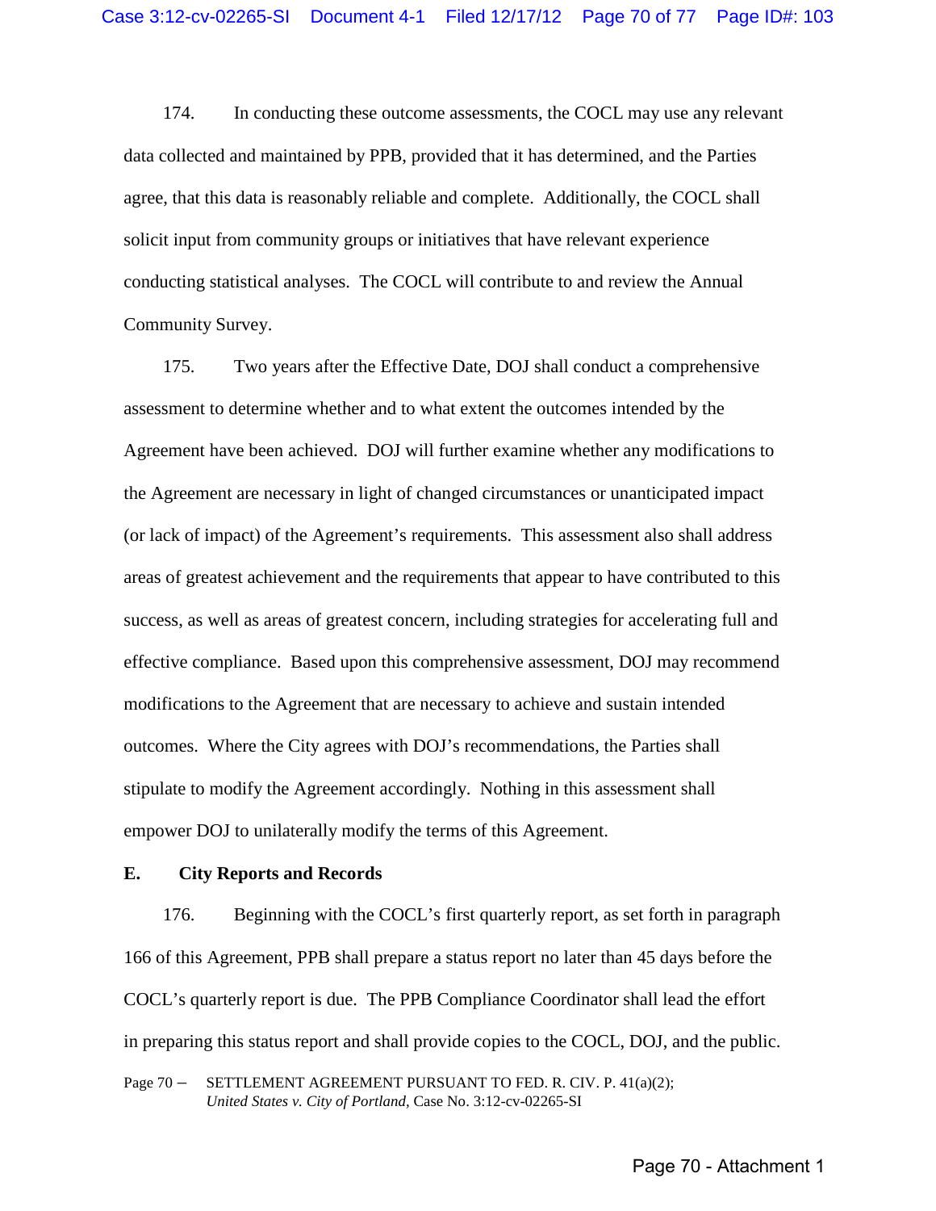174. In conducting these outcome assessments, the COCL may use any relevant data collected and maintained by PPB, provided that it has determined, and the Parties agree, that this data is reasonably reliable and complete. Additionally, the COCL shall solicit input from community groups or initiatives that have relevant experience conducting statistical analyses. The COCL will contribute to and review the Annual Community Survey.

175. Two years after the Effective Date, DOJ shall conduct a comprehensive assessment to determine whether and to what extent the outcomes intended by the Agreement have been achieved. DOJ will further examine whether any modifications to the Agreement are necessary in light of changed circumstances or unanticipated impact (or lack of impact) of the Agreement's requirements. This assessment also shall address areas of greatest achievement and the requirements that appear to have contributed to this success, as well as areas of greatest concern, including strategies for accelerating full and effective compliance. Based upon this comprehensive assessment, DOJ may recommend modifications to the Agreement that are necessary to achieve and sustain intended outcomes. Where the City agrees with DOJ's recommendations, the Parties shall stipulate to modify the Agreement accordingly. Nothing in this assessment shall empower DOJ to unilaterally modify the terms of this Agreement.

**E. City Reports and Records**

176. Beginning with the COCL's first quarterly report, as set forth in paragraph 166 of this Agreement, PPB shall prepare a status report no later than 45 days before the COCL's quarterly report is due. The PPB Compliance Coordinator shall lead the effort in preparing this status report and shall provide copies to the COCL, DOJ, and the public.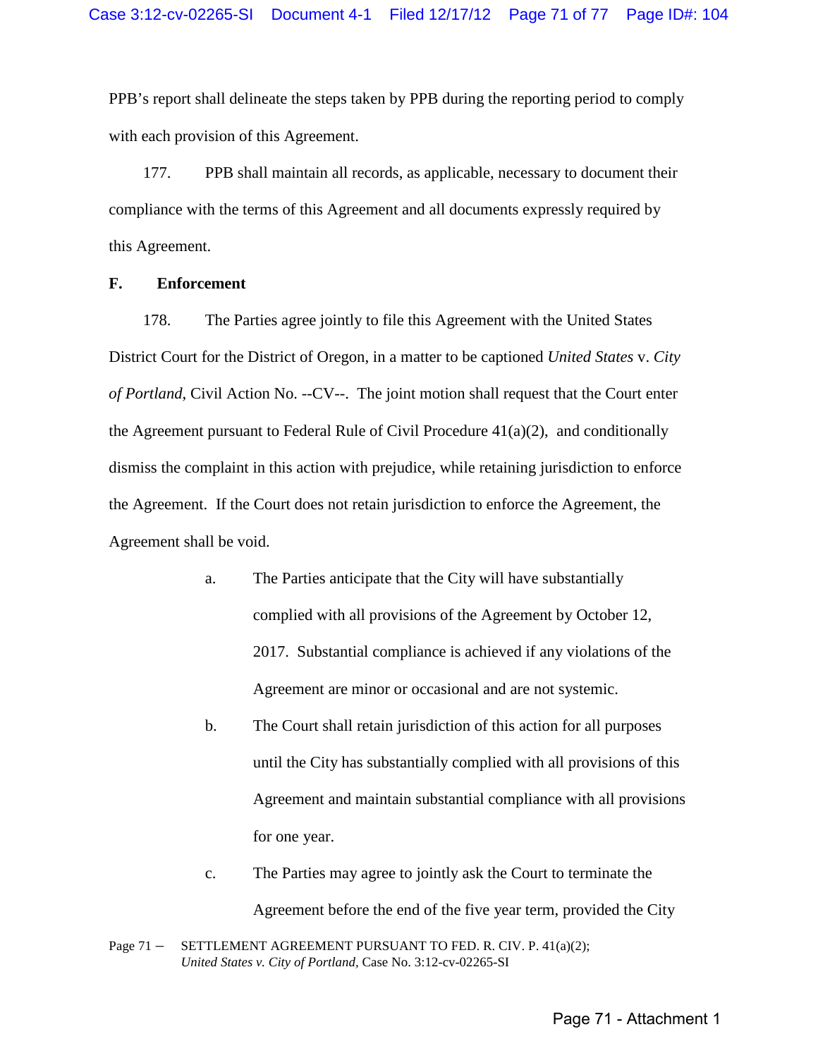PPB's report shall delineate the steps taken by PPB during the reporting period to comply with each provision of this Agreement.

177. PPB shall maintain all records, as applicable, necessary to document their compliance with the terms of this Agreement and all documents expressly required by this Agreement.

**F. Enforcement**

178. The Parties agree jointly to file this Agreement with the United States District Court for the District of Oregon, in a matter to be captioned *United States* v. *City of Portland*, Civil Action No. --CV--. The joint motion shall request that the Court enter the Agreement pursuant to Federal Rule of Civil Procedure 41(a)(2), and conditionally dismiss the complaint in this action with prejudice, while retaining jurisdiction to enforce the Agreement. If the Court does not retain jurisdiction to enforce the Agreement, the Agreement shall be void.

a. The Parties anticipate that the City will have substantially complied with all provisions of the Agreement by October 12, 2017. Substantial compliance is achieved if any violations of the Agreement are minor or occasional and are not systemic.

b. The Court shall retain jurisdiction of this action for all purposes until the City has substantially complied with all provisions of this Agreement and maintain substantial compliance with all provisions for one year.

c. The Parties may agree to jointly ask the Court to terminate the Agreement before the end of the five year term, provided the City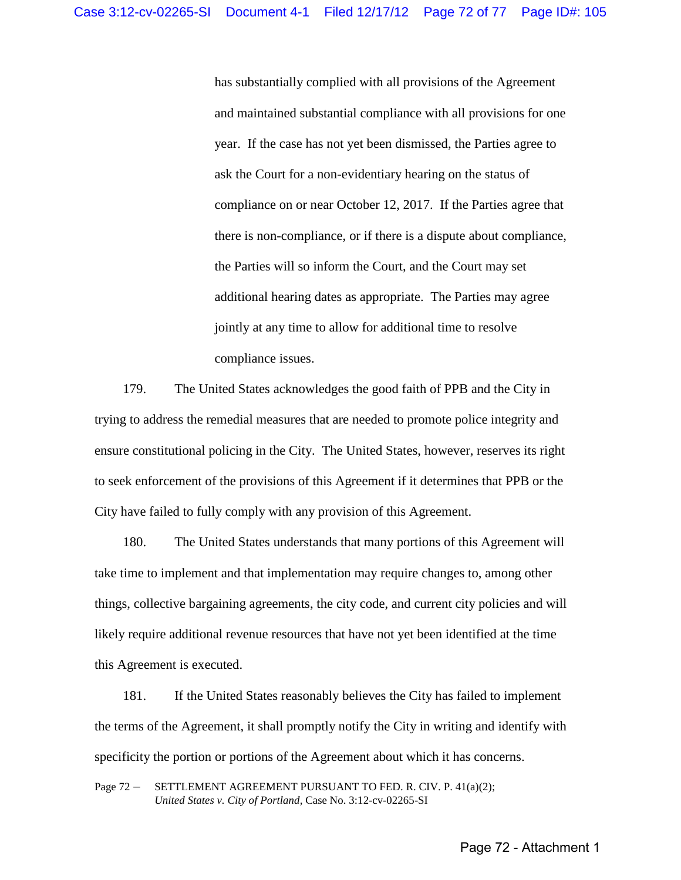has substantially complied with all provisions of the Agreement and maintained substantial compliance with all provisions for one year. If the case has not yet been dismissed, the Parties agree to ask the Court for a non-evidentiary hearing on the status of compliance on or near October 12, 2017. If the Parties agree that there is non-compliance, or if there is a dispute about compliance, the Parties will so inform the Court, and the Court may set additional hearing dates as appropriate. The Parties may agree jointly at any time to allow for additional time to resolve compliance issues.

179. The United States acknowledges the good faith of PPB and the City in trying to address the remedial measures that are needed to promote police integrity and ensure constitutional policing in the City. The United States, however, reserves its right to seek enforcement of the provisions of this Agreement if it determines that PPB or the City have failed to fully comply with any provision of this Agreement.

180. The United States understands that many portions of this Agreement will take time to implement and that implementation may require changes to, among other things, collective bargaining agreements, the city code, and current city policies and will likely require additional revenue resources that have not yet been identified at the time this Agreement is executed.

181. If the United States reasonably believes the City has failed to implement the terms of the Agreement, it shall promptly notify the City in writing and identify with specificity the portion or portions of the Agreement about which it has concerns.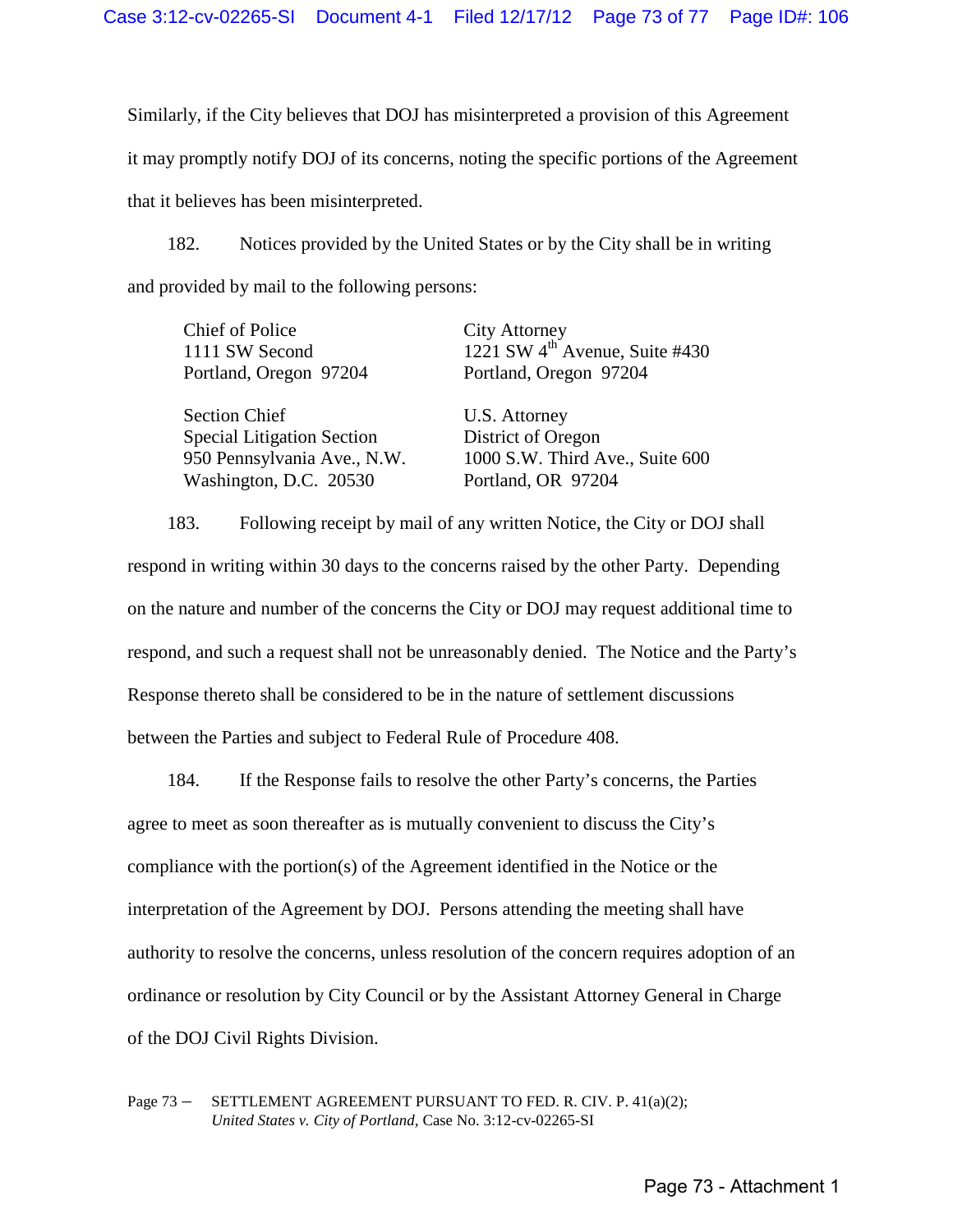Similarly, if the City believes that DOJ has misinterpreted a provision of this Agreement it may promptly notify DOJ of its concerns, noting the specific portions of the Agreement that it believes has been misinterpreted.

182. Notices provided by the United States or by the City shall be in writing and provided by mail to the following persons:

| | |
|---|---|
| Chief of Police<br>1111 SW Second<br>Portland, Oregon 97204 | City Attorney<br>1221 SW 4th Avenue, Suite #430<br>Portland, Oregon 97204 |
| Section Chief<br>Special Litigation Section<br>950 Pennsylvania Ave., N.W.<br>Washington, D.C. 20530 | U.S. Attorney<br>District of Oregon<br>1000 S.W. Third Ave., Suite 600<br>Portland, OR 97204 |

183. Following receipt by mail of any written Notice, the City or DOJ shall respond in writing within 30 days to the concerns raised by the other Party. Depending on the nature and number of the concerns the City or DOJ may request additional time to respond, and such a request shall not be unreasonably denied. The Notice and the Party's Response thereto shall be considered to be in the nature of settlement discussions between the Parties and subject to Federal Rule of Procedure 408.

184. If the Response fails to resolve the other Party's concerns, the Parties agree to meet as soon thereafter as is mutually convenient to discuss the City's compliance with the portion(s) of the Agreement identified in the Notice or the interpretation of the Agreement by DOJ. Persons attending the meeting shall have authority to resolve the concerns, unless resolution of the concern requires adoption of an ordinance or resolution by City Council or by the Assistant Attorney General in Charge of the DOJ Civil Rights Division.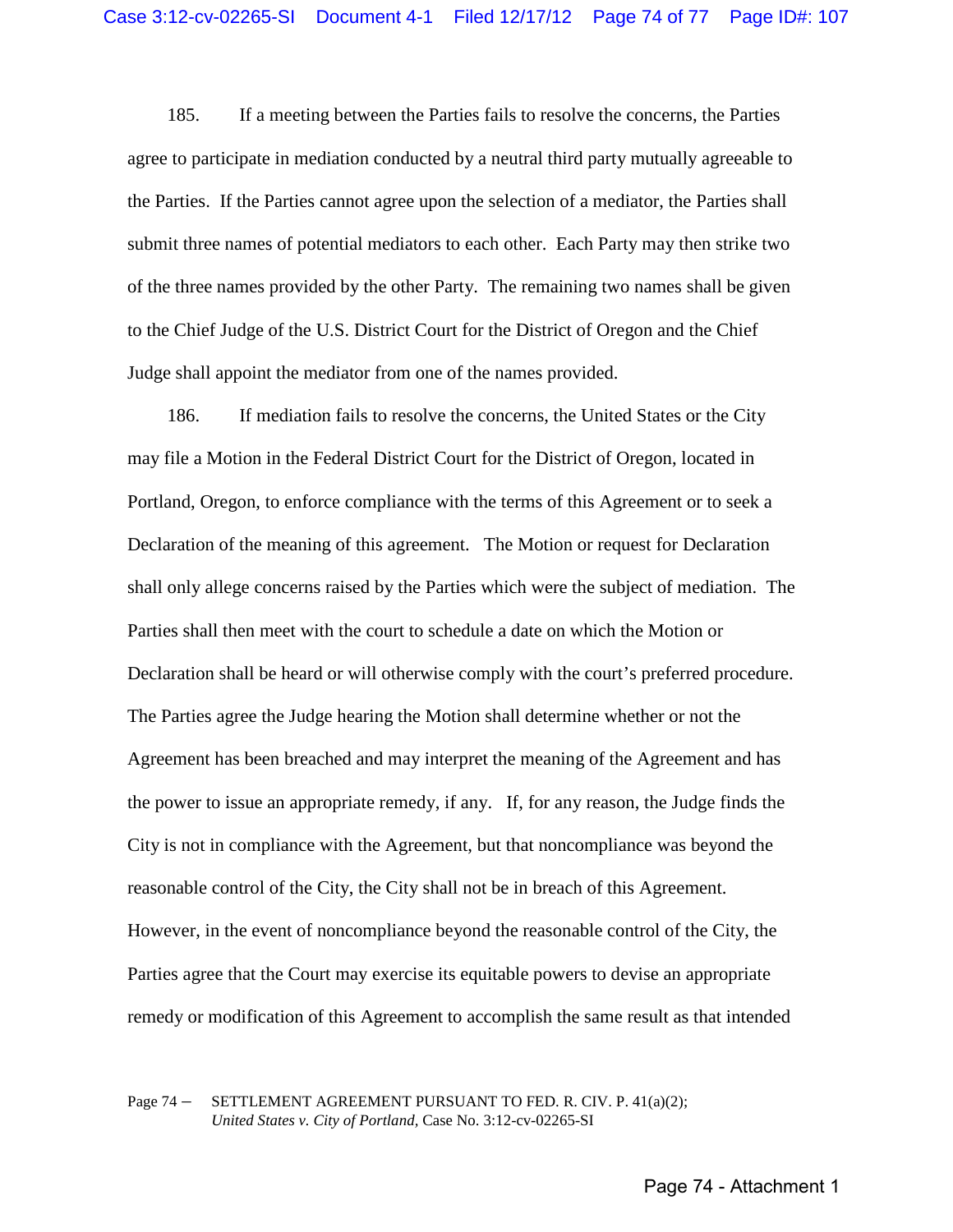185. If a meeting between the Parties fails to resolve the concerns, the Parties agree to participate in mediation conducted by a neutral third party mutually agreeable to the Parties. If the Parties cannot agree upon the selection of a mediator, the Parties shall submit three names of potential mediators to each other. Each Party may then strike two of the three names provided by the other Party. The remaining two names shall be given to the Chief Judge of the U.S. District Court for the District of Oregon and the Chief Judge shall appoint the mediator from one of the names provided.

186. If mediation fails to resolve the concerns, the United States or the City may file a Motion in the Federal District Court for the District of Oregon, located in Portland, Oregon, to enforce compliance with the terms of this Agreement or to seek a Declaration of the meaning of this agreement. The Motion or request for Declaration shall only allege concerns raised by the Parties which were the subject of mediation. The Parties shall then meet with the court to schedule a date on which the Motion or Declaration shall be heard or will otherwise comply with the court's preferred procedure. The Parties agree the Judge hearing the Motion shall determine whether or not the Agreement has been breached and may interpret the meaning of the Agreement and has the power to issue an appropriate remedy, if any. If, for any reason, the Judge finds the City is not in compliance with the Agreement, but that noncompliance was beyond the reasonable control of the City, the City shall not be in breach of this Agreement. However, in the event of noncompliance beyond the reasonable control of the City, the Parties agree that the Court may exercise its equitable powers to devise an appropriate remedy or modification of this Agreement to accomplish the same result as that intended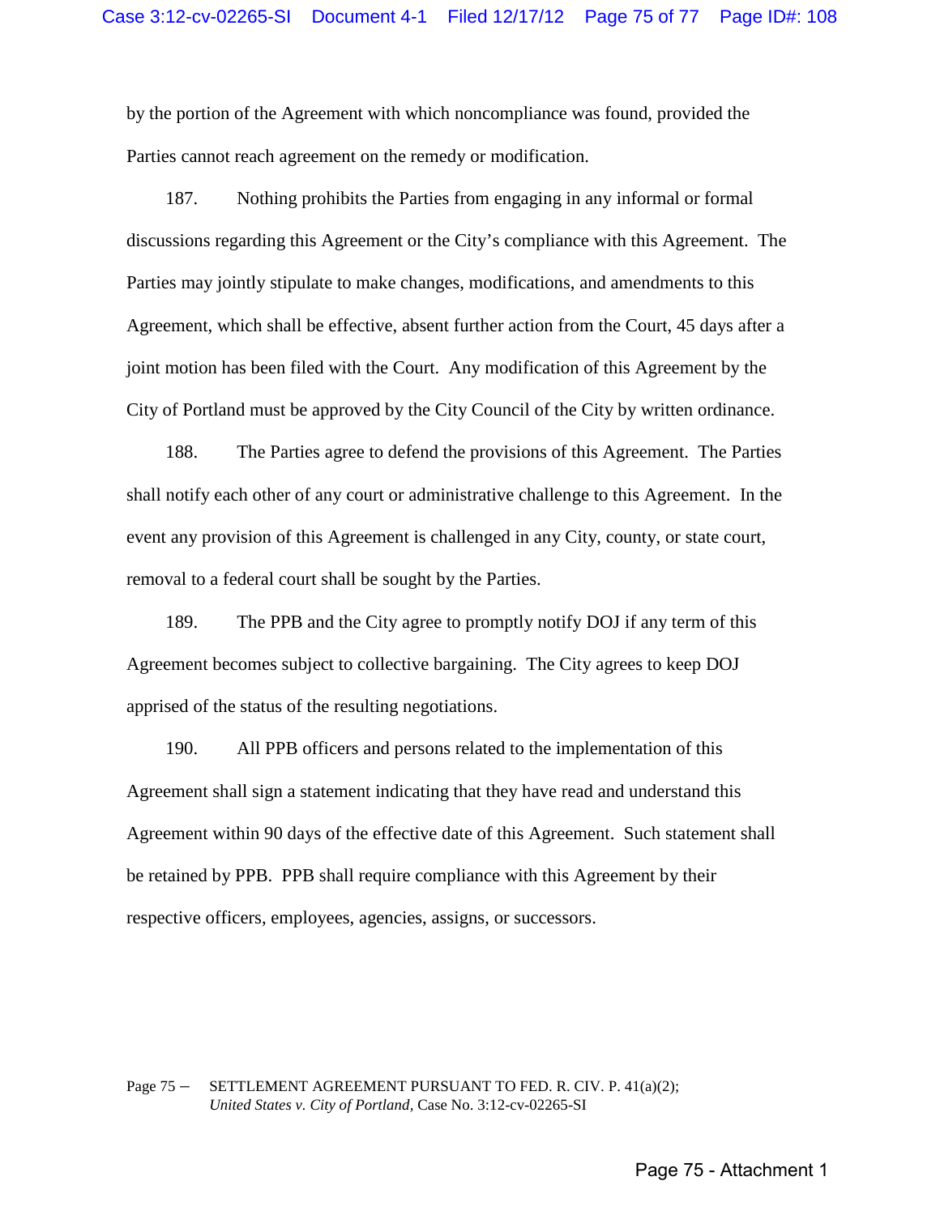by the portion of the Agreement with which noncompliance was found, provided the Parties cannot reach agreement on the remedy or modification.

187. Nothing prohibits the Parties from engaging in any informal or formal discussions regarding this Agreement or the City's compliance with this Agreement. The Parties may jointly stipulate to make changes, modifications, and amendments to this Agreement, which shall be effective, absent further action from the Court, 45 days after a joint motion has been filed with the Court. Any modification of this Agreement by the City of Portland must be approved by the City Council of the City by written ordinance.

188. The Parties agree to defend the provisions of this Agreement. The Parties shall notify each other of any court or administrative challenge to this Agreement. In the event any provision of this Agreement is challenged in any City, county, or state court, removal to a federal court shall be sought by the Parties.

189. The PPB and the City agree to promptly notify DOJ if any term of this Agreement becomes subject to collective bargaining. The City agrees to keep DOJ apprised of the status of the resulting negotiations.

190. All PPB officers and persons related to the implementation of this Agreement shall sign a statement indicating that they have read and understand this Agreement within 90 days of the effective date of this Agreement. Such statement shall be retained by PPB. PPB shall require compliance with this Agreement by their respective officers, employees, agencies, assigns, or successors.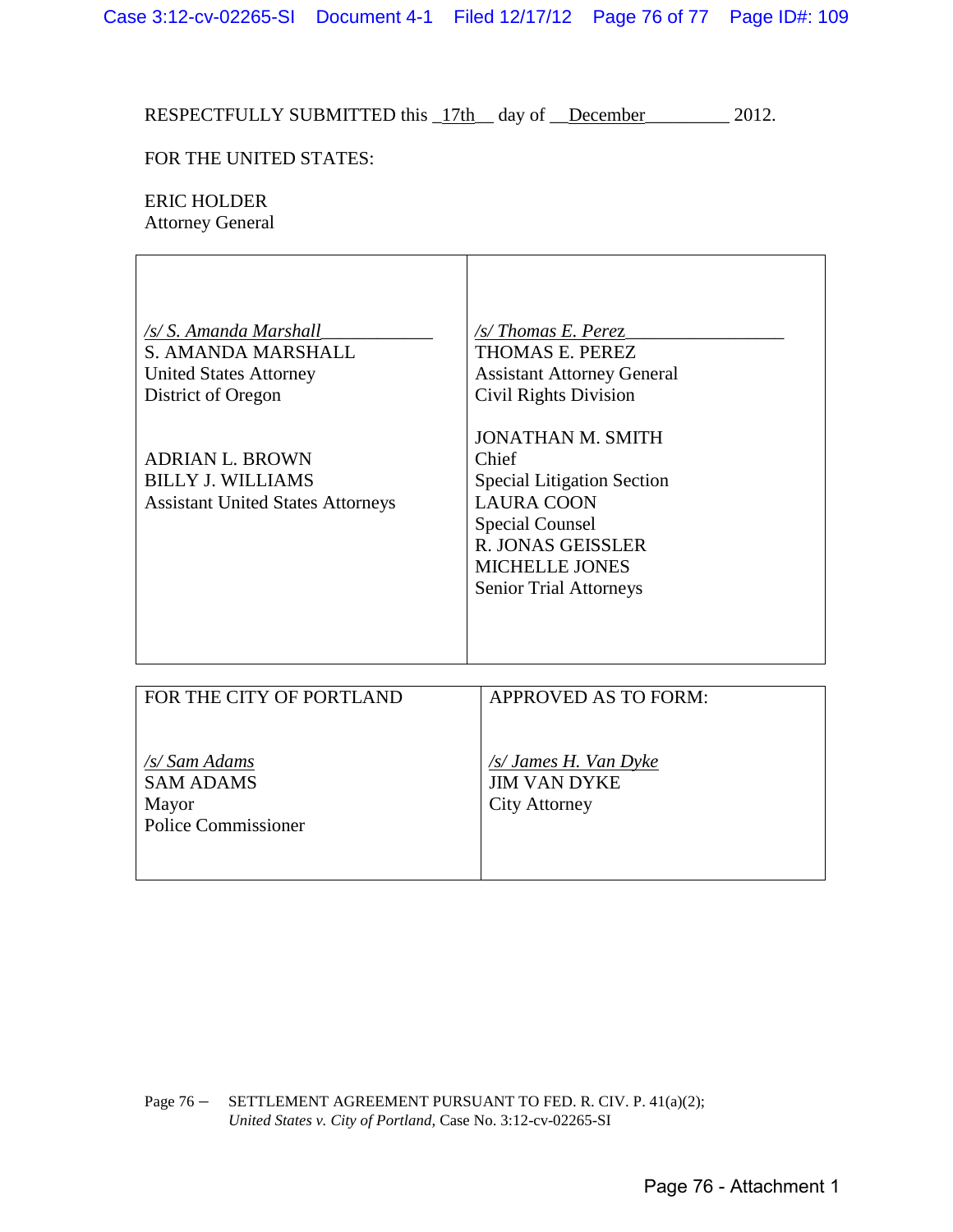RESPECTFULLY SUBMITTED this _17th__ day of __December_________ 2012.

FOR THE UNITED STATES:

ERIC HOLDER
Attorney General

| | |
|---|---|
| */s/ S. Amanda Marshall*____________<br>S. AMANDA MARSHALL<br>United States Attorney<br>District of Oregon<br><br>ADRIAN L. BROWN<br>BILLY J. WILLIAMS<br>Assistant United States Attorneys | */s/ Thomas E. Perez*_________________<br>THOMAS E. PEREZ<br>Assistant Attorney General<br>Civil Rights Division<br><br>JONATHAN M. SMITH<br>Chief<br>Special Litigation Section<br>LAURA COON<br>Special Counsel<br>R. JONAS GEISSLER<br>MICHELLE JONES<br>Senior Trial Attorneys |

| FOR THE CITY OF PORTLAND | APPROVED AS TO FORM: |
|---|---|
| */s/ Sam Adams*<br>SAM ADAMS<br>Mayor<br>Police Commissioner | */s/ James H. Van Dyke*<br>JIM VAN DYKE<br>City Attorney |

Page 76 – SETTLEMENT AGREEMENT PURSUANT TO FED. R. CIV. P. 41(a)(2); *United States v. City of Portland*, Case No. 3:12-cv-02265-SI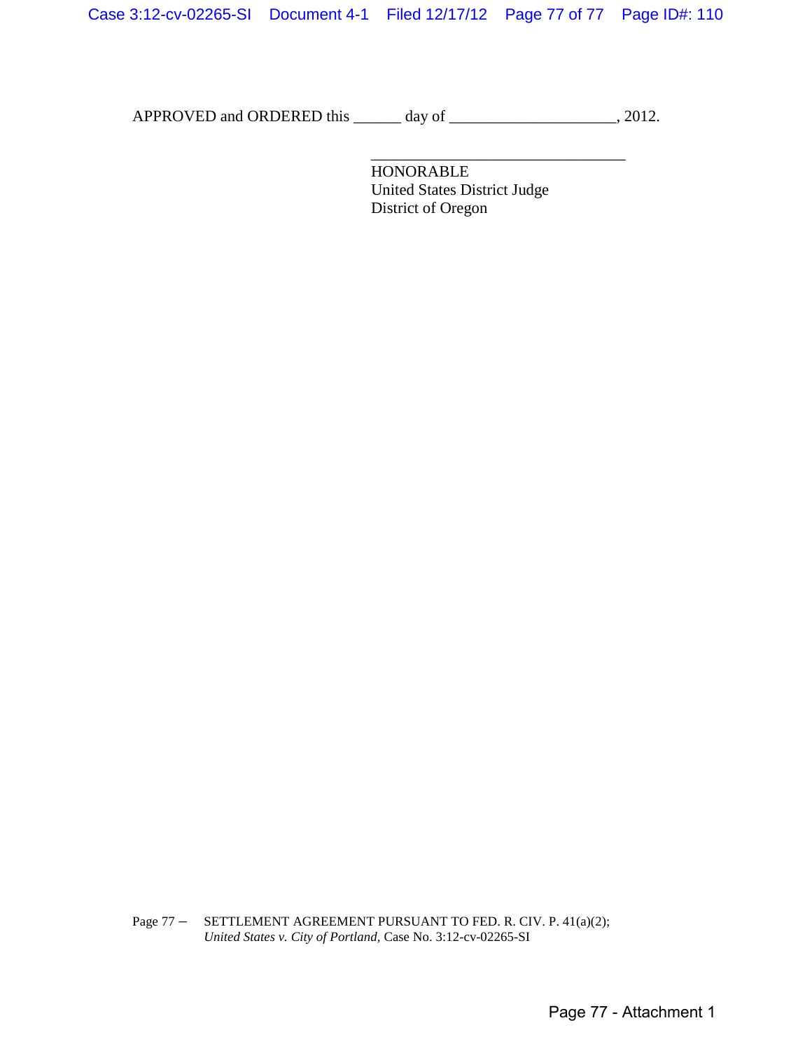APPROVED and ORDERED this ______ day of ____________________, 2012.

________________________________
HONORABLE
United States District Judge
District of Oregon